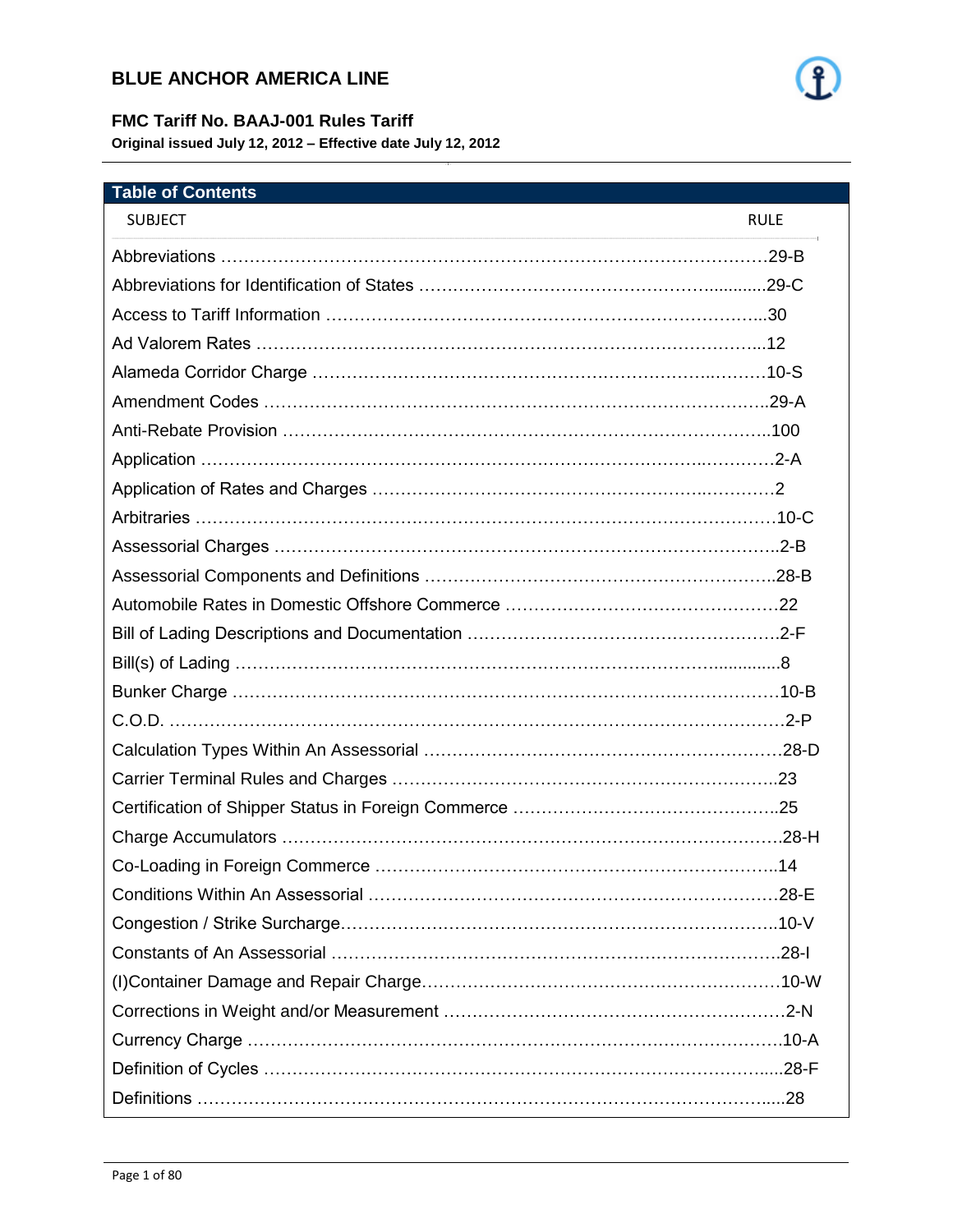# BLUE ANCHOR AMERICA LINE

## FMC Tariff No. BAAJ-001 Rules Tariff

**Original issued July 12, 2012 – Effective date July 12, 2012**

## Table of Contents

| SUBJECT | RULE |
|---|---|
| Abbreviations | 29-B |
| Abbreviations for Identification of States | 29-C |
| Access to Tariff Information | 30 |
| Ad Valorem Rates | 12 |
| Alameda Corridor Charge | 10-S |
| Amendment Codes | 29-A |
| Anti-Rebate Provision | 100 |
| Application | 2-A |
| Application of Rates and Charges | 2 |
| Arbitraries | 10-C |
| Assessorial Charges | 2-B |
| Assessorial Components and Definitions | 28-B |
| Automobile Rates in Domestic Offshore Commerce | 22 |
| Bill of Lading Descriptions and Documentation | 2-F |
| Bill(s) of Lading | 8 |
| Bunker Charge | 10-B |
| C.O.D. | 2-P |
| Calculation Types Within An Assessorial | 28-D |
| Carrier Terminal Rules and Charges | 23 |
| Certification of Shipper Status in Foreign Commerce | 25 |
| Charge Accumulators | 28-H |
| Co-Loading in Foreign Commerce | 14 |
| Conditions Within An Assessorial | 28-E |
| Congestion / Strike Surcharge | 10-V |
| Constants of An Assessorial | 28-I |
| (I)Container Damage and Repair Charge | 10-W |
| Corrections in Weight and/or Measurement | 2-N |
| Currency Charge | 10-A |
| Definition of Cycles | 28-F |
| Definitions | 28 |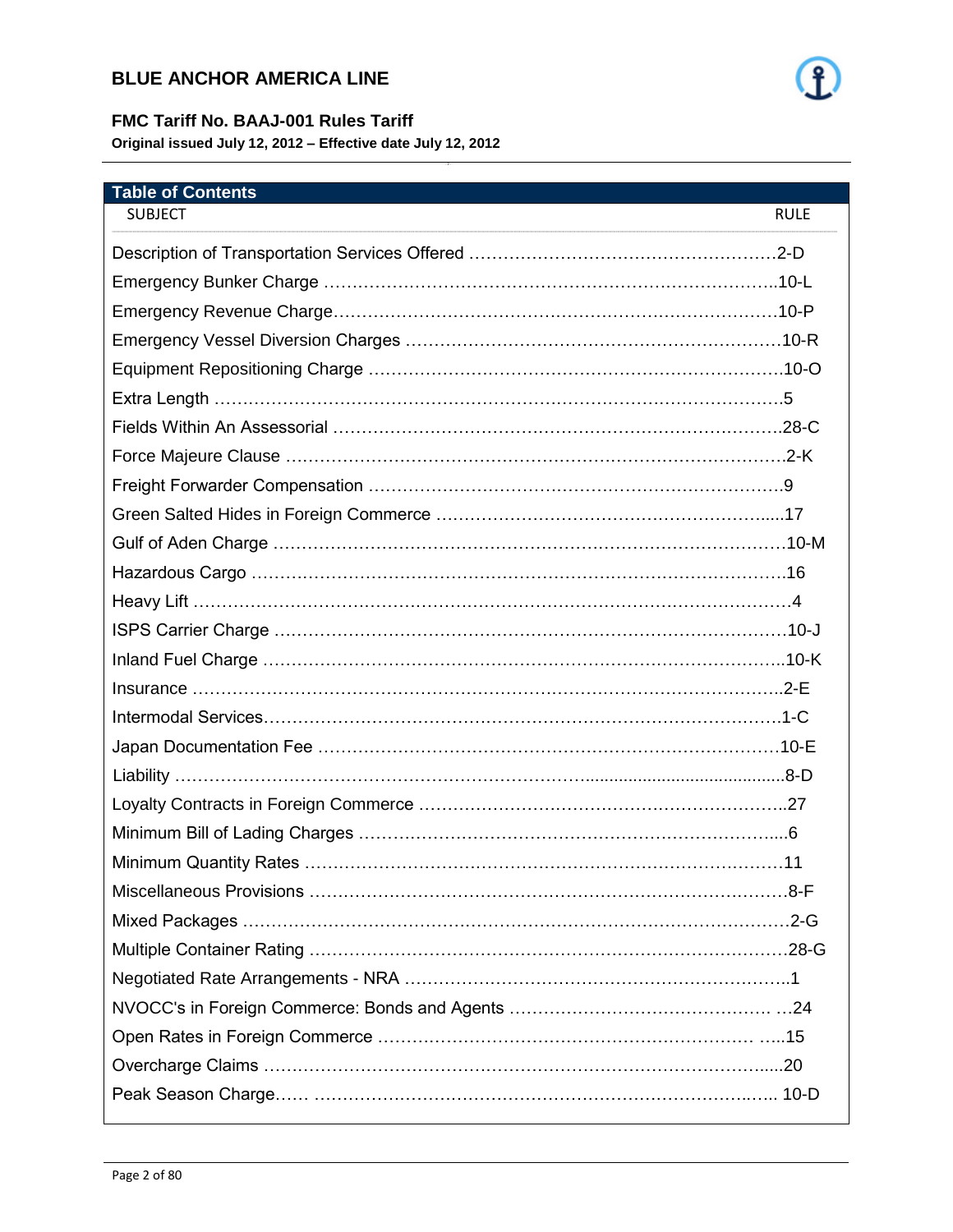## BLUE ANCHOR AMERICA LINE

### FMC Tariff No. BAAJ-001 Rules Tariff

**Original issued July 12, 2012 – Effective date July 12, 2012**

### Table of Contents

| SUBJECT | RULE |
|---|---|
| Description of Transportation Services Offered | 2-D |
| Emergency Bunker Charge | 10-L |
| Emergency Revenue Charge | 10-P |
| Emergency Vessel Diversion Charges | 10-R |
| Equipment Repositioning Charge | 10-O |
| Extra Length | 5 |
| Fields Within An Assessorial | 28-C |
| Force Majeure Clause | 2-K |
| Freight Forwarder Compensation | 9 |
| Green Salted Hides in Foreign Commerce | 17 |
| Gulf of Aden Charge | 10-M |
| Hazardous Cargo | 16 |
| Heavy Lift | 4 |
| ISPS Carrier Charge | 10-J |
| Inland Fuel Charge | 10-K |
| Insurance | 2-E |
| Intermodal Services | 1-C |
| Japan Documentation Fee | 10-E |
| Liability | 8-D |
| Loyalty Contracts in Foreign Commerce | 27 |
| Minimum Bill of Lading Charges | 6 |
| Minimum Quantity Rates | 11 |
| Miscellaneous Provisions | 8-F |
| Mixed Packages | 2-G |
| Multiple Container Rating | 28-G |
| Negotiated Rate Arrangements - NRA | 1 |
| NVOCC's in Foreign Commerce: Bonds and Agents | 24 |
| Open Rates in Foreign Commerce | 15 |
| Overcharge Claims | 20 |
| Peak Season Charge | 10-D |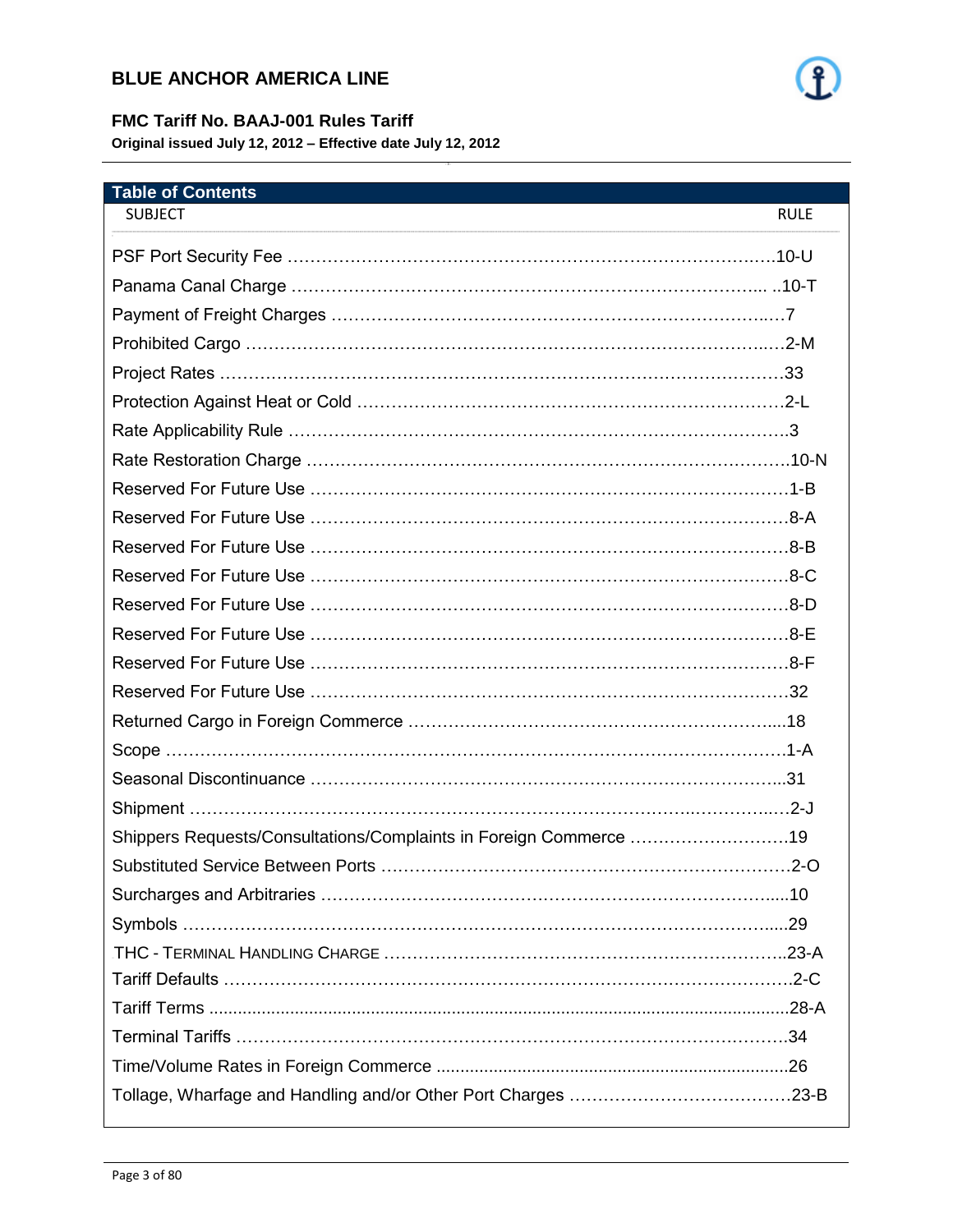**BLUE ANCHOR AMERICA LINE**

**FMC Tariff No. BAAJ-001 Rules Tariff**

**Original issued July 12, 2012 – Effective date July 12, 2012**

## Table of Contents

| SUBJECT | RULE |
|---|---|
| PSF Port Security Fee | 10-U |
| Panama Canal Charge | 10-T |
| Payment of Freight Charges | 7 |
| Prohibited Cargo | 2-M |
| Project Rates | 33 |
| Protection Against Heat or Cold | 2-L |
| Rate Applicability Rule | 3 |
| Rate Restoration Charge | 10-N |
| Reserved For Future Use | 1-B |
| Reserved For Future Use | 8-A |
| Reserved For Future Use | 8-B |
| Reserved For Future Use | 8-C |
| Reserved For Future Use | 8-D |
| Reserved For Future Use | 8-E |
| Reserved For Future Use | 8-F |
| Reserved For Future Use | 32 |
| Returned Cargo in Foreign Commerce | 18 |
| Scope | 1-A |
| Seasonal Discontinuance | 31 |
| Shipment | 2-J |
| Shippers Requests/Consultations/Complaints in Foreign Commerce | 19 |
| Substituted Service Between Ports | 2-O |
| Surcharges and Arbitraries | 10 |
| Symbols | 29 |
| THC - TERMINAL HANDLING CHARGE | 23-A |
| Tariff Defaults | 2-C |
| Tariff Terms | 28-A |
| Terminal Tariffs | 34 |
| Time/Volume Rates in Foreign Commerce | 26 |
| Tollage, Wharfage and Handling and/or Other Port Charges | 23-B |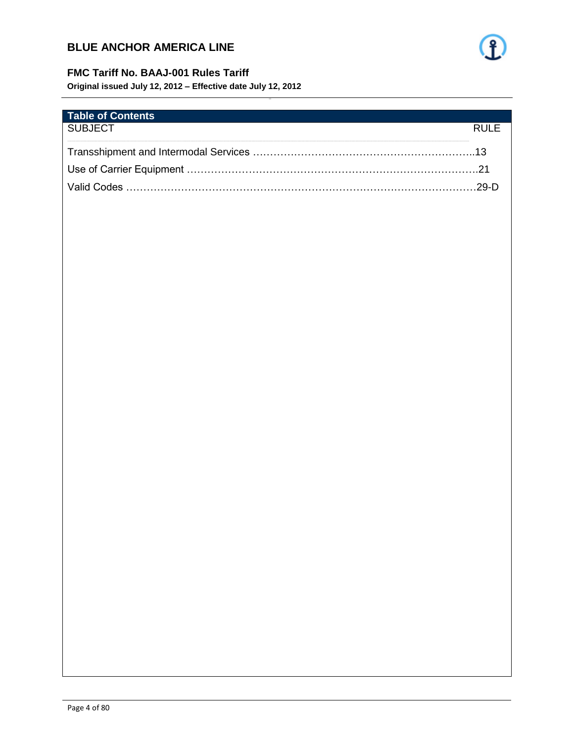## Table of Contents

| SUBJECT | RULE |
|---|---|
| Transshipment and Intermodal Services | 13 |
| Use of Carrier Equipment | 21 |
| Valid Codes | 29-D |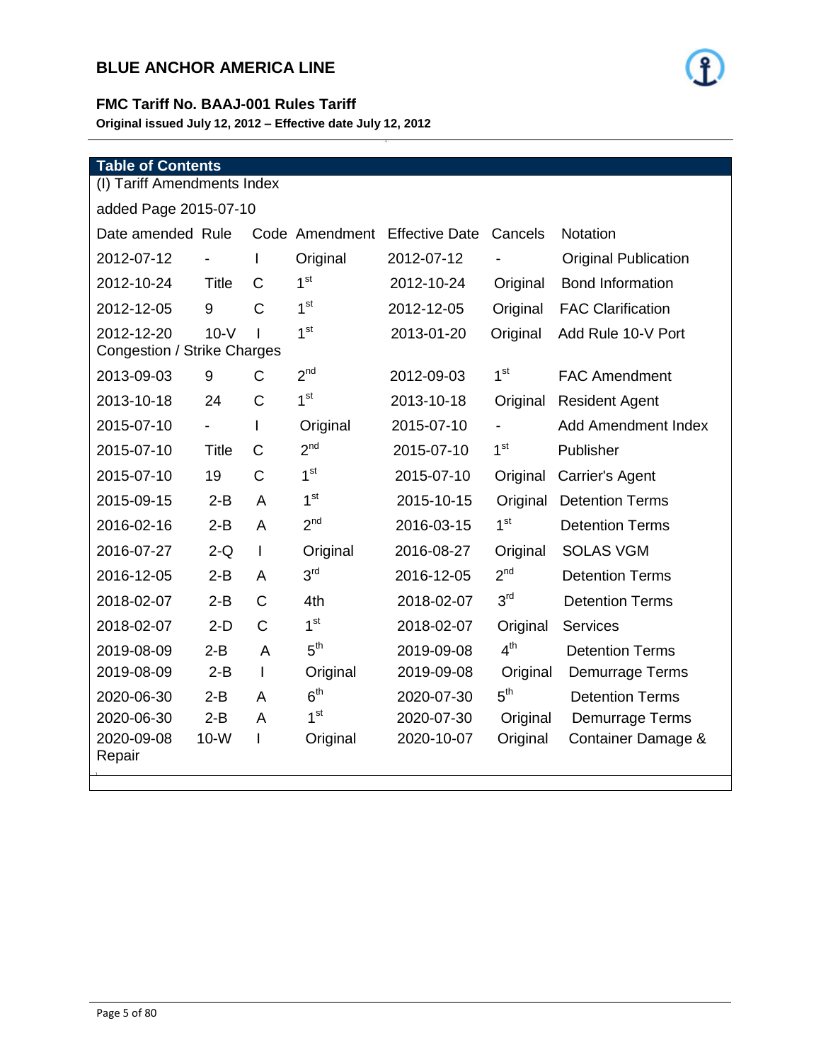## BLUE ANCHOR AMERICA LINE

**FMC Tariff No. BAAJ-001 Rules Tariff**

**Original issued July 12, 2012 – Effective date July 12, 2012**

---

**Table of Contents**

(I) Tariff Amendments Index

added Page 2015-07-10

| Date amended | Rule | Code | Amendment | Effective Date | Cancels | Notation |
|---|---|---|---|---|---|---|
| 2012-07-12 | - | I | Original | 2012-07-12 | - | Original Publication |
| 2012-10-24 | Title | C | 1st | 2012-10-24 | Original | Bond Information |
| 2012-12-05 | 9 | C | 1st | 2012-12-05 | Original | FAC Clarification |
| 2012-12-20 | 10-V | I | 1st | 2013-01-20 | Original | Add Rule 10-V Port Congestion / Strike Charges |
| 2013-09-03 | 9 | C | 2nd | 2012-09-03 | 1st | FAC Amendment |
| 2013-10-18 | 24 | C | 1st | 2013-10-18 | Original | Resident Agent |
| 2015-07-10 | - | I | Original | 2015-07-10 | - | Add Amendment Index |
| 2015-07-10 | Title | C | 2nd | 2015-07-10 | 1st | Publisher |
| 2015-07-10 | 19 | C | 1st | 2015-07-10 | Original | Carrier's Agent |
| 2015-09-15 | 2-B | A | 1st | 2015-10-15 | Original | Detention Terms |
| 2016-02-16 | 2-B | A | 2nd | 2016-03-15 | 1st | Detention Terms |
| 2016-07-27 | 2-Q | I | Original | 2016-08-27 | Original | SOLAS VGM |
| 2016-12-05 | 2-B | A | 3rd | 2016-12-05 | 2nd | Detention Terms |
| 2018-02-07 | 2-B | C | 4th | 2018-02-07 | 3rd | Detention Terms |
| 2018-02-07 | 2-D | C | 1st | 2018-02-07 | Original | Services |
| 2019-08-09 | 2-B | A | 5th | 2019-09-08 | 4th | Detention Terms |
| 2019-08-09 | 2-B | I | Original | 2019-09-08 | Original | Demurrage Terms |
| 2020-06-30 | 2-B | A | 6th | 2020-07-30 | 5th | Detention Terms |
| 2020-06-30 | 2-B | A | 1st | 2020-07-30 | Original | Demurrage Terms |
| 2020-09-08 | 10-W | I | Original | 2020-10-07 | Original | Container Damage & Repair |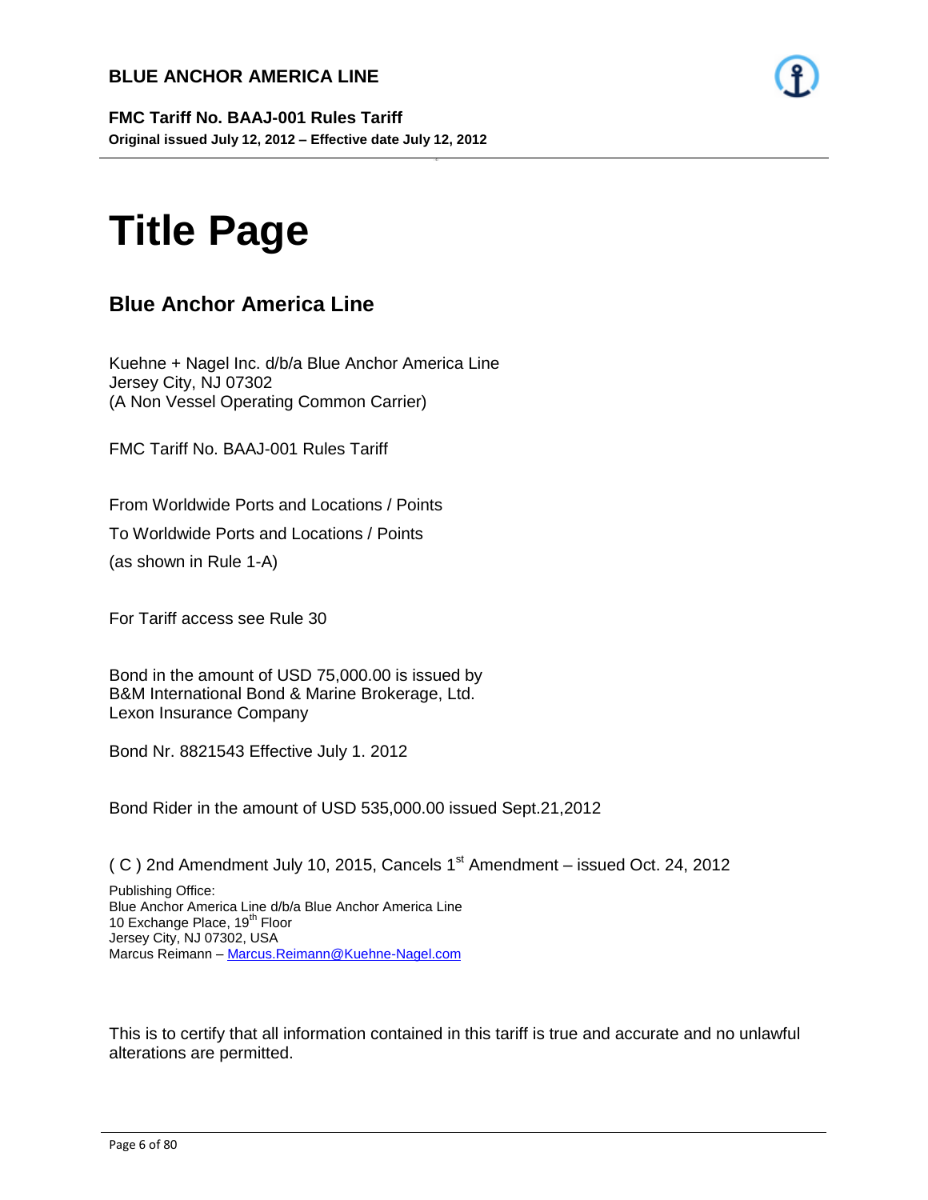# Title Page

## Blue Anchor America Line

Kuehne + Nagel Inc. d/b/a Blue Anchor America Line
Jersey City, NJ 07302
(A Non Vessel Operating Common Carrier)

FMC Tariff No. BAAJ-001 Rules Tariff

From Worldwide Ports and Locations / Points

To Worldwide Ports and Locations / Points

(as shown in Rule 1-A)

For Tariff access see Rule 30

Bond in the amount of USD 75,000.00 is issued by
B&M International Bond & Marine Brokerage, Ltd.
Lexon Insurance Company

Bond Nr. 8821543 Effective July 1. 2012

Bond Rider in the amount of USD 535,000.00 issued Sept.21,2012

( C ) 2nd Amendment July 10, 2015, Cancels 1st Amendment – issued Oct. 24, 2012

Publishing Office:
Blue Anchor America Line d/b/a Blue Anchor America Line
10 Exchange Place, 19th Floor
Jersey City, NJ 07302, USA
Marcus Reimann – Marcus.Reimann@Kuehne-Nagel.com

This is to certify that all information contained in this tariff is true and accurate and no unlawful alterations are permitted.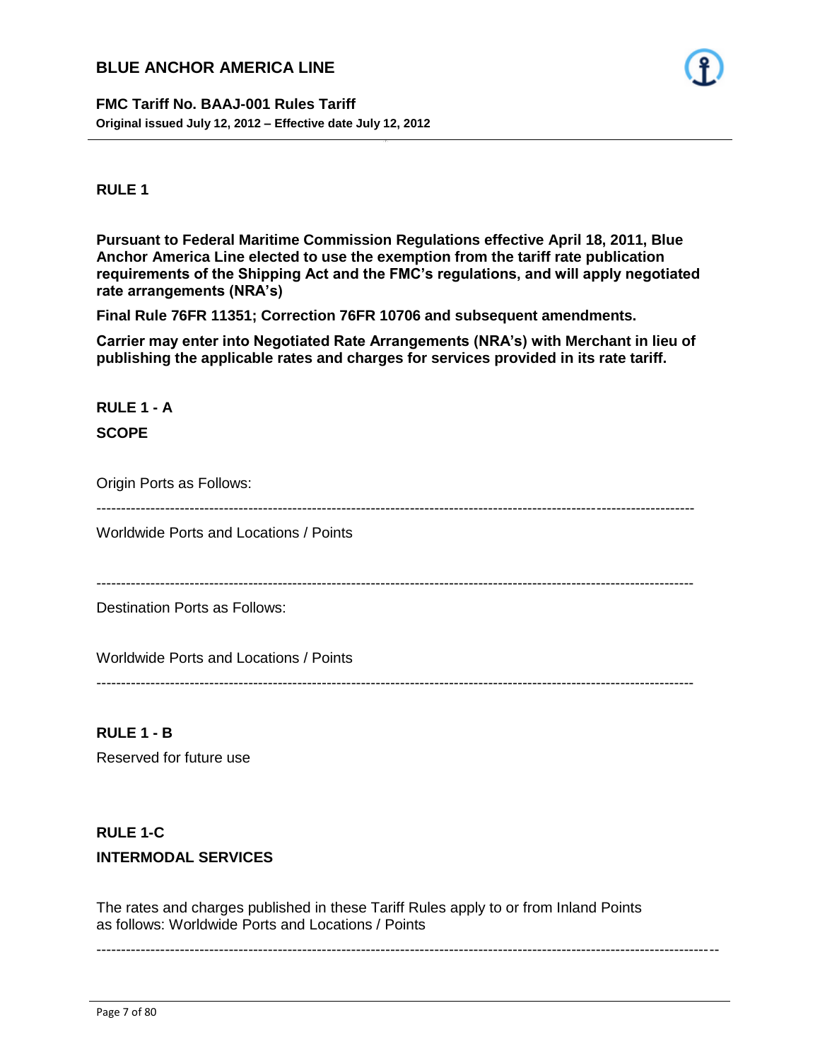## RULE 1

**Pursuant to Federal Maritime Commission Regulations effective April 18, 2011, Blue Anchor America Line elected to use the exemption from the tariff rate publication requirements of the Shipping Act and the FMC's regulations, and will apply negotiated rate arrangements (NRA's)**

**Final Rule 76FR 11351; Correction 76FR 10706 and subsequent amendments.**

**Carrier may enter into Negotiated Rate Arrangements (NRA's) with Merchant in lieu of publishing the applicable rates and charges for services provided in its rate tariff.**

## RULE 1 - A

### SCOPE

Origin Ports as Follows:

---

Worldwide Ports and Locations / Points

---

Destination Ports as Follows:

Worldwide Ports and Locations / Points

---

## RULE 1 - B

Reserved for future use

## RULE 1-C

### INTERMODAL SERVICES

The rates and charges published in these Tariff Rules apply to or from Inland Points as follows: Worldwide Ports and Locations / Points

---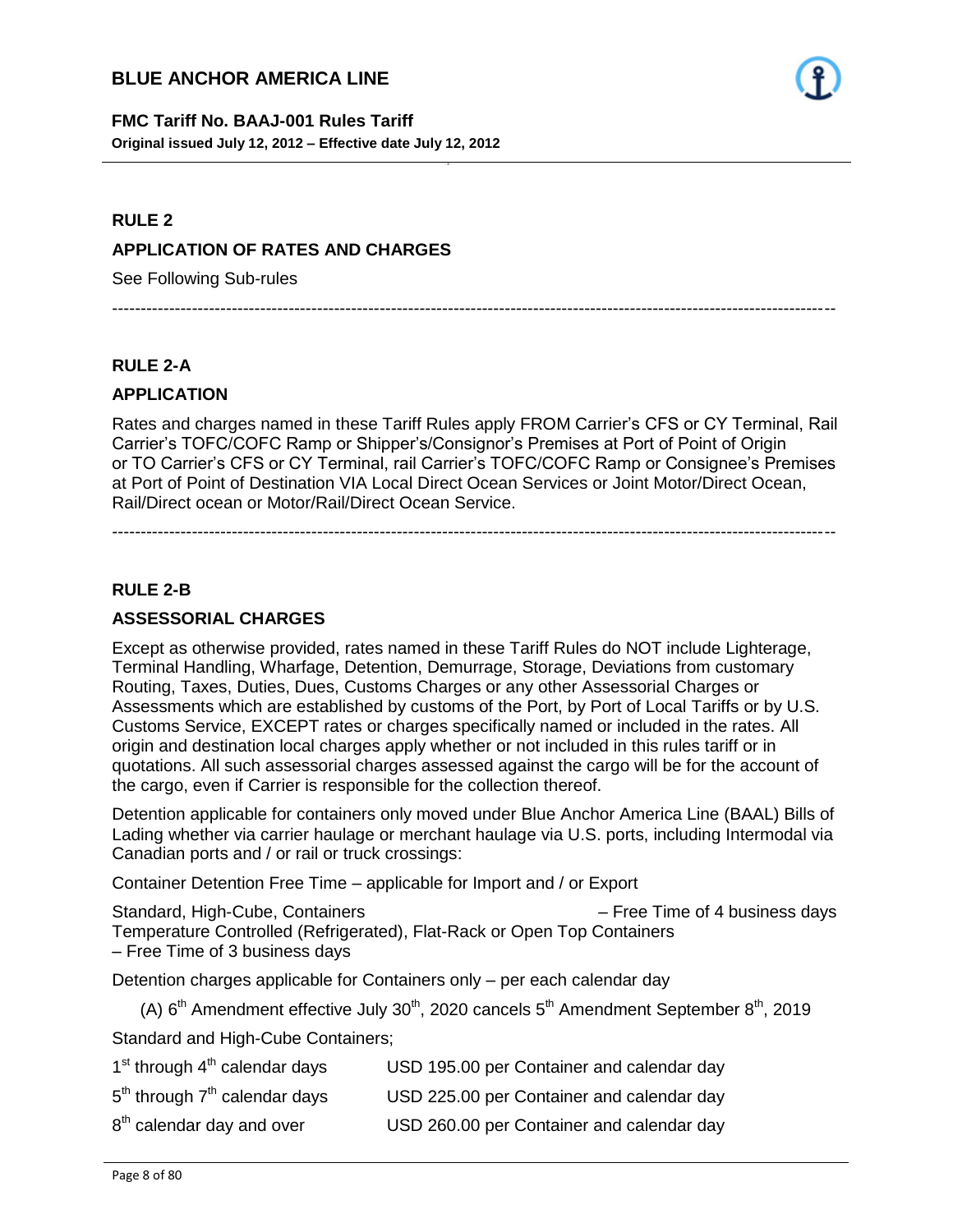## RULE 2

### APPLICATION OF RATES AND CHARGES

See Following Sub-rules

---

## RULE 2-A

### APPLICATION

Rates and charges named in these Tariff Rules apply FROM Carrier's CFS or CY Terminal, Rail Carrier's TOFC/COFC Ramp or Shipper's/Consignor's Premises at Port of Point of Origin or TO Carrier's CFS or CY Terminal, rail Carrier's TOFC/COFC Ramp or Consignee's Premises at Port of Point of Destination VIA Local Direct Ocean Services or Joint Motor/Direct Ocean, Rail/Direct ocean or Motor/Rail/Direct Ocean Service.

---

## RULE 2-B

### ASSESSORIAL CHARGES

Except as otherwise provided, rates named in these Tariff Rules do NOT include Lighterage, Terminal Handling, Wharfage, Detention, Demurrage, Storage, Deviations from customary Routing, Taxes, Duties, Dues, Customs Charges or any other Assessorial Charges or Assessments which are established by customs of the Port, by Port of Local Tariffs or by U.S. Customs Service, EXCEPT rates or charges specifically named or included in the rates. All origin and destination local charges apply whether or not included in this rules tariff or in quotations. All such assessorial charges assessed against the cargo will be for the account of the cargo, even if Carrier is responsible for the collection thereof.

Detention applicable for containers only moved under Blue Anchor America Line (BAAL) Bills of Lading whether via carrier haulage or merchant haulage via U.S. ports, including Intermodal via Canadian ports and / or rail or truck crossings:

Container Detention Free Time – applicable for Import and / or Export

Standard, High-Cube, Containers – Free Time of 4 business days

Temperature Controlled (Refrigerated), Flat-Rack or Open Top Containers – Free Time of 3 business days

Detention charges applicable for Containers only – per each calendar day

(A) 6th Amendment effective July 30th, 2020 cancels 5th Amendment September 8th, 2019

Standard and High-Cube Containers;

| | |
|---|---|
| 1st through 4th calendar days | USD 195.00 per Container and calendar day |
| 5th through 7th calendar days | USD 225.00 per Container and calendar day |
| 8th calendar day and over | USD 260.00 per Container and calendar day |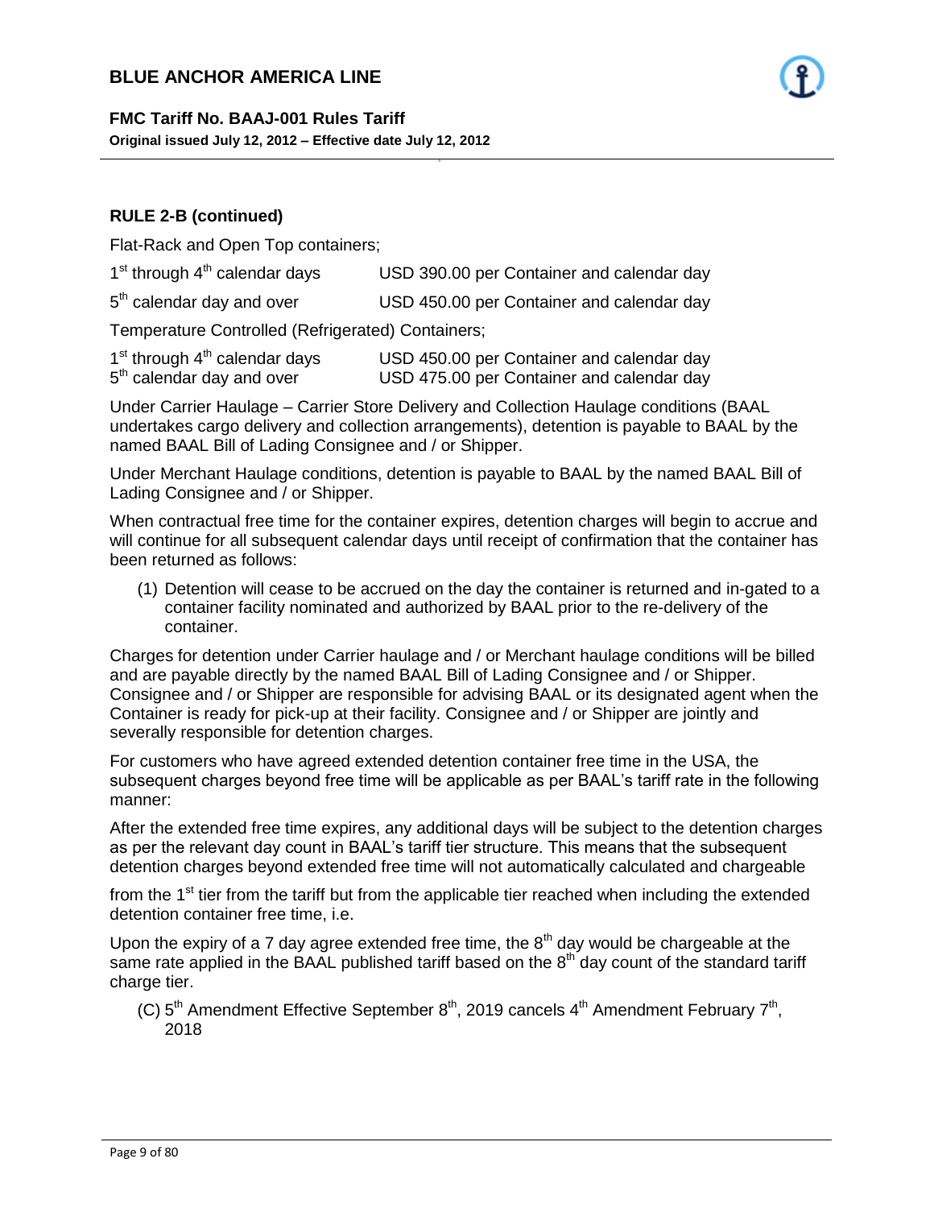**RULE 2-B (continued)**

Flat-Rack and Open Top containers;

| | |
|---|---|
| 1st through 4th calendar days | USD 390.00 per Container and calendar day |
| 5th calendar day and over | USD 450.00 per Container and calendar day |

Temperature Controlled (Refrigerated) Containers;

| | |
|---|---|
| 1st through 4th calendar days | USD 450.00 per Container and calendar day |
| 5th calendar day and over | USD 475.00 per Container and calendar day |

Under Carrier Haulage – Carrier Store Delivery and Collection Haulage conditions (BAAL undertakes cargo delivery and collection arrangements), detention is payable to BAAL by the named BAAL Bill of Lading Consignee and / or Shipper.

Under Merchant Haulage conditions, detention is payable to BAAL by the named BAAL Bill of Lading Consignee and / or Shipper.

When contractual free time for the container expires, detention charges will begin to accrue and will continue for all subsequent calendar days until receipt of confirmation that the container has been returned as follows:

(1) Detention will cease to be accrued on the day the container is returned and in-gated to a container facility nominated and authorized by BAAL prior to the re-delivery of the container.

Charges for detention under Carrier haulage and / or Merchant haulage conditions will be billed and are payable directly by the named BAAL Bill of Lading Consignee and / or Shipper. Consignee and / or Shipper are responsible for advising BAAL or its designated agent when the Container is ready for pick-up at their facility. Consignee and / or Shipper are jointly and severally responsible for detention charges.

For customers who have agreed extended detention container free time in the USA, the subsequent charges beyond free time will be applicable as per BAAL's tariff rate in the following manner:

After the extended free time expires, any additional days will be subject to the detention charges as per the relevant day count in BAAL's tariff tier structure. This means that the subsequent detention charges beyond extended free time will not automatically calculated and chargeable

from the 1st tier from the tariff but from the applicable tier reached when including the extended detention container free time, i.e.

Upon the expiry of a 7 day agree extended free time, the 8th day would be chargeable at the same rate applied in the BAAL published tariff based on the 8th day count of the standard tariff charge tier.

(C) 5th Amendment Effective September 8th, 2019 cancels 4th Amendment February 7th, 2018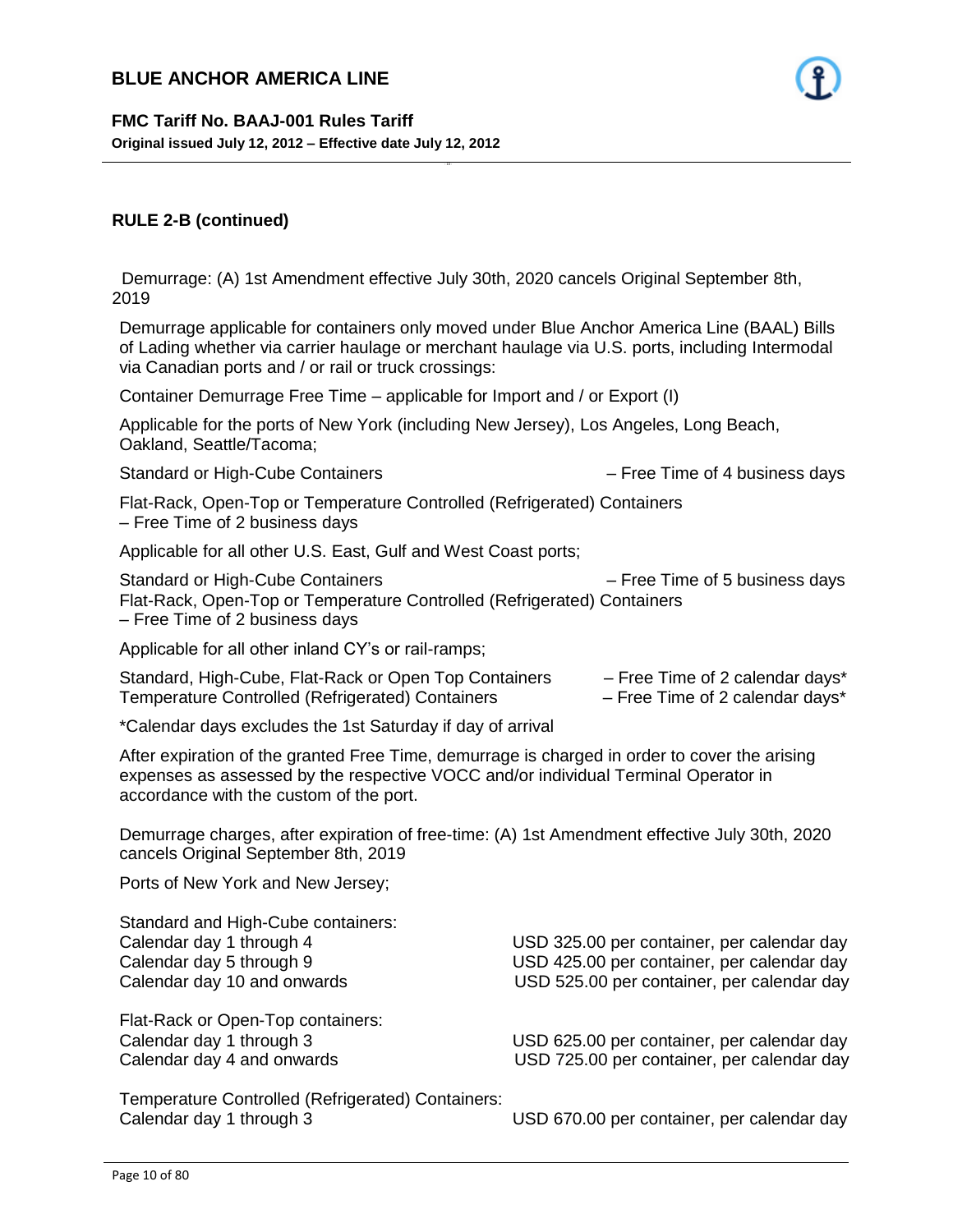## RULE 2-B (continued)

Demurrage: (A) 1st Amendment effective July 30th, 2020 cancels Original September 8th, 2019

Demurrage applicable for containers only moved under Blue Anchor America Line (BAAL) Bills of Lading whether via carrier haulage or merchant haulage via U.S. ports, including Intermodal via Canadian ports and / or rail or truck crossings:

Container Demurrage Free Time – applicable for Import and / or Export (I)

Applicable for the ports of New York (including New Jersey), Los Angeles, Long Beach, Oakland, Seattle/Tacoma;

Standard or High-Cube Containers – Free Time of 4 business days

Flat-Rack, Open-Top or Temperature Controlled (Refrigerated) Containers – Free Time of 2 business days

Applicable for all other U.S. East, Gulf and West Coast ports;

Standard or High-Cube Containers – Free Time of 5 business days

Flat-Rack, Open-Top or Temperature Controlled (Refrigerated) Containers – Free Time of 2 business days

Applicable for all other inland CY's or rail-ramps;

Standard, High-Cube, Flat-Rack or Open Top Containers – Free Time of 2 calendar days*

Temperature Controlled (Refrigerated) Containers – Free Time of 2 calendar days*

*Calendar days excludes the 1st Saturday if day of arrival

After expiration of the granted Free Time, demurrage is charged in order to cover the arising expenses as assessed by the respective VOCC and/or individual Terminal Operator in accordance with the custom of the port.

Demurrage charges, after expiration of free-time: (A) 1st Amendment effective July 30th, 2020 cancels Original September 8th, 2019

Ports of New York and New Jersey;

Standard and High-Cube containers:

| | |
|---|---|
| Calendar day 1 through 4 | USD 325.00 per container, per calendar day |
| Calendar day 5 through 9 | USD 425.00 per container, per calendar day |
| Calendar day 10 and onwards | USD 525.00 per container, per calendar day |

Flat-Rack or Open-Top containers:

| | |
|---|---|
| Calendar day 1 through 3 | USD 625.00 per container, per calendar day |
| Calendar day 4 and onwards | USD 725.00 per container, per calendar day |

Temperature Controlled (Refrigerated) Containers:

| | |
|---|---|
| Calendar day 1 through 3 | USD 670.00 per container, per calendar day |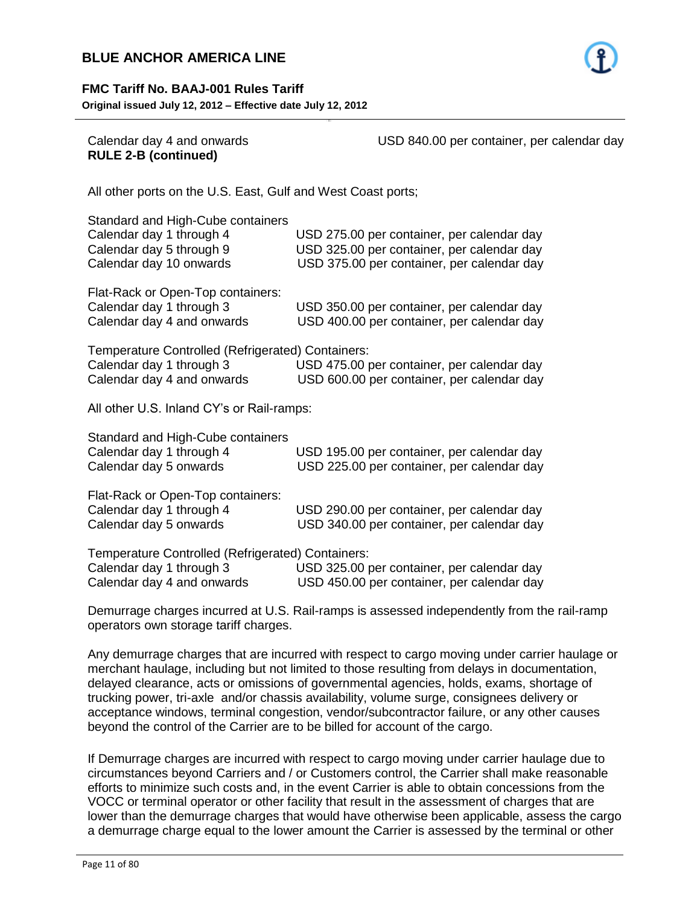Calendar day 4 and onwards USD 840.00 per container, per calendar day

**RULE 2-B (continued)**

All other ports on the U.S. East, Gulf and West Coast ports;

Standard and High-Cube containers

| | |
|---|---|
| Calendar day 1 through 4 | USD 275.00 per container, per calendar day |
| Calendar day 5 through 9 | USD 325.00 per container, per calendar day |
| Calendar day 10 onwards | USD 375.00 per container, per calendar day |

Flat-Rack or Open-Top containers:

| | |
|---|---|
| Calendar day 1 through 3 | USD 350.00 per container, per calendar day |
| Calendar day 4 and onwards | USD 400.00 per container, per calendar day |

Temperature Controlled (Refrigerated) Containers:

| | |
|---|---|
| Calendar day 1 through 3 | USD 475.00 per container, per calendar day |
| Calendar day 4 and onwards | USD 600.00 per container, per calendar day |

All other U.S. Inland CY's or Rail-ramps:

Standard and High-Cube containers

| | |
|---|---|
| Calendar day 1 through 4 | USD 195.00 per container, per calendar day |
| Calendar day 5 onwards | USD 225.00 per container, per calendar day |

Flat-Rack or Open-Top containers:

| | |
|---|---|
| Calendar day 1 through 4 | USD 290.00 per container, per calendar day |
| Calendar day 5 onwards | USD 340.00 per container, per calendar day |

Temperature Controlled (Refrigerated) Containers:

| | |
|---|---|
| Calendar day 1 through 3 | USD 325.00 per container, per calendar day |
| Calendar day 4 and onwards | USD 450.00 per container, per calendar day |

Demurrage charges incurred at U.S. Rail-ramps is assessed independently from the rail-ramp operators own storage tariff charges.

Any demurrage charges that are incurred with respect to cargo moving under carrier haulage or merchant haulage, including but not limited to those resulting from delays in documentation, delayed clearance, acts or omissions of governmental agencies, holds, exams, shortage of trucking power, tri-axle and/or chassis availability, volume surge, consignees delivery or acceptance windows, terminal congestion, vendor/subcontractor failure, or any other causes beyond the control of the Carrier are to be billed for account of the cargo.

If Demurrage charges are incurred with respect to cargo moving under carrier haulage due to circumstances beyond Carriers and / or Customers control, the Carrier shall make reasonable efforts to minimize such costs and, in the event Carrier is able to obtain concessions from the VOCC or terminal operator or other facility that result in the assessment of charges that are lower than the demurrage charges that would have otherwise been applicable, assess the cargo a demurrage charge equal to the lower amount the Carrier is assessed by the terminal or other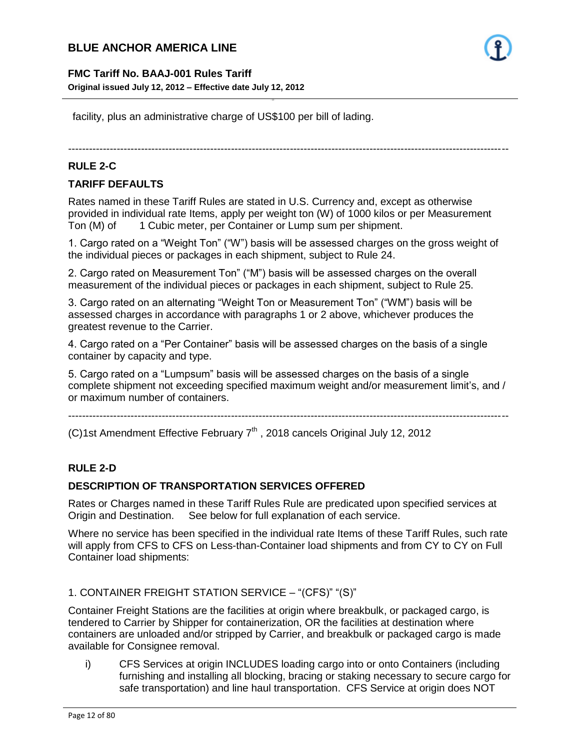facility, plus an administrative charge of US$100 per bill of lading.

---

**RULE 2-C**

**TARIFF DEFAULTS**

Rates named in these Tariff Rules are stated in U.S. Currency and, except as otherwise provided in individual rate Items, apply per weight ton (W) of 1000 kilos or per Measurement Ton (M) of 1 Cubic meter, per Container or Lump sum per shipment.

1. Cargo rated on a "Weight Ton" ("W") basis will be assessed charges on the gross weight of the individual pieces or packages in each shipment, subject to Rule 24.

2. Cargo rated on Measurement Ton" ("M") basis will be assessed charges on the overall measurement of the individual pieces or packages in each shipment, subject to Rule 25.

3. Cargo rated on an alternating "Weight Ton or Measurement Ton" ("WM") basis will be assessed charges in accordance with paragraphs 1 or 2 above, whichever produces the greatest revenue to the Carrier.

4. Cargo rated on a "Per Container" basis will be assessed charges on the basis of a single container by capacity and type.

5. Cargo rated on a "Lumpsum" basis will be assessed charges on the basis of a single complete shipment not exceeding specified maximum weight and/or measurement limit's, and / or maximum number of containers.

---

(C)1st Amendment Effective February 7th , 2018 cancels Original July 12, 2012

**RULE 2-D**

**DESCRIPTION OF TRANSPORTATION SERVICES OFFERED**

Rates or Charges named in these Tariff Rules Rule are predicated upon specified services at Origin and Destination. See below for full explanation of each service.

Where no service has been specified in the individual rate Items of these Tariff Rules, such rate will apply from CFS to CFS on Less-than-Container load shipments and from CY to CY on Full Container load shipments:

1. CONTAINER FREIGHT STATION SERVICE – "(CFS)" "(S)"

Container Freight Stations are the facilities at origin where breakbulk, or packaged cargo, is tendered to Carrier by Shipper for containerization, OR the facilities at destination where containers are unloaded and/or stripped by Carrier, and breakbulk or packaged cargo is made available for Consignee removal.

i) CFS Services at origin INCLUDES loading cargo into or onto Containers (including furnishing and installing all blocking, bracing or staking necessary to secure cargo for safe transportation) and line haul transportation. CFS Service at origin does NOT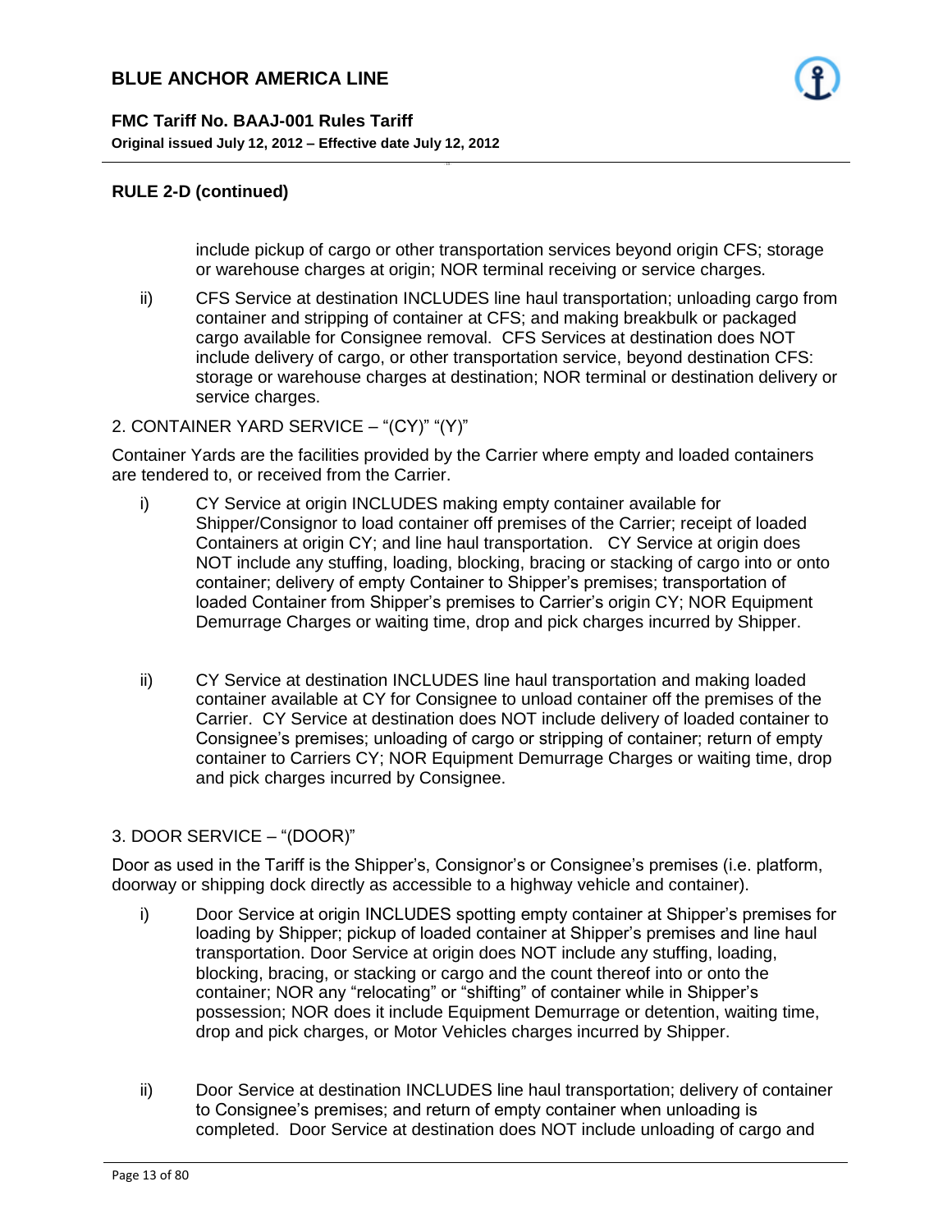## RULE 2-D (continued)

include pickup of cargo or other transportation services beyond origin CFS; storage or warehouse charges at origin; NOR terminal receiving or service charges.

ii) CFS Service at destination INCLUDES line haul transportation; unloading cargo from container and stripping of container at CFS; and making breakbulk or packaged cargo available for Consignee removal. CFS Services at destination does NOT include delivery of cargo, or other transportation service, beyond destination CFS: storage or warehouse charges at destination; NOR terminal or destination delivery or service charges.

2. CONTAINER YARD SERVICE – "(CY)" "(Y)"

Container Yards are the facilities provided by the Carrier where empty and loaded containers are tendered to, or received from the Carrier.

i) CY Service at origin INCLUDES making empty container available for Shipper/Consignor to load container off premises of the Carrier; receipt of loaded Containers at origin CY; and line haul transportation. CY Service at origin does NOT include any stuffing, loading, blocking, bracing or stacking of cargo into or onto container; delivery of empty Container to Shipper's premises; transportation of loaded Container from Shipper's premises to Carrier's origin CY; NOR Equipment Demurrage Charges or waiting time, drop and pick charges incurred by Shipper.

ii) CY Service at destination INCLUDES line haul transportation and making loaded container available at CY for Consignee to unload container off the premises of the Carrier. CY Service at destination does NOT include delivery of loaded container to Consignee's premises; unloading of cargo or stripping of container; return of empty container to Carriers CY; NOR Equipment Demurrage Charges or waiting time, drop and pick charges incurred by Consignee.

3. DOOR SERVICE – "(DOOR)"

Door as used in the Tariff is the Shipper's, Consignor's or Consignee's premises (i.e. platform, doorway or shipping dock directly as accessible to a highway vehicle and container).

i) Door Service at origin INCLUDES spotting empty container at Shipper's premises for loading by Shipper; pickup of loaded container at Shipper's premises and line haul transportation. Door Service at origin does NOT include any stuffing, loading, blocking, bracing, or stacking or cargo and the count thereof into or onto the container; NOR any "relocating" or "shifting" of container while in Shipper's possession; NOR does it include Equipment Demurrage or detention, waiting time, drop and pick charges, or Motor Vehicles charges incurred by Shipper.

ii) Door Service at destination INCLUDES line haul transportation; delivery of container to Consignee's premises; and return of empty container when unloading is completed. Door Service at destination does NOT include unloading of cargo and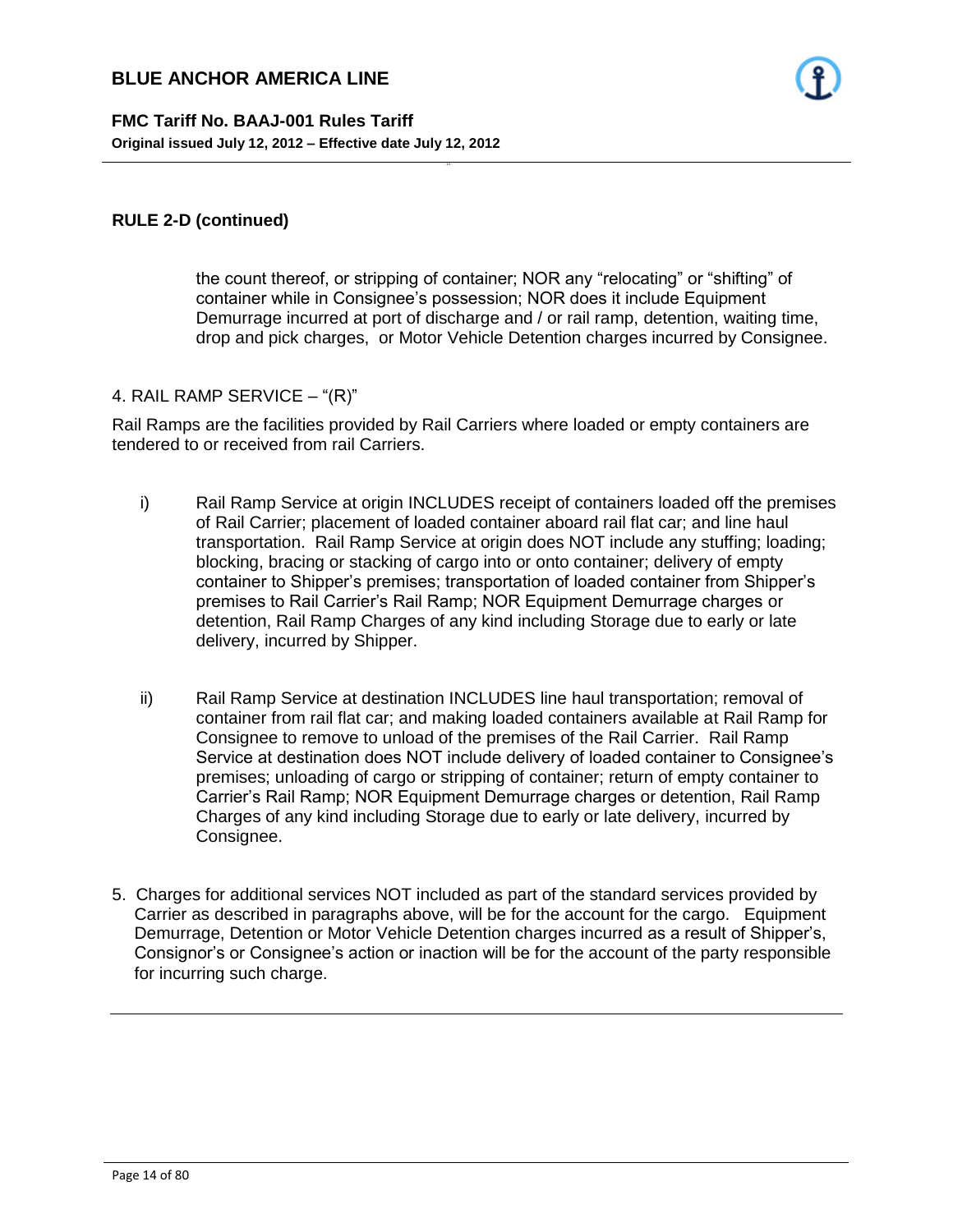## RULE 2-D (continued)

the count thereof, or stripping of container; NOR any "relocating" or "shifting" of container while in Consignee's possession; NOR does it include Equipment Demurrage incurred at port of discharge and / or rail ramp, detention, waiting time, drop and pick charges, or Motor Vehicle Detention charges incurred by Consignee.

4. RAIL RAMP SERVICE – "(R)"

Rail Ramps are the facilities provided by Rail Carriers where loaded or empty containers are tendered to or received from rail Carriers.

i) Rail Ramp Service at origin INCLUDES receipt of containers loaded off the premises of Rail Carrier; placement of loaded container aboard rail flat car; and line haul transportation. Rail Ramp Service at origin does NOT include any stuffing; loading; blocking, bracing or stacking of cargo into or onto container; delivery of empty container to Shipper's premises; transportation of loaded container from Shipper's premises to Rail Carrier's Rail Ramp; NOR Equipment Demurrage charges or detention, Rail Ramp Charges of any kind including Storage due to early or late delivery, incurred by Shipper.

ii) Rail Ramp Service at destination INCLUDES line haul transportation; removal of container from rail flat car; and making loaded containers available at Rail Ramp for Consignee to remove to unload of the premises of the Rail Carrier. Rail Ramp Service at destination does NOT include delivery of loaded container to Consignee's premises; unloading of cargo or stripping of container; return of empty container to Carrier's Rail Ramp; NOR Equipment Demurrage charges or detention, Rail Ramp Charges of any kind including Storage due to early or late delivery, incurred by Consignee.

5. Charges for additional services NOT included as part of the standard services provided by Carrier as described in paragraphs above, will be for the account for the cargo. Equipment Demurrage, Detention or Motor Vehicle Detention charges incurred as a result of Shipper's, Consignor's or Consignee's action or inaction will be for the account of the party responsible for incurring such charge.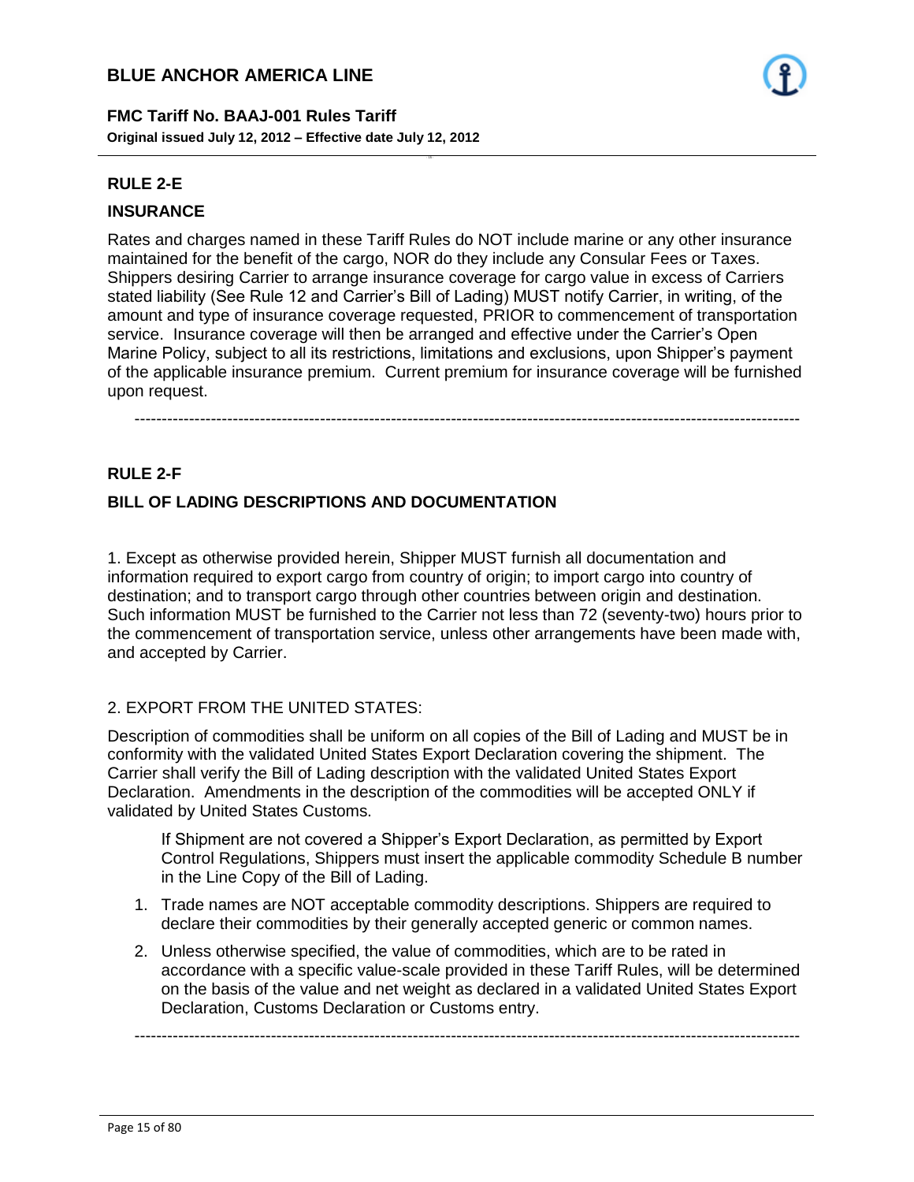## RULE 2-E

## INSURANCE

Rates and charges named in these Tariff Rules do NOT include marine or any other insurance maintained for the benefit of the cargo, NOR do they include any Consular Fees or Taxes. Shippers desiring Carrier to arrange insurance coverage for cargo value in excess of Carriers stated liability (See Rule 12 and Carrier's Bill of Lading) MUST notify Carrier, in writing, of the amount and type of insurance coverage requested, PRIOR to commencement of transportation service. Insurance coverage will then be arranged and effective under the Carrier's Open Marine Policy, subject to all its restrictions, limitations and exclusions, upon Shipper's payment of the applicable insurance premium. Current premium for insurance coverage will be furnished upon request.

---

## RULE 2-F

## BILL OF LADING DESCRIPTIONS AND DOCUMENTATION

1. Except as otherwise provided herein, Shipper MUST furnish all documentation and information required to export cargo from country of origin; to import cargo into country of destination; and to transport cargo through other countries between origin and destination. Such information MUST be furnished to the Carrier not less than 72 (seventy-two) hours prior to the commencement of transportation service, unless other arrangements have been made with, and accepted by Carrier.

2. EXPORT FROM THE UNITED STATES:

Description of commodities shall be uniform on all copies of the Bill of Lading and MUST be in conformity with the validated United States Export Declaration covering the shipment. The Carrier shall verify the Bill of Lading description with the validated United States Export Declaration. Amendments in the description of the commodities will be accepted ONLY if validated by United States Customs.

If Shipment are not covered a Shipper's Export Declaration, as permitted by Export Control Regulations, Shippers must insert the applicable commodity Schedule B number in the Line Copy of the Bill of Lading.

1. Trade names are NOT acceptable commodity descriptions. Shippers are required to declare their commodities by their generally accepted generic or common names.
2. Unless otherwise specified, the value of commodities, which are to be rated in accordance with a specific value-scale provided in these Tariff Rules, will be determined on the basis of the value and net weight as declared in a validated United States Export Declaration, Customs Declaration or Customs entry.

---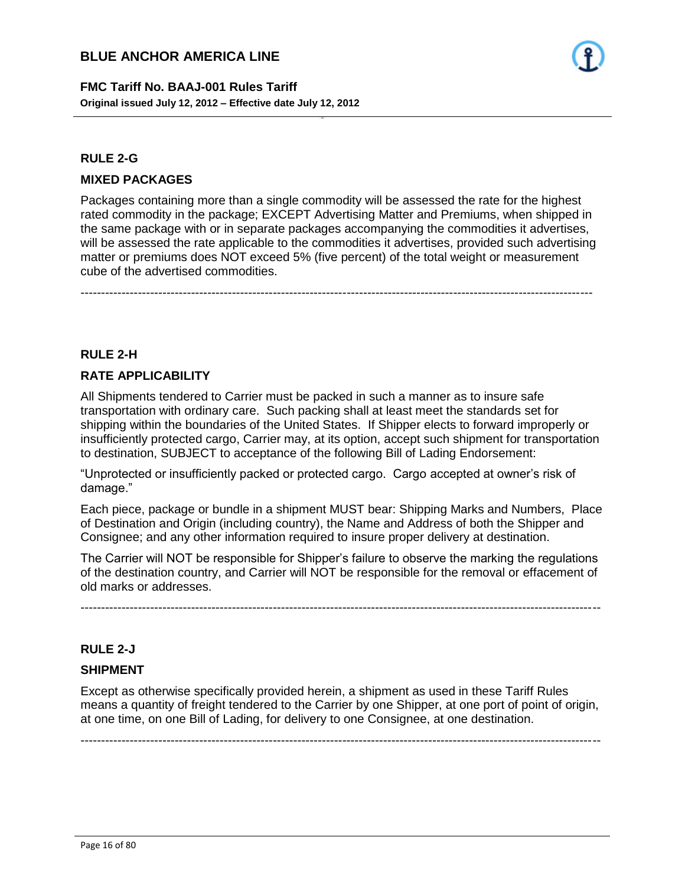## RULE 2-G

### MIXED PACKAGES

Packages containing more than a single commodity will be assessed the rate for the highest rated commodity in the package; EXCEPT Advertising Matter and Premiums, when shipped in the same package with or in separate packages accompanying the commodities it advertises, will be assessed the rate applicable to the commodities it advertises, provided such advertising matter or premiums does NOT exceed 5% (five percent) of the total weight or measurement cube of the advertised commodities.

---

## RULE 2-H

### RATE APPLICABILITY

All Shipments tendered to Carrier must be packed in such a manner as to insure safe transportation with ordinary care. Such packing shall at least meet the standards set for shipping within the boundaries of the United States. If Shipper elects to forward improperly or insufficiently protected cargo, Carrier may, at its option, accept such shipment for transportation to destination, SUBJECT to acceptance of the following Bill of Lading Endorsement:

"Unprotected or insufficiently packed or protected cargo. Cargo accepted at owner's risk of damage."

Each piece, package or bundle in a shipment MUST bear: Shipping Marks and Numbers, Place of Destination and Origin (including country), the Name and Address of both the Shipper and Consignee; and any other information required to insure proper delivery at destination.

The Carrier will NOT be responsible for Shipper's failure to observe the marking the regulations of the destination country, and Carrier will NOT be responsible for the removal or effacement of old marks or addresses.

---

## RULE 2-J

### SHIPMENT

Except as otherwise specifically provided herein, a shipment as used in these Tariff Rules means a quantity of freight tendered to the Carrier by one Shipper, at one port of point of origin, at one time, on one Bill of Lading, for delivery to one Consignee, at one destination.

---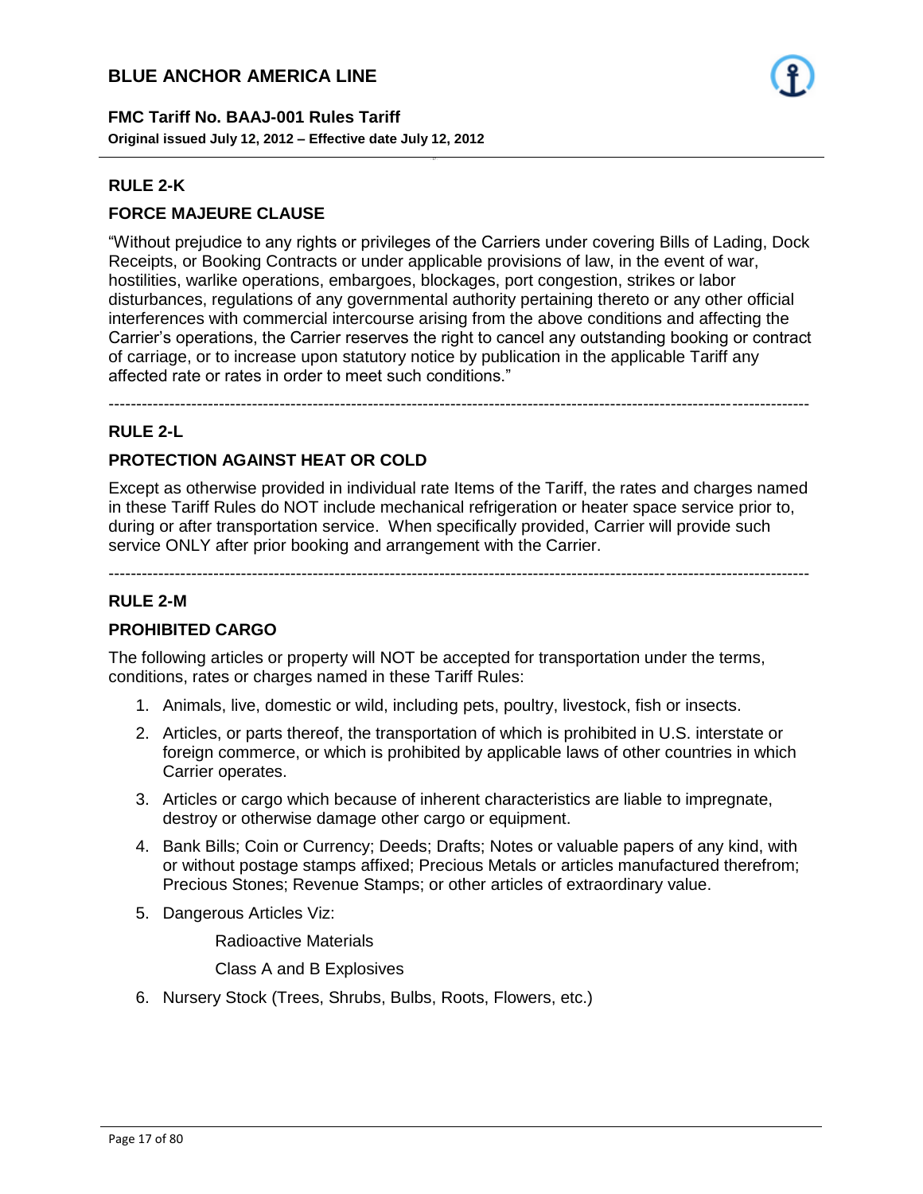## RULE 2-K

## FORCE MAJEURE CLAUSE

"Without prejudice to any rights or privileges of the Carriers under covering Bills of Lading, Dock Receipts, or Booking Contracts or under applicable provisions of law, in the event of war, hostilities, warlike operations, embargoes, blockages, port congestion, strikes or labor disturbances, regulations of any governmental authority pertaining thereto or any other official interferences with commercial intercourse arising from the above conditions and affecting the Carrier's operations, the Carrier reserves the right to cancel any outstanding booking or contract of carriage, or to increase upon statutory notice by publication in the applicable Tariff any affected rate or rates in order to meet such conditions."

---

## RULE 2-L

## PROTECTION AGAINST HEAT OR COLD

Except as otherwise provided in individual rate Items of the Tariff, the rates and charges named in these Tariff Rules do NOT include mechanical refrigeration or heater space service prior to, during or after transportation service. When specifically provided, Carrier will provide such service ONLY after prior booking and arrangement with the Carrier.

---

## RULE 2-M

## PROHIBITED CARGO

The following articles or property will NOT be accepted for transportation under the terms, conditions, rates or charges named in these Tariff Rules:

1. Animals, live, domestic or wild, including pets, poultry, livestock, fish or insects.
2. Articles, or parts thereof, the transportation of which is prohibited in U.S. interstate or foreign commerce, or which is prohibited by applicable laws of other countries in which Carrier operates.
3. Articles or cargo which because of inherent characteristics are liable to impregnate, destroy or otherwise damage other cargo or equipment.
4. Bank Bills; Coin or Currency; Deeds; Drafts; Notes or valuable papers of any kind, with or without postage stamps affixed; Precious Metals or articles manufactured therefrom; Precious Stones; Revenue Stamps; or other articles of extraordinary value.
5. Dangerous Articles Viz:

   Radioactive Materials

   Class A and B Explosives
6. Nursery Stock (Trees, Shrubs, Bulbs, Roots, Flowers, etc.)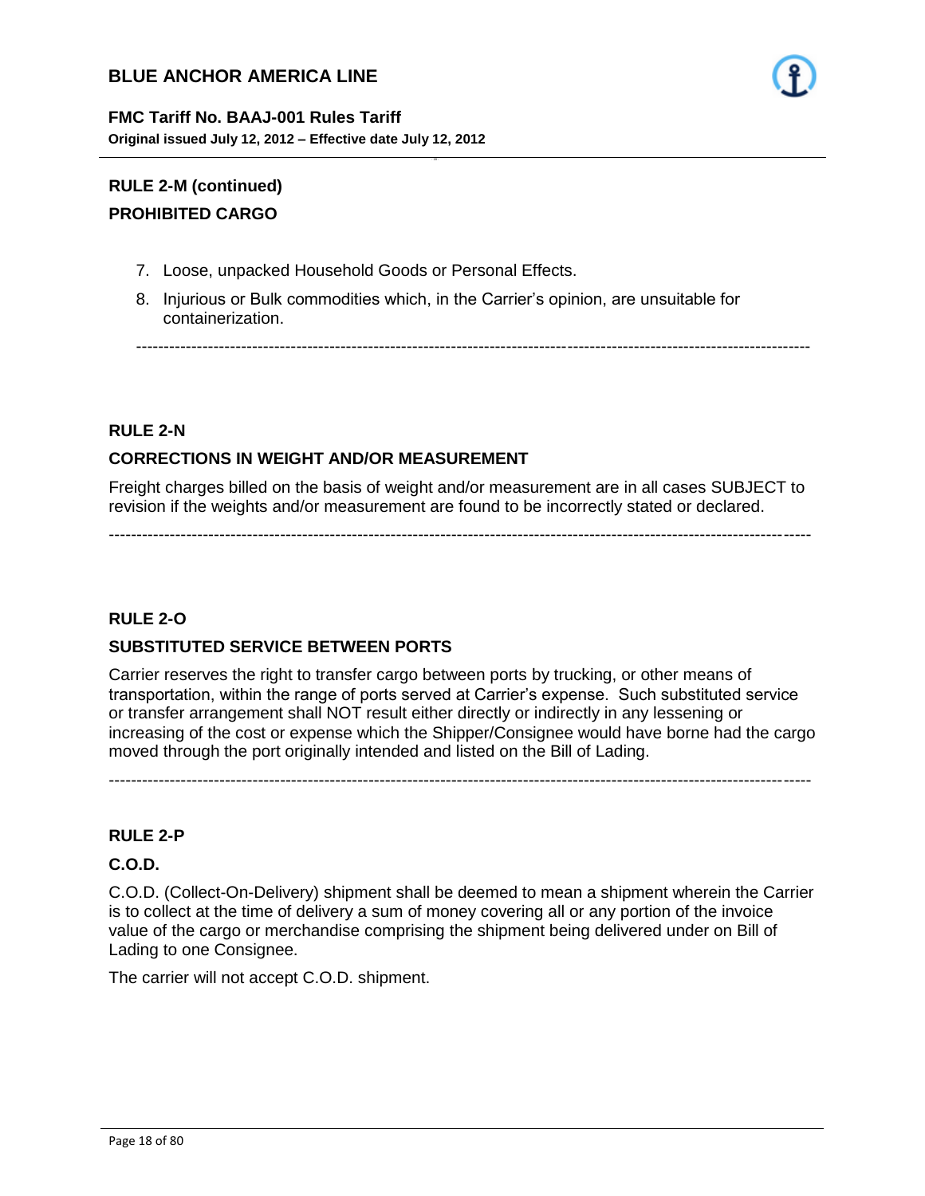## RULE 2-M (continued)

## PROHIBITED CARGO

7. Loose, unpacked Household Goods or Personal Effects.
8. Injurious or Bulk commodities which, in the Carrier's opinion, are unsuitable for containerization.

---

## RULE 2-N

## CORRECTIONS IN WEIGHT AND/OR MEASUREMENT

Freight charges billed on the basis of weight and/or measurement are in all cases SUBJECT to revision if the weights and/or measurement are found to be incorrectly stated or declared.

---

## RULE 2-O

## SUBSTITUTED SERVICE BETWEEN PORTS

Carrier reserves the right to transfer cargo between ports by trucking, or other means of transportation, within the range of ports served at Carrier's expense. Such substituted service or transfer arrangement shall NOT result either directly or indirectly in any lessening or increasing of the cost or expense which the Shipper/Consignee would have borne had the cargo moved through the port originally intended and listed on the Bill of Lading.

---

## RULE 2-P

## C.O.D.

C.O.D. (Collect-On-Delivery) shipment shall be deemed to mean a shipment wherein the Carrier is to collect at the time of delivery a sum of money covering all or any portion of the invoice value of the cargo or merchandise comprising the shipment being delivered under on Bill of Lading to one Consignee.

The carrier will not accept C.O.D. shipment.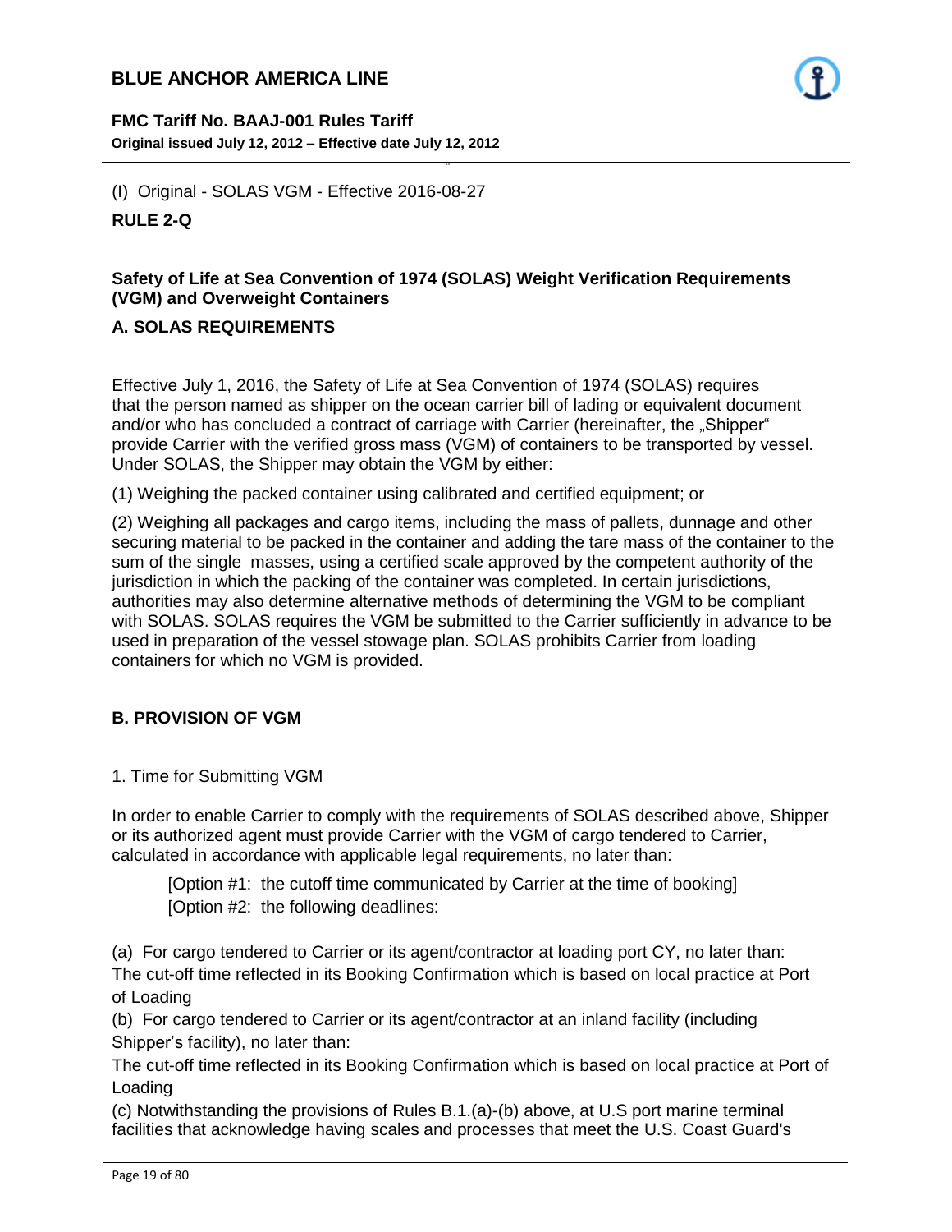(I) Original - SOLAS VGM - Effective 2016-08-27

**RULE 2-Q**

## Safety of Life at Sea Convention of 1974 (SOLAS) Weight Verification Requirements (VGM) and Overweight Containers

### A. SOLAS REQUIREMENTS

Effective July 1, 2016, the Safety of Life at Sea Convention of 1974 (SOLAS) requires that the person named as shipper on the ocean carrier bill of lading or equivalent document and/or who has concluded a contract of carriage with Carrier (hereinafter, the „Shipper" provide Carrier with the verified gross mass (VGM) of containers to be transported by vessel. Under SOLAS, the Shipper may obtain the VGM by either:

(1) Weighing the packed container using calibrated and certified equipment; or

(2) Weighing all packages and cargo items, including the mass of pallets, dunnage and other securing material to be packed in the container and adding the tare mass of the container to the sum of the single masses, using a certified scale approved by the competent authority of the jurisdiction in which the packing of the container was completed. In certain jurisdictions, authorities may also determine alternative methods of determining the VGM to be compliant with SOLAS. SOLAS requires the VGM be submitted to the Carrier sufficiently in advance to be used in preparation of the vessel stowage plan. SOLAS prohibits Carrier from loading containers for which no VGM is provided.

### B. PROVISION OF VGM

1. Time for Submitting VGM

In order to enable Carrier to comply with the requirements of SOLAS described above, Shipper or its authorized agent must provide Carrier with the VGM of cargo tendered to Carrier, calculated in accordance with applicable legal requirements, no later than:

> [Option #1: the cutoff time communicated by Carrier at the time of booking]
> [Option #2: the following deadlines:

(a) For cargo tendered to Carrier or its agent/contractor at loading port CY, no later than:
The cut-off time reflected in its Booking Confirmation which is based on local practice at Port of Loading

(b) For cargo tendered to Carrier or its agent/contractor at an inland facility (including Shipper's facility), no later than:
The cut-off time reflected in its Booking Confirmation which is based on local practice at Port of Loading

(c) Notwithstanding the provisions of Rules B.1.(a)-(b) above, at U.S port marine terminal facilities that acknowledge having scales and processes that meet the U.S. Coast Guard's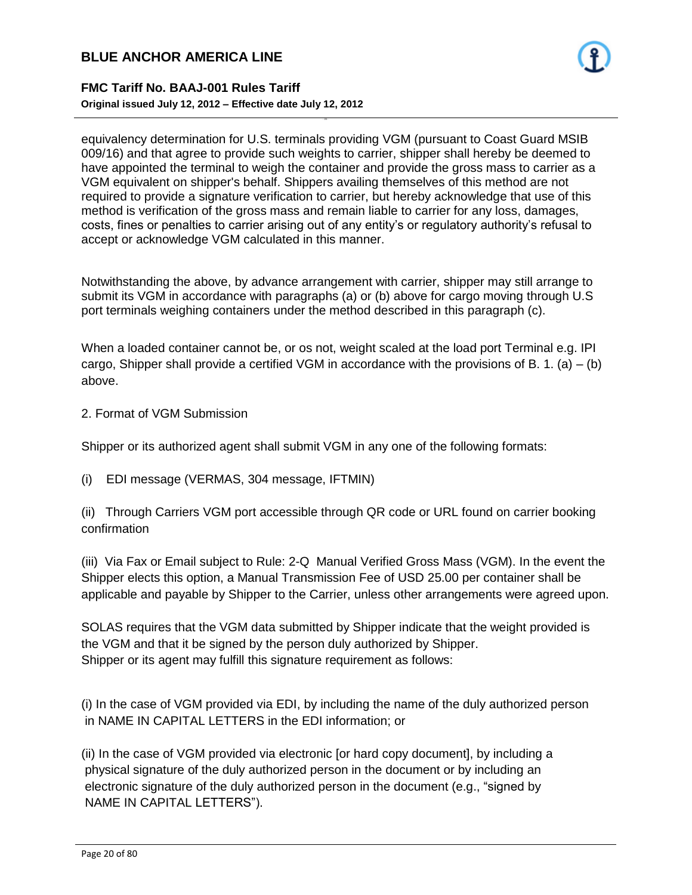equivalency determination for U.S. terminals providing VGM (pursuant to Coast Guard MSIB 009/16) and that agree to provide such weights to carrier, shipper shall hereby be deemed to have appointed the terminal to weigh the container and provide the gross mass to carrier as a VGM equivalent on shipper's behalf. Shippers availing themselves of this method are not required to provide a signature verification to carrier, but hereby acknowledge that use of this method is verification of the gross mass and remain liable to carrier for any loss, damages, costs, fines or penalties to carrier arising out of any entity's or regulatory authority's refusal to accept or acknowledge VGM calculated in this manner.

Notwithstanding the above, by advance arrangement with carrier, shipper may still arrange to submit its VGM in accordance with paragraphs (a) or (b) above for cargo moving through U.S port terminals weighing containers under the method described in this paragraph (c).

When a loaded container cannot be, or os not, weight scaled at the load port Terminal e.g. IPI cargo, Shipper shall provide a certified VGM in accordance with the provisions of B. 1. (a) – (b) above.

2. Format of VGM Submission

Shipper or its authorized agent shall submit VGM in any one of the following formats:

(i) EDI message (VERMAS, 304 message, IFTMIN)

(ii) Through Carriers VGM port accessible through QR code or URL found on carrier booking confirmation

(iii) Via Fax or Email subject to Rule: 2-Q Manual Verified Gross Mass (VGM). In the event the Shipper elects this option, a Manual Transmission Fee of USD 25.00 per container shall be applicable and payable by Shipper to the Carrier, unless other arrangements were agreed upon.

SOLAS requires that the VGM data submitted by Shipper indicate that the weight provided is the VGM and that it be signed by the person duly authorized by Shipper.
Shipper or its agent may fulfill this signature requirement as follows:

(i) In the case of VGM provided via EDI, by including the name of the duly authorized person in NAME IN CAPITAL LETTERS in the EDI information; or

(ii) In the case of VGM provided via electronic [or hard copy document], by including a physical signature of the duly authorized person in the document or by including an electronic signature of the duly authorized person in the document (e.g., "signed by NAME IN CAPITAL LETTERS").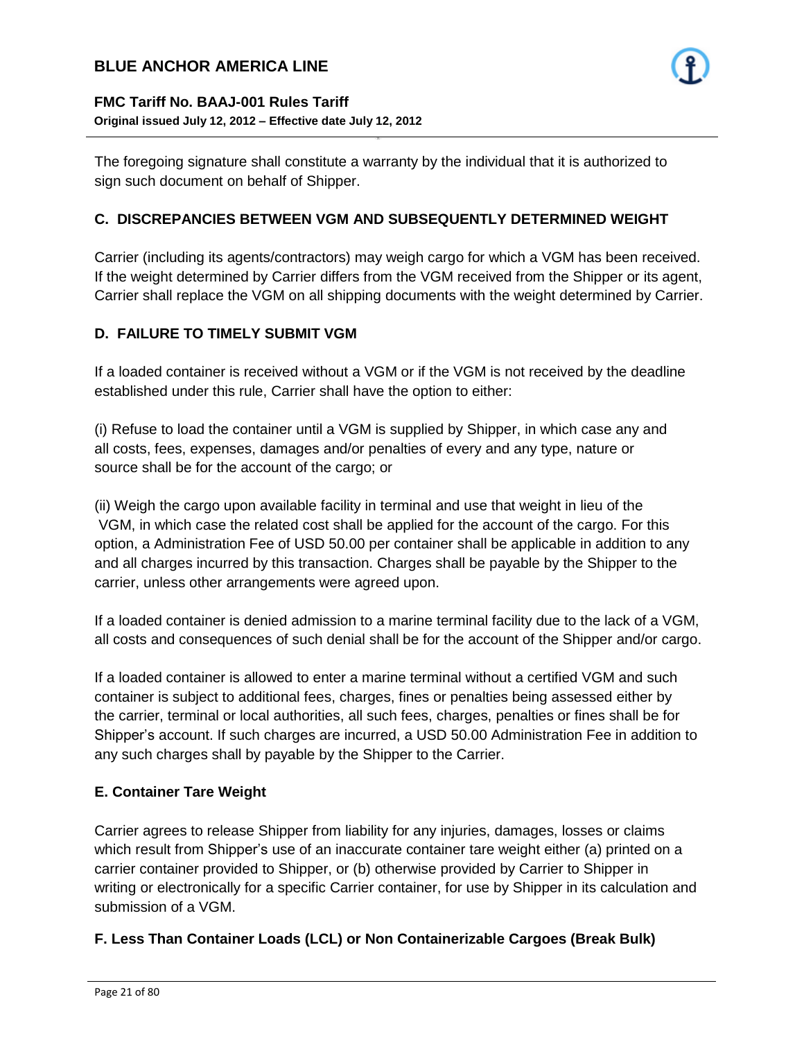The foregoing signature shall constitute a warranty by the individual that it is authorized to sign such document on behalf of Shipper.

### C. DISCREPANCIES BETWEEN VGM AND SUBSEQUENTLY DETERMINED WEIGHT

Carrier (including its agents/contractors) may weigh cargo for which a VGM has been received. If the weight determined by Carrier differs from the VGM received from the Shipper or its agent, Carrier shall replace the VGM on all shipping documents with the weight determined by Carrier.

### D. FAILURE TO TIMELY SUBMIT VGM

If a loaded container is received without a VGM or if the VGM is not received by the deadline established under this rule, Carrier shall have the option to either:

(i) Refuse to load the container until a VGM is supplied by Shipper, in which case any and all costs, fees, expenses, damages and/or penalties of every and any type, nature or source shall be for the account of the cargo; or

(ii) Weigh the cargo upon available facility in terminal and use that weight in lieu of the VGM, in which case the related cost shall be applied for the account of the cargo. For this option, a Administration Fee of USD 50.00 per container shall be applicable in addition to any and all charges incurred by this transaction. Charges shall be payable by the Shipper to the carrier, unless other arrangements were agreed upon.

If a loaded container is denied admission to a marine terminal facility due to the lack of a VGM, all costs and consequences of such denial shall be for the account of the Shipper and/or cargo.

If a loaded container is allowed to enter a marine terminal without a certified VGM and such container is subject to additional fees, charges, fines or penalties being assessed either by the carrier, terminal or local authorities, all such fees, charges, penalties or fines shall be for Shipper's account. If such charges are incurred, a USD 50.00 Administration Fee in addition to any such charges shall by payable by the Shipper to the Carrier.

### E. Container Tare Weight

Carrier agrees to release Shipper from liability for any injuries, damages, losses or claims which result from Shipper's use of an inaccurate container tare weight either (a) printed on a carrier container provided to Shipper, or (b) otherwise provided by Carrier to Shipper in writing or electronically for a specific Carrier container, for use by Shipper in its calculation and submission of a VGM.

### F. Less Than Container Loads (LCL) or Non Containerizable Cargoes (Break Bulk)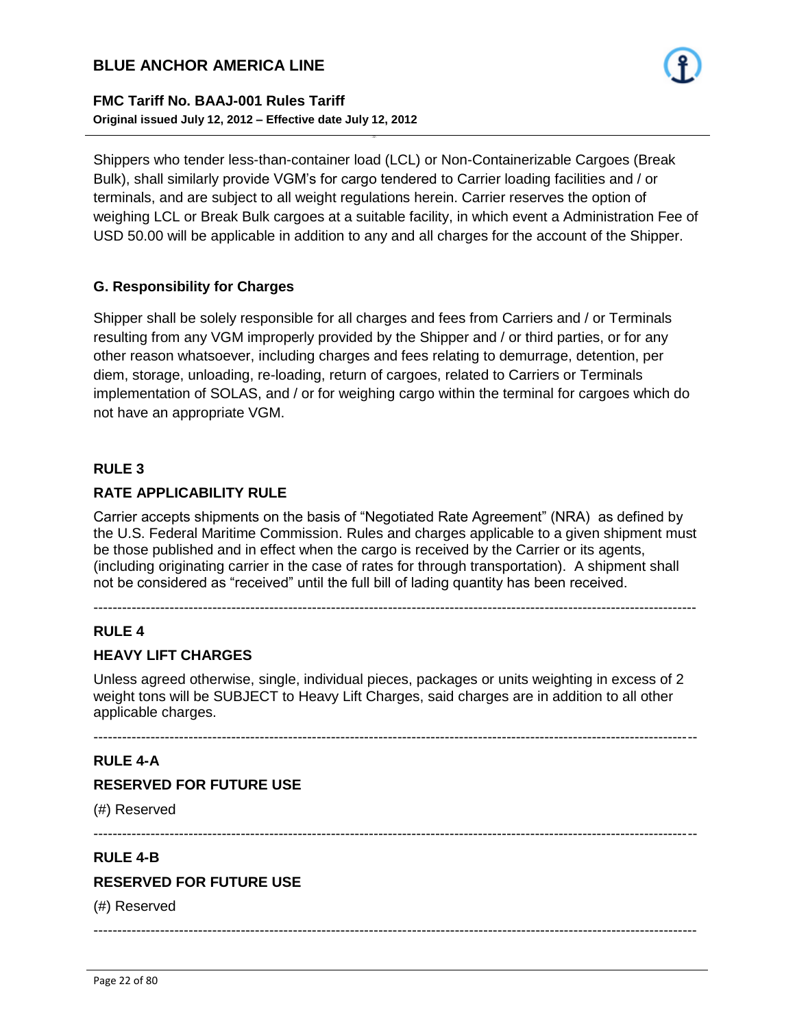Shippers who tender less-than-container load (LCL) or Non-Containerizable Cargoes (Break Bulk), shall similarly provide VGM's for cargo tendered to Carrier loading facilities and / or terminals, and are subject to all weight regulations herein. Carrier reserves the option of weighing LCL or Break Bulk cargoes at a suitable facility, in which event a Administration Fee of USD 50.00 will be applicable in addition to any and all charges for the account of the Shipper.

### G. Responsibility for Charges

Shipper shall be solely responsible for all charges and fees from Carriers and / or Terminals resulting from any VGM improperly provided by the Shipper and / or third parties, or for any other reason whatsoever, including charges and fees relating to demurrage, detention, per diem, storage, unloading, re-loading, return of cargoes, related to Carriers or Terminals implementation of SOLAS, and / or for weighing cargo within the terminal for cargoes which do not have an appropriate VGM.

## RULE 3

### RATE APPLICABILITY RULE

Carrier accepts shipments on the basis of "Negotiated Rate Agreement" (NRA) as defined by the U.S. Federal Maritime Commission. Rules and charges applicable to a given shipment must be those published and in effect when the cargo is received by the Carrier or its agents, (including originating carrier in the case of rates for through transportation). A shipment shall not be considered as "received" until the full bill of lading quantity has been received.

---

## RULE 4

### HEAVY LIFT CHARGES

Unless agreed otherwise, single, individual pieces, packages or units weighting in excess of 2 weight tons will be SUBJECT to Heavy Lift Charges, said charges are in addition to all other applicable charges.

---

## RULE 4-A

### RESERVED FOR FUTURE USE

(#) Reserved

---

## RULE 4-B

### RESERVED FOR FUTURE USE

(#) Reserved

---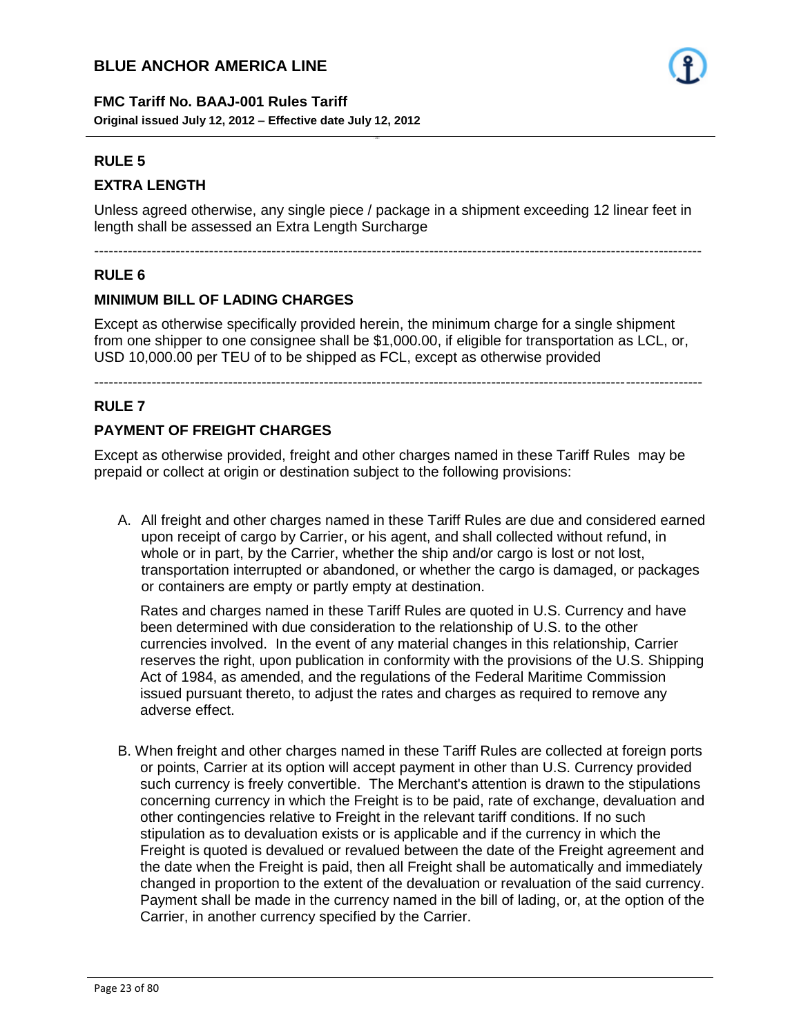## RULE 5

### EXTRA LENGTH

Unless agreed otherwise, any single piece / package in a shipment exceeding 12 linear feet in length shall be assessed an Extra Length Surcharge

---

## RULE 6

### MINIMUM BILL OF LADING CHARGES

Except as otherwise specifically provided herein, the minimum charge for a single shipment from one shipper to one consignee shall be $1,000.00, if eligible for transportation as LCL, or, USD 10,000.00 per TEU of to be shipped as FCL, except as otherwise provided

---

## RULE 7

### PAYMENT OF FREIGHT CHARGES

Except as otherwise provided, freight and other charges named in these Tariff Rules may be prepaid or collect at origin or destination subject to the following provisions:

A. All freight and other charges named in these Tariff Rules are due and considered earned upon receipt of cargo by Carrier, or his agent, and shall collected without refund, in whole or in part, by the Carrier, whether the ship and/or cargo is lost or not lost, transportation interrupted or abandoned, or whether the cargo is damaged, or packages or containers are empty or partly empty at destination.

   Rates and charges named in these Tariff Rules are quoted in U.S. Currency and have been determined with due consideration to the relationship of U.S. to the other currencies involved. In the event of any material changes in this relationship, Carrier reserves the right, upon publication in conformity with the provisions of the U.S. Shipping Act of 1984, as amended, and the regulations of the Federal Maritime Commission issued pursuant thereto, to adjust the rates and charges as required to remove any adverse effect.

B. When freight and other charges named in these Tariff Rules are collected at foreign ports or points, Carrier at its option will accept payment in other than U.S. Currency provided such currency is freely convertible. The Merchant's attention is drawn to the stipulations concerning currency in which the Freight is to be paid, rate of exchange, devaluation and other contingencies relative to Freight in the relevant tariff conditions. If no such stipulation as to devaluation exists or is applicable and if the currency in which the Freight is quoted is devalued or revalued between the date of the Freight agreement and the date when the Freight is paid, then all Freight shall be automatically and immediately changed in proportion to the extent of the devaluation or revaluation of the said currency. Payment shall be made in the currency named in the bill of lading, or, at the option of the Carrier, in another currency specified by the Carrier.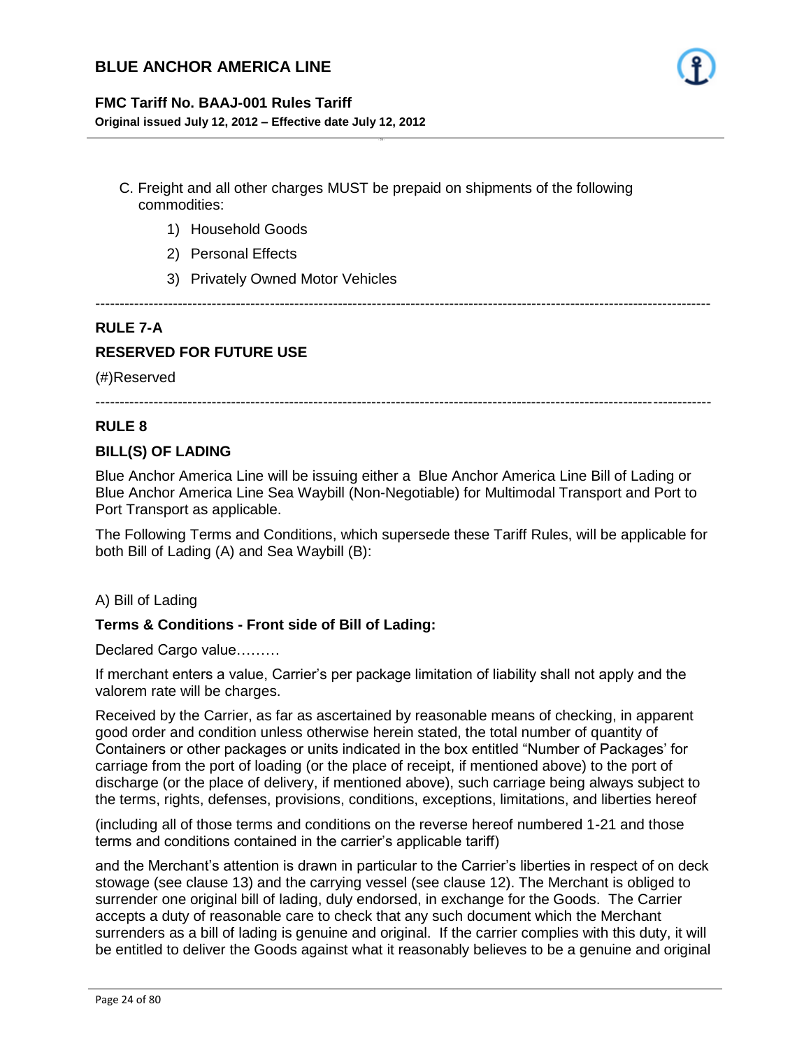C. Freight and all other charges MUST be prepaid on shipments of the following commodities:

1) Household Goods
2) Personal Effects
3) Privately Owned Motor Vehicles

---

**RULE 7-A**

**RESERVED FOR FUTURE USE**

(#)Reserved

---

**RULE 8**

**BILL(S) OF LADING**

Blue Anchor America Line will be issuing either a Blue Anchor America Line Bill of Lading or Blue Anchor America Line Sea Waybill (Non-Negotiable) for Multimodal Transport and Port to Port Transport as applicable.

The Following Terms and Conditions, which supersede these Tariff Rules, will be applicable for both Bill of Lading (A) and Sea Waybill (B):

A) Bill of Lading

**Terms & Conditions - Front side of Bill of Lading:**

Declared Cargo value………

If merchant enters a value, Carrier's per package limitation of liability shall not apply and the valorem rate will be charges.

Received by the Carrier, as far as ascertained by reasonable means of checking, in apparent good order and condition unless otherwise herein stated, the total number of quantity of Containers or other packages or units indicated in the box entitled "Number of Packages' for carriage from the port of loading (or the place of receipt, if mentioned above) to the port of discharge (or the place of delivery, if mentioned above), such carriage being always subject to the terms, rights, defenses, provisions, conditions, exceptions, limitations, and liberties hereof

(including all of those terms and conditions on the reverse hereof numbered 1-21 and those terms and conditions contained in the carrier's applicable tariff)

and the Merchant's attention is drawn in particular to the Carrier's liberties in respect of on deck stowage (see clause 13) and the carrying vessel (see clause 12). The Merchant is obliged to surrender one original bill of lading, duly endorsed, in exchange for the Goods. The Carrier accepts a duty of reasonable care to check that any such document which the Merchant surrenders as a bill of lading is genuine and original. If the carrier complies with this duty, it will be entitled to deliver the Goods against what it reasonably believes to be a genuine and original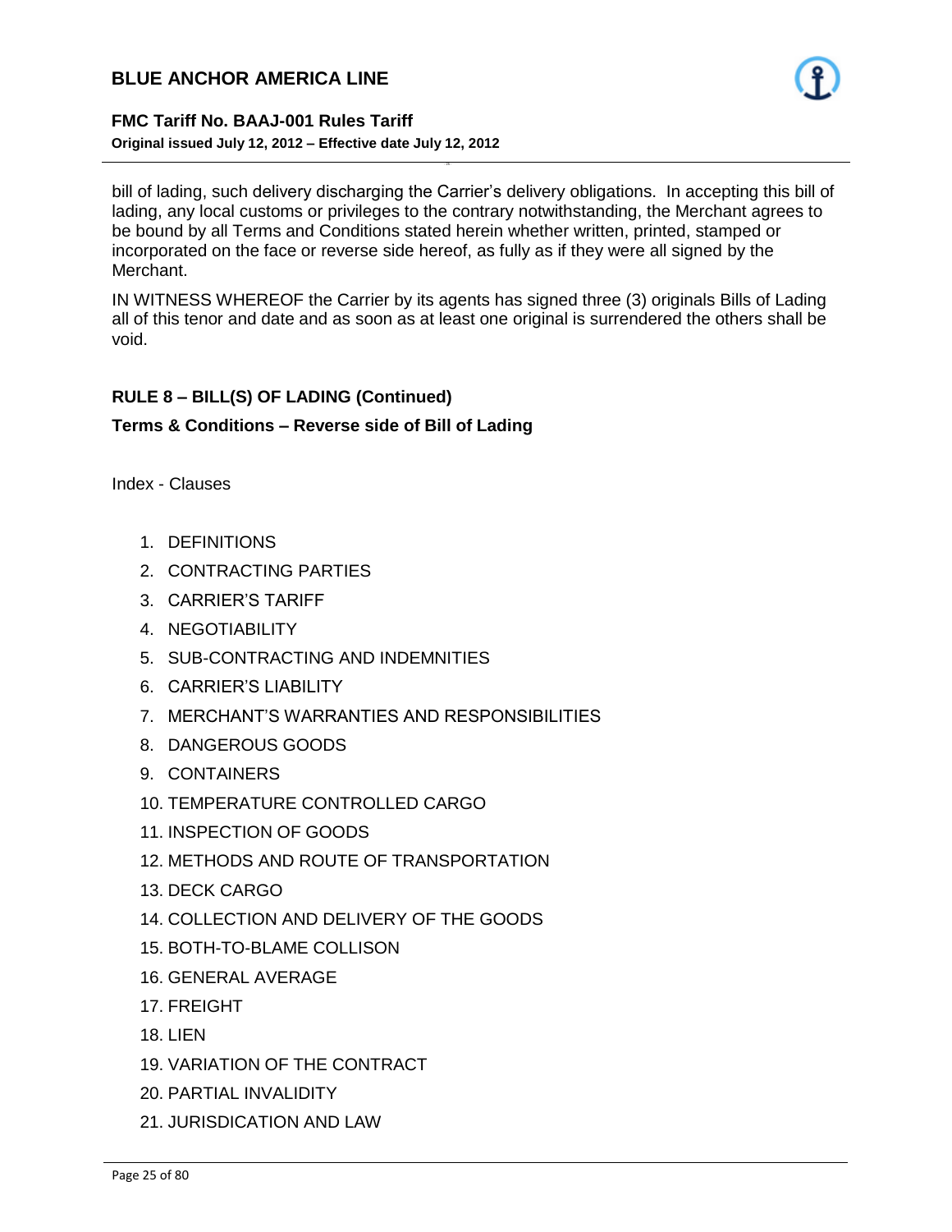bill of lading, such delivery discharging the Carrier's delivery obligations. In accepting this bill of lading, any local customs or privileges to the contrary notwithstanding, the Merchant agrees to be bound by all Terms and Conditions stated herein whether written, printed, stamped or incorporated on the face or reverse side hereof, as fully as if they were all signed by the Merchant.

IN WITNESS WHEREOF the Carrier by its agents has signed three (3) originals Bills of Lading all of this tenor and date and as soon as at least one original is surrendered the others shall be void.

### RULE 8 – BILL(S) OF LADING (Continued)

**Terms & Conditions – Reverse side of Bill of Lading**

Index - Clauses

1. DEFINITIONS
2. CONTRACTING PARTIES
3. CARRIER'S TARIFF
4. NEGOTIABILITY
5. SUB-CONTRACTING AND INDEMNITIES
6. CARRIER'S LIABILITY
7. MERCHANT'S WARRANTIES AND RESPONSIBILITIES
8. DANGEROUS GOODS
9. CONTAINERS
10. TEMPERATURE CONTROLLED CARGO
11. INSPECTION OF GOODS
12. METHODS AND ROUTE OF TRANSPORTATION
13. DECK CARGO
14. COLLECTION AND DELIVERY OF THE GOODS
15. BOTH-TO-BLAME COLLISON
16. GENERAL AVERAGE
17. FREIGHT
18. LIEN
19. VARIATION OF THE CONTRACT
20. PARTIAL INVALIDITY
21. JURISDICATION AND LAW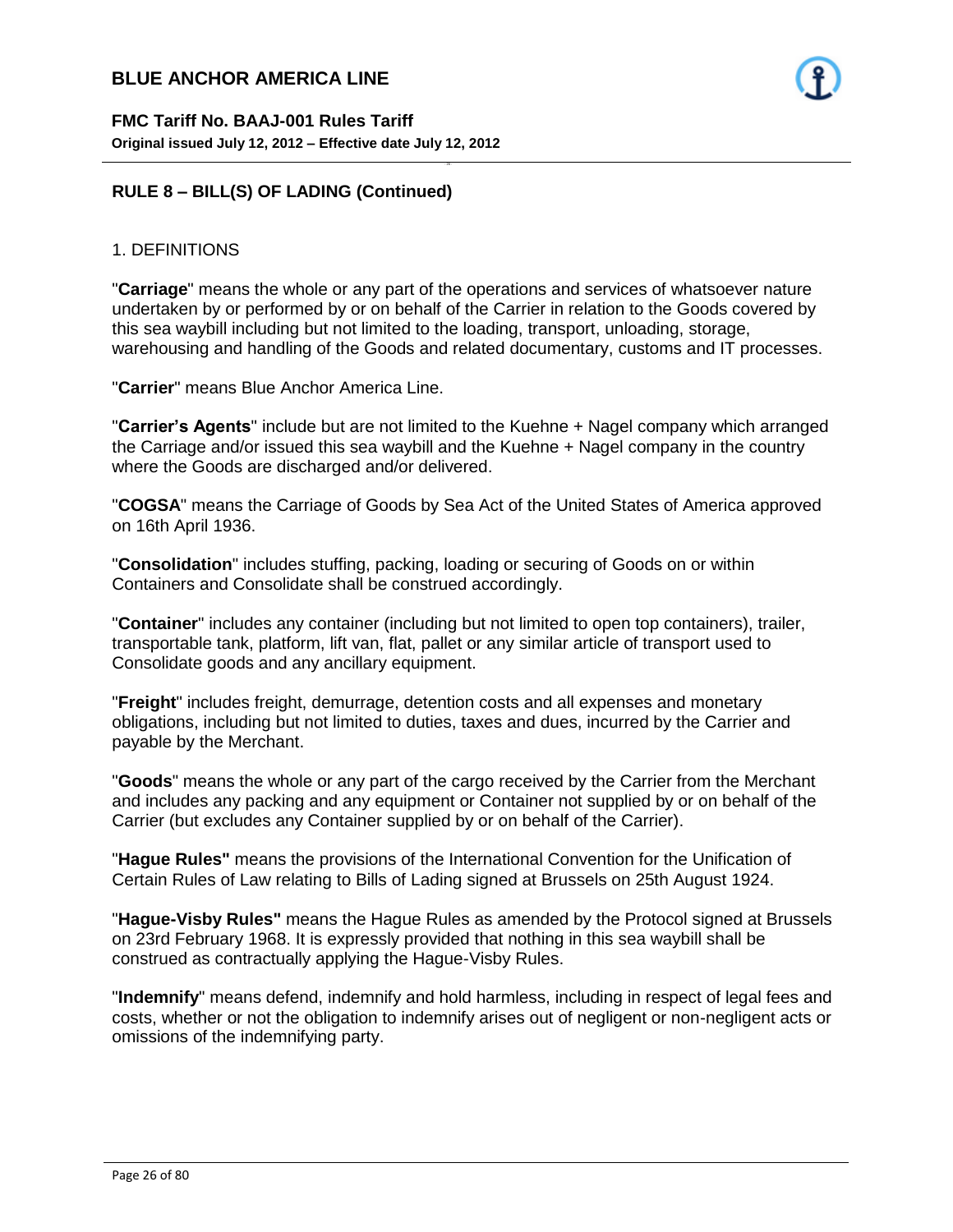## RULE 8 – BILL(S) OF LADING (Continued)

1. DEFINITIONS

"**Carriage**" means the whole or any part of the operations and services of whatsoever nature undertaken by or performed by or on behalf of the Carrier in relation to the Goods covered by this sea waybill including but not limited to the loading, transport, unloading, storage, warehousing and handling of the Goods and related documentary, customs and IT processes.

"**Carrier**" means Blue Anchor America Line.

"**Carrier's Agents**" include but are not limited to the Kuehne + Nagel company which arranged the Carriage and/or issued this sea waybill and the Kuehne + Nagel company in the country where the Goods are discharged and/or delivered.

"**COGSA**" means the Carriage of Goods by Sea Act of the United States of America approved on 16th April 1936.

"**Consolidation**" includes stuffing, packing, loading or securing of Goods on or within Containers and Consolidate shall be construed accordingly.

"**Container**" includes any container (including but not limited to open top containers), trailer, transportable tank, platform, lift van, flat, pallet or any similar article of transport used to Consolidate goods and any ancillary equipment.

"**Freight**" includes freight, demurrage, detention costs and all expenses and monetary obligations, including but not limited to duties, taxes and dues, incurred by the Carrier and payable by the Merchant.

"**Goods**" means the whole or any part of the cargo received by the Carrier from the Merchant and includes any packing and any equipment or Container not supplied by or on behalf of the Carrier (but excludes any Container supplied by or on behalf of the Carrier).

"**Hague Rules"** means the provisions of the International Convention for the Unification of Certain Rules of Law relating to Bills of Lading signed at Brussels on 25th August 1924.

"**Hague-Visby Rules"** means the Hague Rules as amended by the Protocol signed at Brussels on 23rd February 1968. It is expressly provided that nothing in this sea waybill shall be construed as contractually applying the Hague-Visby Rules.

"**Indemnify**" means defend, indemnify and hold harmless, including in respect of legal fees and costs, whether or not the obligation to indemnify arises out of negligent or non-negligent acts or omissions of the indemnifying party.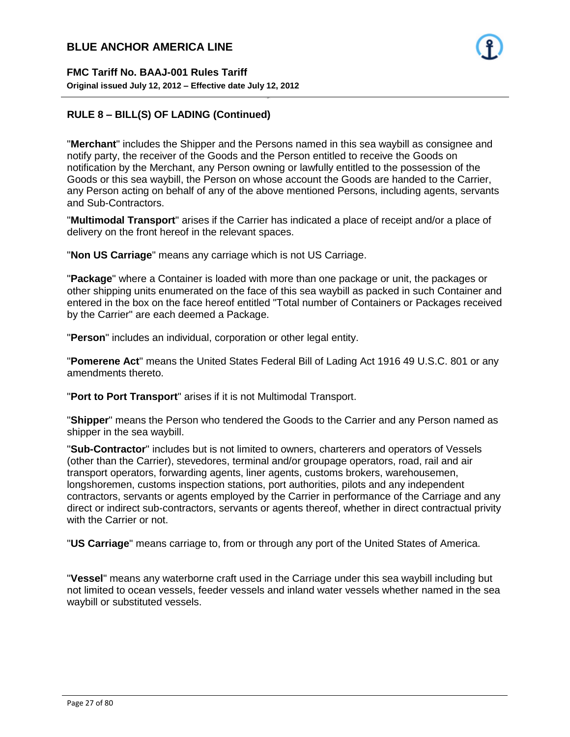## RULE 8 – BILL(S) OF LADING (Continued)

"**Merchant**" includes the Shipper and the Persons named in this sea waybill as consignee and notify party, the receiver of the Goods and the Person entitled to receive the Goods on notification by the Merchant, any Person owning or lawfully entitled to the possession of the Goods or this sea waybill, the Person on whose account the Goods are handed to the Carrier, any Person acting on behalf of any of the above mentioned Persons, including agents, servants and Sub-Contractors.

"**Multimodal Transport**" arises if the Carrier has indicated a place of receipt and/or a place of delivery on the front hereof in the relevant spaces.

"**Non US Carriage**" means any carriage which is not US Carriage.

"**Package**" where a Container is loaded with more than one package or unit, the packages or other shipping units enumerated on the face of this sea waybill as packed in such Container and entered in the box on the face hereof entitled "Total number of Containers or Packages received by the Carrier" are each deemed a Package.

"**Person**" includes an individual, corporation or other legal entity.

"**Pomerene Act**" means the United States Federal Bill of Lading Act 1916 49 U.S.C. 801 or any amendments thereto.

"**Port to Port Transport**" arises if it is not Multimodal Transport.

"**Shipper**" means the Person who tendered the Goods to the Carrier and any Person named as shipper in the sea waybill.

"**Sub-Contractor**" includes but is not limited to owners, charterers and operators of Vessels (other than the Carrier), stevedores, terminal and/or groupage operators, road, rail and air transport operators, forwarding agents, liner agents, customs brokers, warehousemen, longshoremen, customs inspection stations, port authorities, pilots and any independent contractors, servants or agents employed by the Carrier in performance of the Carriage and any direct or indirect sub-contractors, servants or agents thereof, whether in direct contractual privity with the Carrier or not.

"**US Carriage**" means carriage to, from or through any port of the United States of America.

"**Vessel**" means any waterborne craft used in the Carriage under this sea waybill including but not limited to ocean vessels, feeder vessels and inland water vessels whether named in the sea waybill or substituted vessels.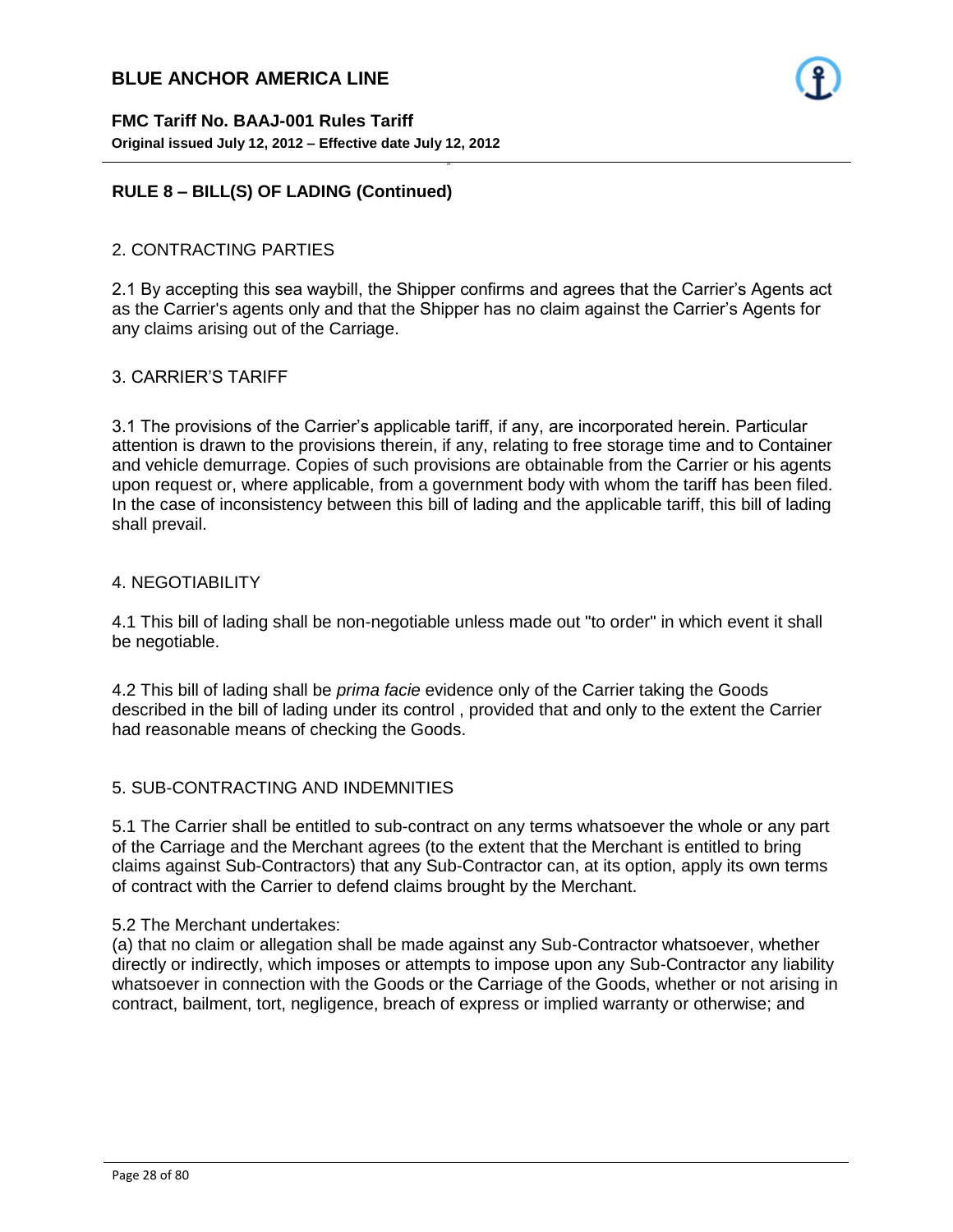## RULE 8 – BILL(S) OF LADING (Continued)

### 2. CONTRACTING PARTIES

2.1 By accepting this sea waybill, the Shipper confirms and agrees that the Carrier's Agents act as the Carrier's agents only and that the Shipper has no claim against the Carrier's Agents for any claims arising out of the Carriage.

### 3. CARRIER'S TARIFF

3.1 The provisions of the Carrier's applicable tariff, if any, are incorporated herein. Particular attention is drawn to the provisions therein, if any, relating to free storage time and to Container and vehicle demurrage. Copies of such provisions are obtainable from the Carrier or his agents upon request or, where applicable, from a government body with whom the tariff has been filed. In the case of inconsistency between this bill of lading and the applicable tariff, this bill of lading shall prevail.

### 4. NEGOTIABILITY

4.1 This bill of lading shall be non-negotiable unless made out "to order" in which event it shall be negotiable.

4.2 This bill of lading shall be *prima facie* evidence only of the Carrier taking the Goods described in the bill of lading under its control , provided that and only to the extent the Carrier had reasonable means of checking the Goods.

### 5. SUB-CONTRACTING AND INDEMNITIES

5.1 The Carrier shall be entitled to sub-contract on any terms whatsoever the whole or any part of the Carriage and the Merchant agrees (to the extent that the Merchant is entitled to bring claims against Sub-Contractors) that any Sub-Contractor can, at its option, apply its own terms of contract with the Carrier to defend claims brought by the Merchant.

5.2 The Merchant undertakes:
(a) that no claim or allegation shall be made against any Sub-Contractor whatsoever, whether directly or indirectly, which imposes or attempts to impose upon any Sub-Contractor any liability whatsoever in connection with the Goods or the Carriage of the Goods, whether or not arising in contract, bailment, tort, negligence, breach of express or implied warranty or otherwise; and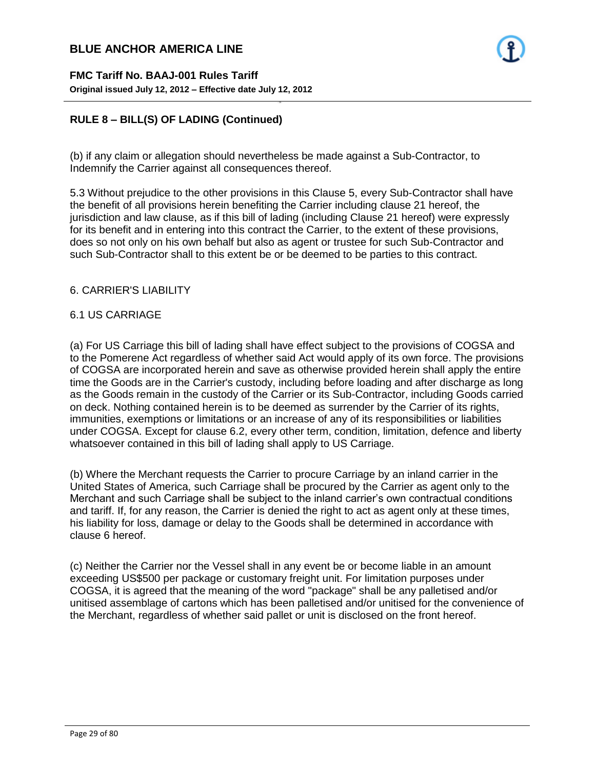## RULE 8 – BILL(S) OF LADING (Continued)

(b) if any claim or allegation should nevertheless be made against a Sub-Contractor, to Indemnify the Carrier against all consequences thereof.

5.3 Without prejudice to the other provisions in this Clause 5, every Sub-Contractor shall have the benefit of all provisions herein benefiting the Carrier including clause 21 hereof, the jurisdiction and law clause, as if this bill of lading (including Clause 21 hereof) were expressly for its benefit and in entering into this contract the Carrier, to the extent of these provisions, does so not only on his own behalf but also as agent or trustee for such Sub-Contractor and such Sub-Contractor shall to this extent be or be deemed to be parties to this contract.

6. CARRIER'S LIABILITY

6.1 US CARRIAGE

(a) For US Carriage this bill of lading shall have effect subject to the provisions of COGSA and to the Pomerene Act regardless of whether said Act would apply of its own force. The provisions of COGSA are incorporated herein and save as otherwise provided herein shall apply the entire time the Goods are in the Carrier's custody, including before loading and after discharge as long as the Goods remain in the custody of the Carrier or its Sub-Contractor, including Goods carried on deck. Nothing contained herein is to be deemed as surrender by the Carrier of its rights, immunities, exemptions or limitations or an increase of any of its responsibilities or liabilities under COGSA. Except for clause 6.2, every other term, condition, limitation, defence and liberty whatsoever contained in this bill of lading shall apply to US Carriage.

(b) Where the Merchant requests the Carrier to procure Carriage by an inland carrier in the United States of America, such Carriage shall be procured by the Carrier as agent only to the Merchant and such Carriage shall be subject to the inland carrier's own contractual conditions and tariff. If, for any reason, the Carrier is denied the right to act as agent only at these times, his liability for loss, damage or delay to the Goods shall be determined in accordance with clause 6 hereof.

(c) Neither the Carrier nor the Vessel shall in any event be or become liable in an amount exceeding US$500 per package or customary freight unit. For limitation purposes under COGSA, it is agreed that the meaning of the word "package" shall be any palletised and/or unitised assemblage of cartons which has been palletised and/or unitised for the convenience of the Merchant, regardless of whether said pallet or unit is disclosed on the front hereof.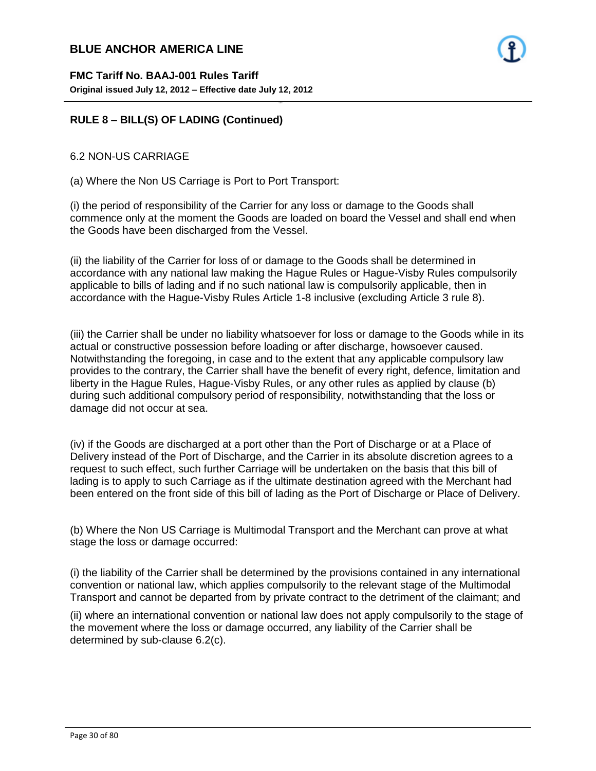## RULE 8 – BILL(S) OF LADING (Continued)

6.2 NON-US CARRIAGE

(a) Where the Non US Carriage is Port to Port Transport:

(i) the period of responsibility of the Carrier for any loss or damage to the Goods shall commence only at the moment the Goods are loaded on board the Vessel and shall end when the Goods have been discharged from the Vessel.

(ii) the liability of the Carrier for loss of or damage to the Goods shall be determined in accordance with any national law making the Hague Rules or Hague-Visby Rules compulsorily applicable to bills of lading and if no such national law is compulsorily applicable, then in accordance with the Hague-Visby Rules Article 1-8 inclusive (excluding Article 3 rule 8).

(iii) the Carrier shall be under no liability whatsoever for loss or damage to the Goods while in its actual or constructive possession before loading or after discharge, howsoever caused. Notwithstanding the foregoing, in case and to the extent that any applicable compulsory law provides to the contrary, the Carrier shall have the benefit of every right, defence, limitation and liberty in the Hague Rules, Hague-Visby Rules, or any other rules as applied by clause (b) during such additional compulsory period of responsibility, notwithstanding that the loss or damage did not occur at sea.

(iv) if the Goods are discharged at a port other than the Port of Discharge or at a Place of Delivery instead of the Port of Discharge, and the Carrier in its absolute discretion agrees to a request to such effect, such further Carriage will be undertaken on the basis that this bill of lading is to apply to such Carriage as if the ultimate destination agreed with the Merchant had been entered on the front side of this bill of lading as the Port of Discharge or Place of Delivery.

(b) Where the Non US Carriage is Multimodal Transport and the Merchant can prove at what stage the loss or damage occurred:

(i) the liability of the Carrier shall be determined by the provisions contained in any international convention or national law, which applies compulsorily to the relevant stage of the Multimodal Transport and cannot be departed from by private contract to the detriment of the claimant; and

(ii) where an international convention or national law does not apply compulsorily to the stage of the movement where the loss or damage occurred, any liability of the Carrier shall be determined by sub-clause 6.2(c).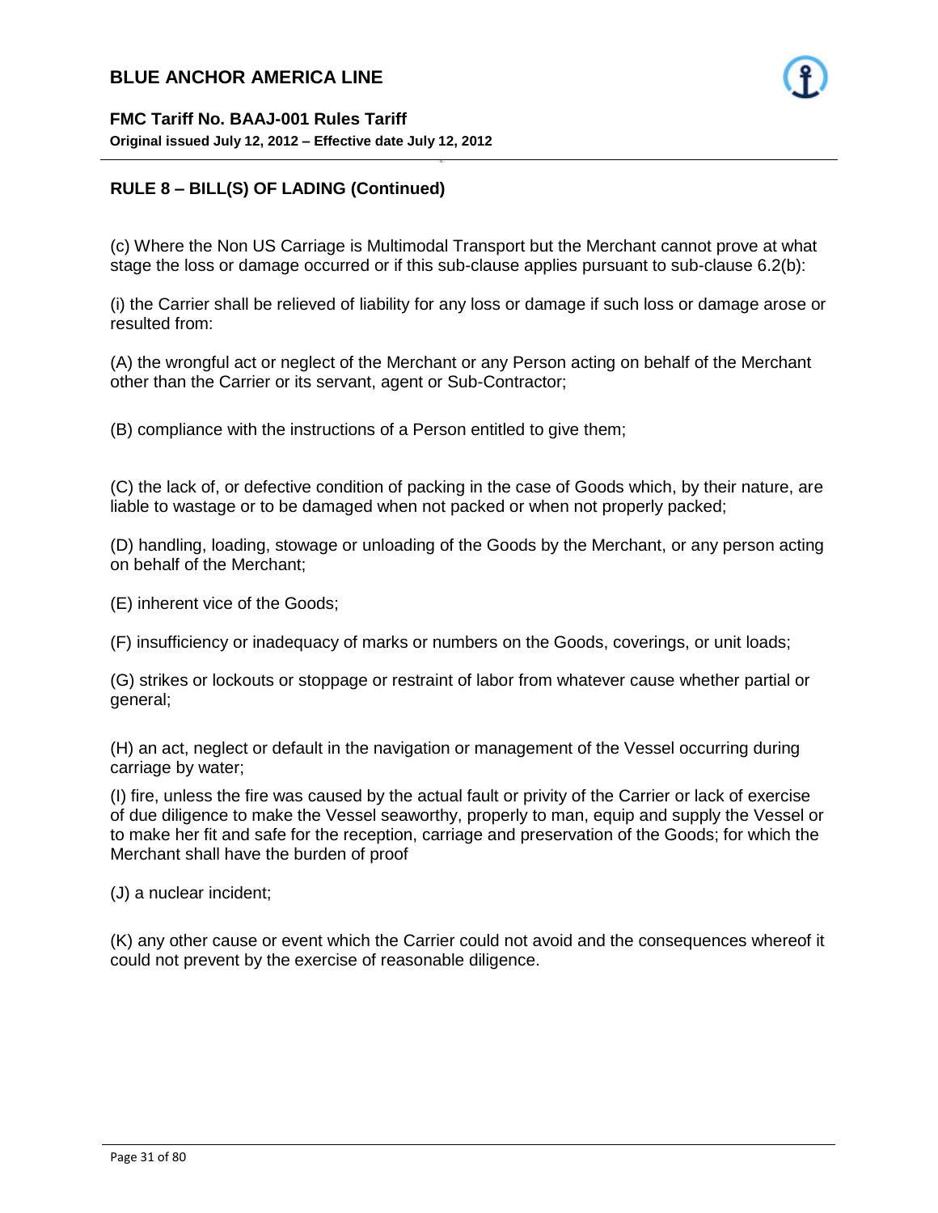## RULE 8 – BILL(S) OF LADING (Continued)

(c) Where the Non US Carriage is Multimodal Transport but the Merchant cannot prove at what stage the loss or damage occurred or if this sub-clause applies pursuant to sub-clause 6.2(b):

(i) the Carrier shall be relieved of liability for any loss or damage if such loss or damage arose or resulted from:

(A) the wrongful act or neglect of the Merchant or any Person acting on behalf of the Merchant other than the Carrier or its servant, agent or Sub-Contractor;

(B) compliance with the instructions of a Person entitled to give them;

(C) the lack of, or defective condition of packing in the case of Goods which, by their nature, are liable to wastage or to be damaged when not packed or when not properly packed;

(D) handling, loading, stowage or unloading of the Goods by the Merchant, or any person acting on behalf of the Merchant;

(E) inherent vice of the Goods;

(F) insufficiency or inadequacy of marks or numbers on the Goods, coverings, or unit loads;

(G) strikes or lockouts or stoppage or restraint of labor from whatever cause whether partial or general;

(H) an act, neglect or default in the navigation or management of the Vessel occurring during carriage by water;

(I) fire, unless the fire was caused by the actual fault or privity of the Carrier or lack of exercise of due diligence to make the Vessel seaworthy, properly to man, equip and supply the Vessel or to make her fit and safe for the reception, carriage and preservation of the Goods; for which the Merchant shall have the burden of proof

(J) a nuclear incident;

(K) any other cause or event which the Carrier could not avoid and the consequences whereof it could not prevent by the exercise of reasonable diligence.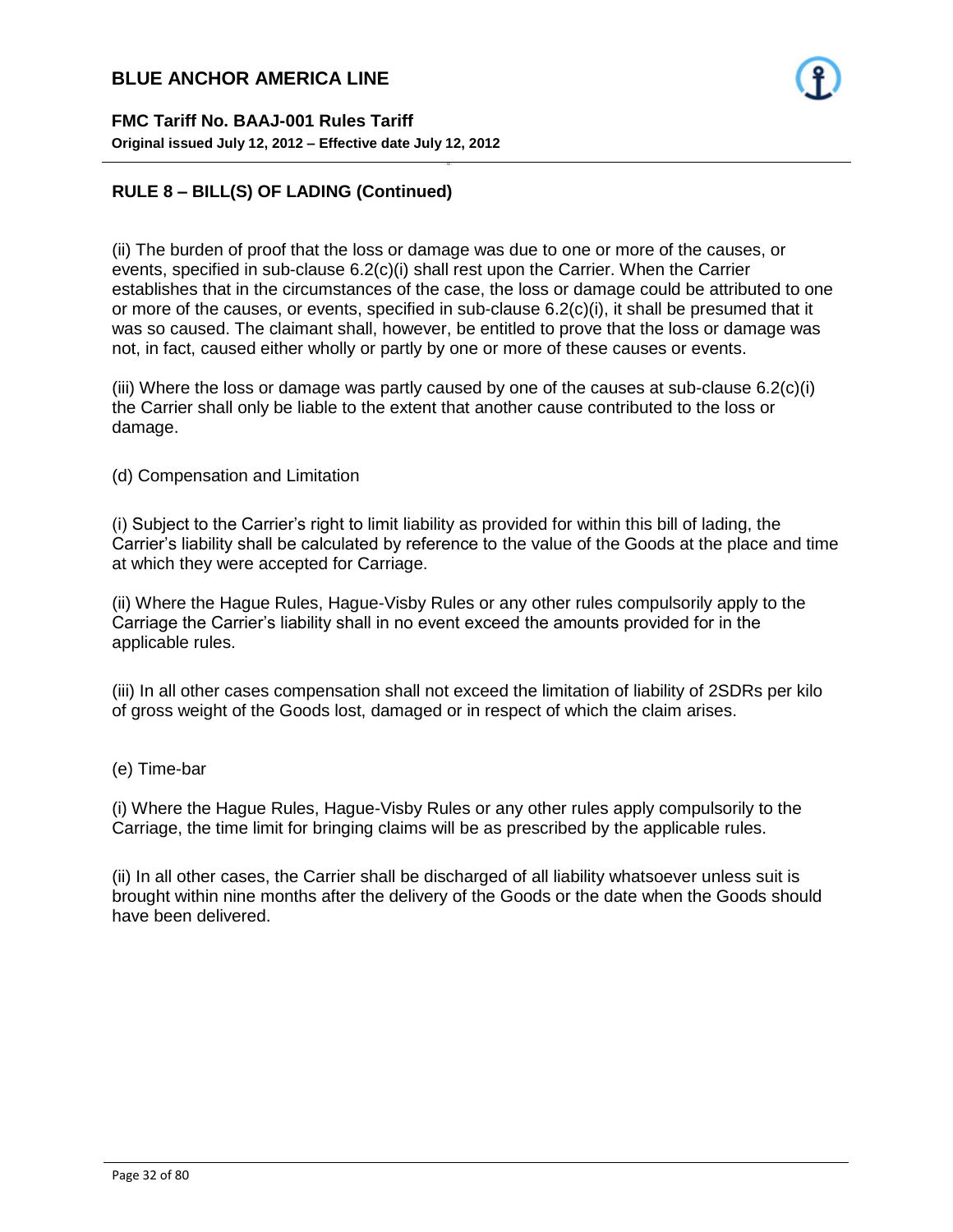## RULE 8 – BILL(S) OF LADING (Continued)

(ii) The burden of proof that the loss or damage was due to one or more of the causes, or events, specified in sub-clause 6.2(c)(i) shall rest upon the Carrier. When the Carrier establishes that in the circumstances of the case, the loss or damage could be attributed to one or more of the causes, or events, specified in sub-clause 6.2(c)(i), it shall be presumed that it was so caused. The claimant shall, however, be entitled to prove that the loss or damage was not, in fact, caused either wholly or partly by one or more of these causes or events.

(iii) Where the loss or damage was partly caused by one of the causes at sub-clause 6.2(c)(i) the Carrier shall only be liable to the extent that another cause contributed to the loss or damage.

(d) Compensation and Limitation

(i) Subject to the Carrier's right to limit liability as provided for within this bill of lading, the Carrier's liability shall be calculated by reference to the value of the Goods at the place and time at which they were accepted for Carriage.

(ii) Where the Hague Rules, Hague-Visby Rules or any other rules compulsorily apply to the Carriage the Carrier's liability shall in no event exceed the amounts provided for in the applicable rules.

(iii) In all other cases compensation shall not exceed the limitation of liability of 2SDRs per kilo of gross weight of the Goods lost, damaged or in respect of which the claim arises.

(e) Time-bar

(i) Where the Hague Rules, Hague-Visby Rules or any other rules apply compulsorily to the Carriage, the time limit for bringing claims will be as prescribed by the applicable rules.

(ii) In all other cases, the Carrier shall be discharged of all liability whatsoever unless suit is brought within nine months after the delivery of the Goods or the date when the Goods should have been delivered.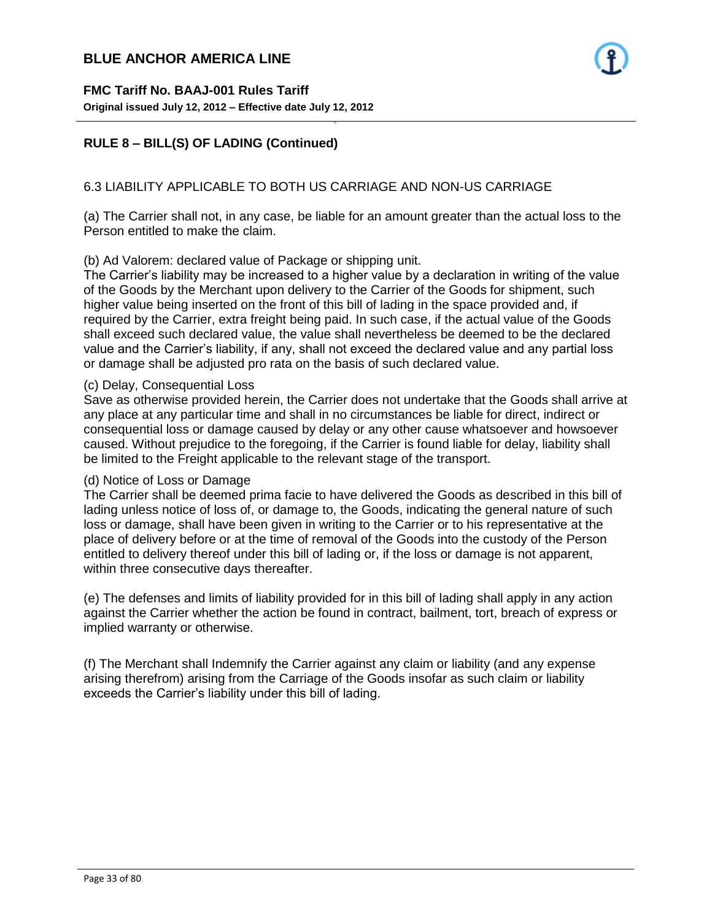## RULE 8 – BILL(S) OF LADING (Continued)

6.3 LIABILITY APPLICABLE TO BOTH US CARRIAGE AND NON-US CARRIAGE

(a) The Carrier shall not, in any case, be liable for an amount greater than the actual loss to the Person entitled to make the claim.

(b) Ad Valorem: declared value of Package or shipping unit.
The Carrier's liability may be increased to a higher value by a declaration in writing of the value of the Goods by the Merchant upon delivery to the Carrier of the Goods for shipment, such higher value being inserted on the front of this bill of lading in the space provided and, if required by the Carrier, extra freight being paid. In such case, if the actual value of the Goods shall exceed such declared value, the value shall nevertheless be deemed to be the declared value and the Carrier's liability, if any, shall not exceed the declared value and any partial loss or damage shall be adjusted pro rata on the basis of such declared value.

(c) Delay, Consequential Loss
Save as otherwise provided herein, the Carrier does not undertake that the Goods shall arrive at any place at any particular time and shall in no circumstances be liable for direct, indirect or consequential loss or damage caused by delay or any other cause whatsoever and howsoever caused. Without prejudice to the foregoing, if the Carrier is found liable for delay, liability shall be limited to the Freight applicable to the relevant stage of the transport.

(d) Notice of Loss or Damage
The Carrier shall be deemed prima facie to have delivered the Goods as described in this bill of lading unless notice of loss of, or damage to, the Goods, indicating the general nature of such loss or damage, shall have been given in writing to the Carrier or to his representative at the place of delivery before or at the time of removal of the Goods into the custody of the Person entitled to delivery thereof under this bill of lading or, if the loss or damage is not apparent, within three consecutive days thereafter.

(e) The defenses and limits of liability provided for in this bill of lading shall apply in any action against the Carrier whether the action be found in contract, bailment, tort, breach of express or implied warranty or otherwise.

(f) The Merchant shall Indemnify the Carrier against any claim or liability (and any expense arising therefrom) arising from the Carriage of the Goods insofar as such claim or liability exceeds the Carrier's liability under this bill of lading.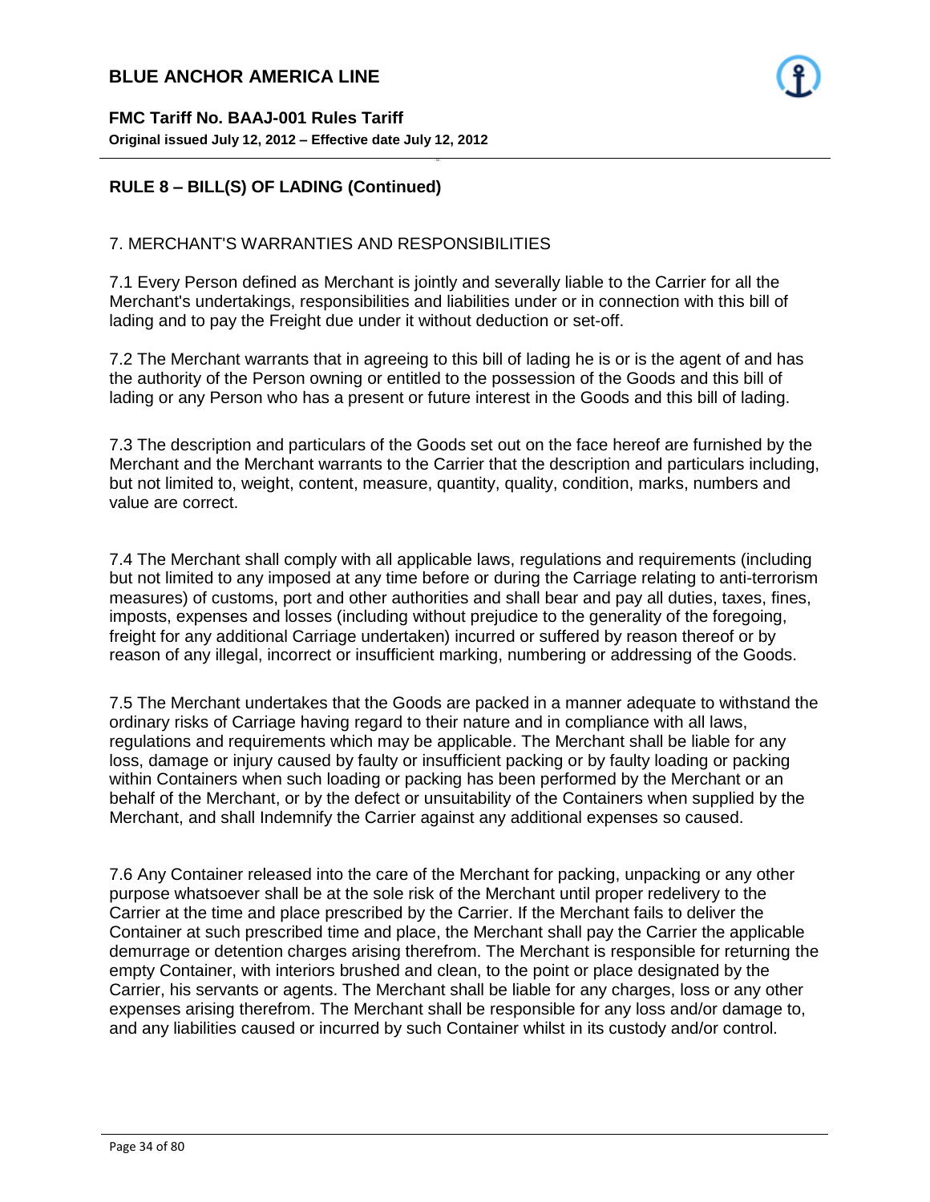## RULE 8 – BILL(S) OF LADING (Continued)

7. MERCHANT'S WARRANTIES AND RESPONSIBILITIES

7.1 Every Person defined as Merchant is jointly and severally liable to the Carrier for all the Merchant's undertakings, responsibilities and liabilities under or in connection with this bill of lading and to pay the Freight due under it without deduction or set-off.

7.2 The Merchant warrants that in agreeing to this bill of lading he is or is the agent of and has the authority of the Person owning or entitled to the possession of the Goods and this bill of lading or any Person who has a present or future interest in the Goods and this bill of lading.

7.3 The description and particulars of the Goods set out on the face hereof are furnished by the Merchant and the Merchant warrants to the Carrier that the description and particulars including, but not limited to, weight, content, measure, quantity, quality, condition, marks, numbers and value are correct.

7.4 The Merchant shall comply with all applicable laws, regulations and requirements (including but not limited to any imposed at any time before or during the Carriage relating to anti-terrorism measures) of customs, port and other authorities and shall bear and pay all duties, taxes, fines, imposts, expenses and losses (including without prejudice to the generality of the foregoing, freight for any additional Carriage undertaken) incurred or suffered by reason thereof or by reason of any illegal, incorrect or insufficient marking, numbering or addressing of the Goods.

7.5 The Merchant undertakes that the Goods are packed in a manner adequate to withstand the ordinary risks of Carriage having regard to their nature and in compliance with all laws, regulations and requirements which may be applicable. The Merchant shall be liable for any loss, damage or injury caused by faulty or insufficient packing or by faulty loading or packing within Containers when such loading or packing has been performed by the Merchant or an behalf of the Merchant, or by the defect or unsuitability of the Containers when supplied by the Merchant, and shall Indemnify the Carrier against any additional expenses so caused.

7.6 Any Container released into the care of the Merchant for packing, unpacking or any other purpose whatsoever shall be at the sole risk of the Merchant until proper redelivery to the Carrier at the time and place prescribed by the Carrier. If the Merchant fails to deliver the Container at such prescribed time and place, the Merchant shall pay the Carrier the applicable demurrage or detention charges arising therefrom. The Merchant is responsible for returning the empty Container, with interiors brushed and clean, to the point or place designated by the Carrier, his servants or agents. The Merchant shall be liable for any charges, loss or any other expenses arising therefrom. The Merchant shall be responsible for any loss and/or damage to, and any liabilities caused or incurred by such Container whilst in its custody and/or control.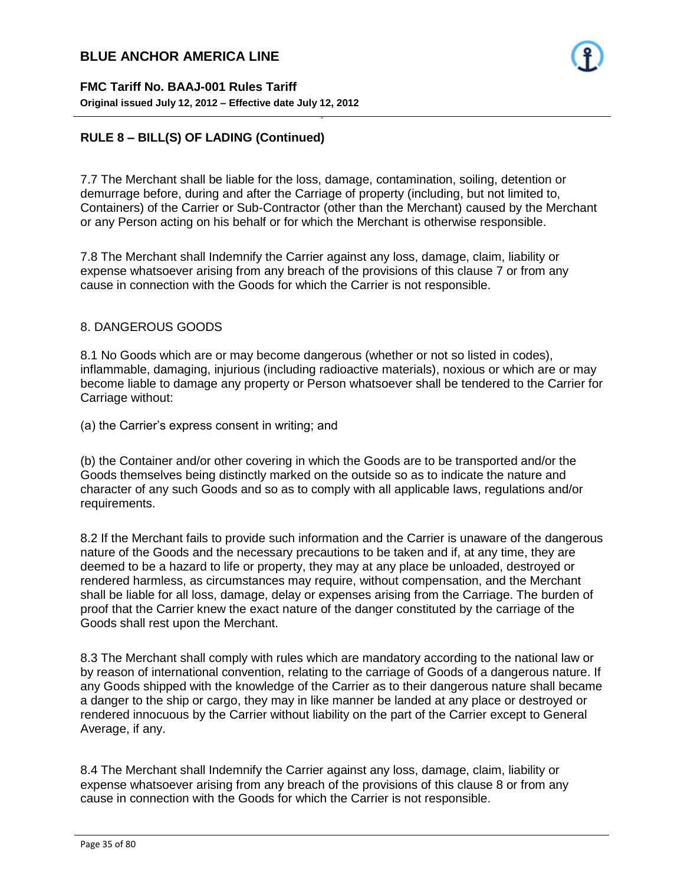## RULE 8 – BILL(S) OF LADING (Continued)

7.7 The Merchant shall be liable for the loss, damage, contamination, soiling, detention or demurrage before, during and after the Carriage of property (including, but not limited to, Containers) of the Carrier or Sub-Contractor (other than the Merchant) caused by the Merchant or any Person acting on his behalf or for which the Merchant is otherwise responsible.

7.8 The Merchant shall Indemnify the Carrier against any loss, damage, claim, liability or expense whatsoever arising from any breach of the provisions of this clause 7 or from any cause in connection with the Goods for which the Carrier is not responsible.

8. DANGEROUS GOODS

8.1 No Goods which are or may become dangerous (whether or not so listed in codes), inflammable, damaging, injurious (including radioactive materials), noxious or which are or may become liable to damage any property or Person whatsoever shall be tendered to the Carrier for Carriage without:

(a) the Carrier's express consent in writing; and

(b) the Container and/or other covering in which the Goods are to be transported and/or the Goods themselves being distinctly marked on the outside so as to indicate the nature and character of any such Goods and so as to comply with all applicable laws, regulations and/or requirements.

8.2 If the Merchant fails to provide such information and the Carrier is unaware of the dangerous nature of the Goods and the necessary precautions to be taken and if, at any time, they are deemed to be a hazard to life or property, they may at any place be unloaded, destroyed or rendered harmless, as circumstances may require, without compensation, and the Merchant shall be liable for all loss, damage, delay or expenses arising from the Carriage. The burden of proof that the Carrier knew the exact nature of the danger constituted by the carriage of the Goods shall rest upon the Merchant.

8.3 The Merchant shall comply with rules which are mandatory according to the national law or by reason of international convention, relating to the carriage of Goods of a dangerous nature. If any Goods shipped with the knowledge of the Carrier as to their dangerous nature shall became a danger to the ship or cargo, they may in like manner be landed at any place or destroyed or rendered innocuous by the Carrier without liability on the part of the Carrier except to General Average, if any.

8.4 The Merchant shall Indemnify the Carrier against any loss, damage, claim, liability or expense whatsoever arising from any breach of the provisions of this clause 8 or from any cause in connection with the Goods for which the Carrier is not responsible.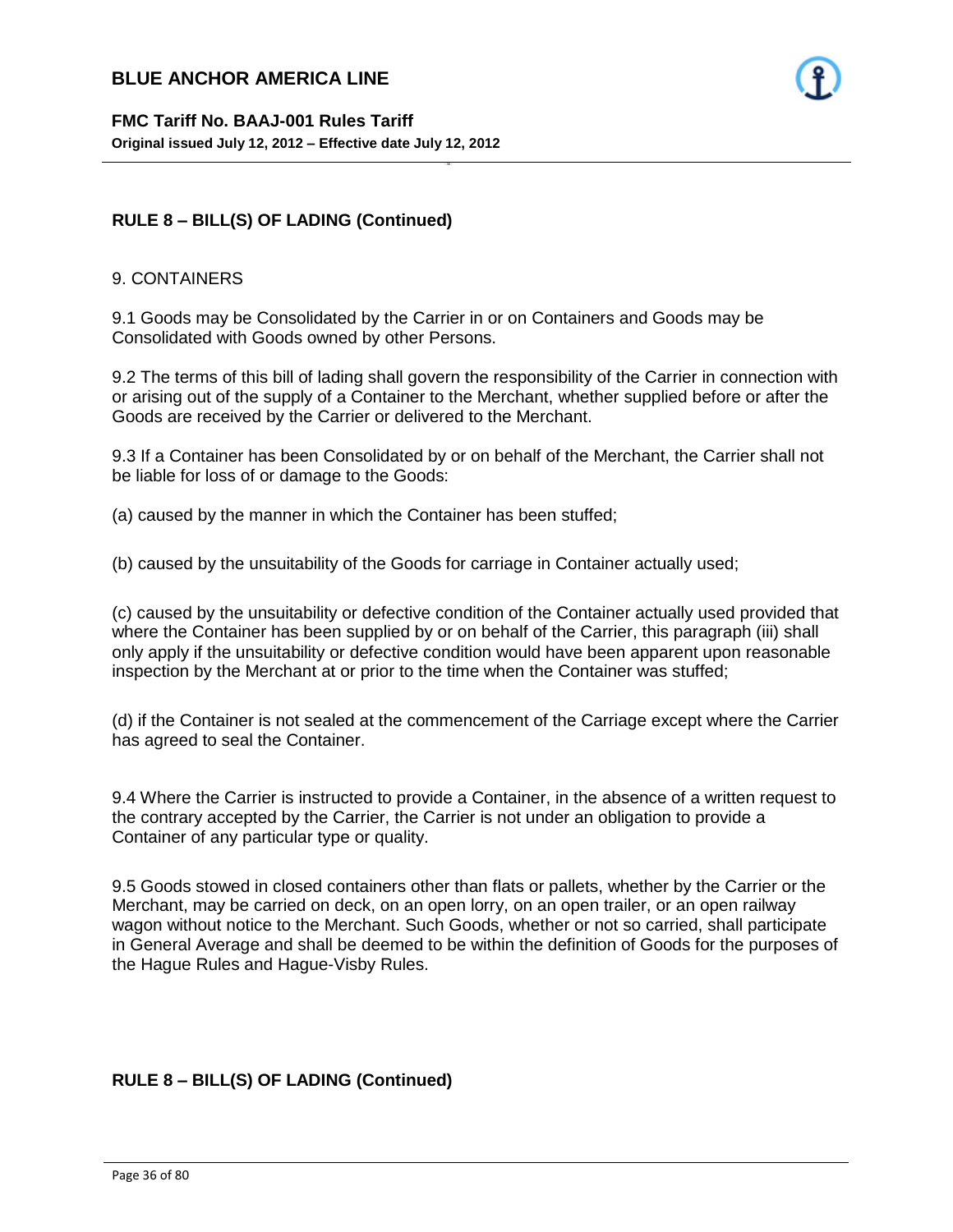## RULE 8 – BILL(S) OF LADING (Continued)

9. CONTAINERS

9.1 Goods may be Consolidated by the Carrier in or on Containers and Goods may be Consolidated with Goods owned by other Persons.

9.2 The terms of this bill of lading shall govern the responsibility of the Carrier in connection with or arising out of the supply of a Container to the Merchant, whether supplied before or after the Goods are received by the Carrier or delivered to the Merchant.

9.3 If a Container has been Consolidated by or on behalf of the Merchant, the Carrier shall not be liable for loss of or damage to the Goods:

(a) caused by the manner in which the Container has been stuffed;

(b) caused by the unsuitability of the Goods for carriage in Container actually used;

(c) caused by the unsuitability or defective condition of the Container actually used provided that where the Container has been supplied by or on behalf of the Carrier, this paragraph (iii) shall only apply if the unsuitability or defective condition would have been apparent upon reasonable inspection by the Merchant at or prior to the time when the Container was stuffed;

(d) if the Container is not sealed at the commencement of the Carriage except where the Carrier has agreed to seal the Container.

9.4 Where the Carrier is instructed to provide a Container, in the absence of a written request to the contrary accepted by the Carrier, the Carrier is not under an obligation to provide a Container of any particular type or quality.

9.5 Goods stowed in closed containers other than flats or pallets, whether by the Carrier or the Merchant, may be carried on deck, on an open lorry, on an open trailer, or an open railway wagon without notice to the Merchant. Such Goods, whether or not so carried, shall participate in General Average and shall be deemed to be within the definition of Goods for the purposes of the Hague Rules and Hague-Visby Rules.

## RULE 8 – BILL(S) OF LADING (Continued)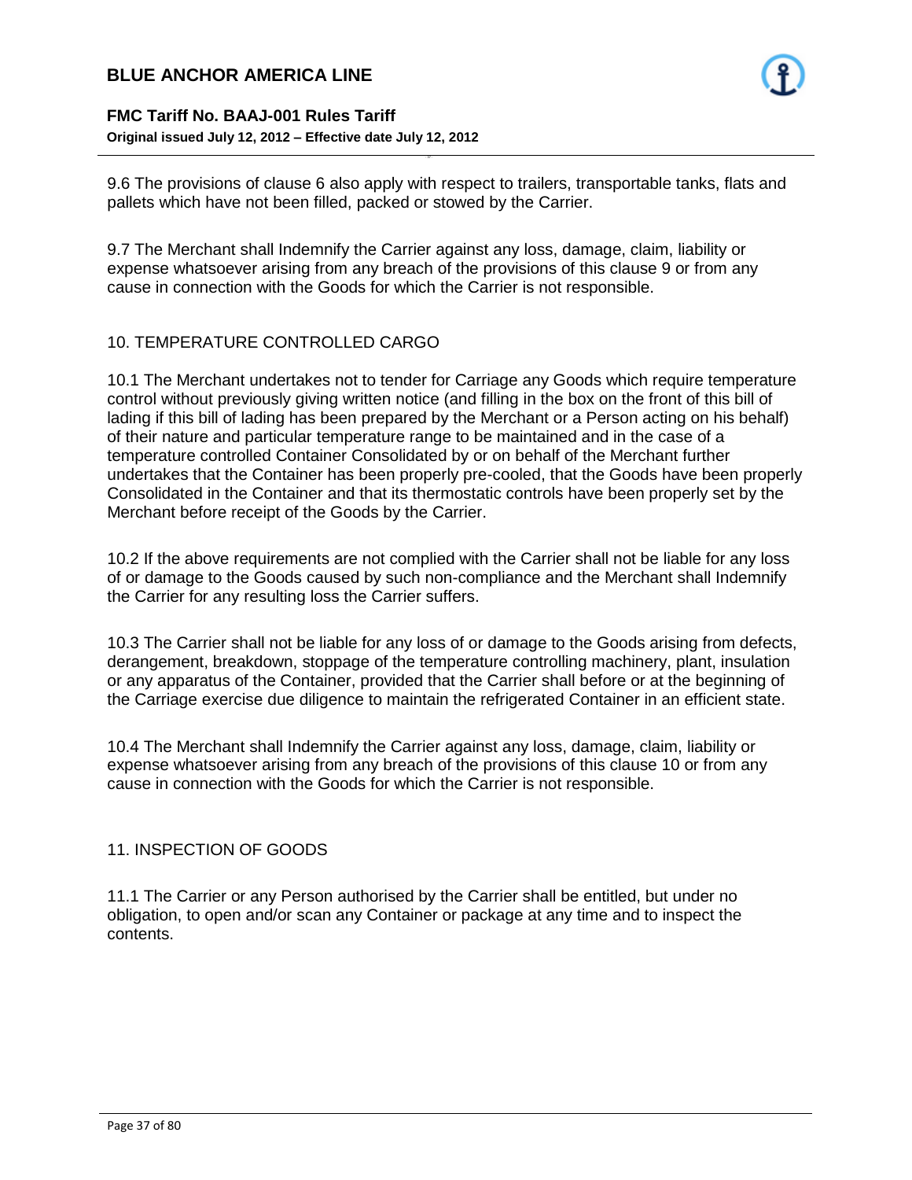9.6 The provisions of clause 6 also apply with respect to trailers, transportable tanks, flats and pallets which have not been filled, packed or stowed by the Carrier.

9.7 The Merchant shall Indemnify the Carrier against any loss, damage, claim, liability or expense whatsoever arising from any breach of the provisions of this clause 9 or from any cause in connection with the Goods for which the Carrier is not responsible.

## 10. TEMPERATURE CONTROLLED CARGO

10.1 The Merchant undertakes not to tender for Carriage any Goods which require temperature control without previously giving written notice (and filling in the box on the front of this bill of lading if this bill of lading has been prepared by the Merchant or a Person acting on his behalf) of their nature and particular temperature range to be maintained and in the case of a temperature controlled Container Consolidated by or on behalf of the Merchant further undertakes that the Container has been properly pre-cooled, that the Goods have been properly Consolidated in the Container and that its thermostatic controls have been properly set by the Merchant before receipt of the Goods by the Carrier.

10.2 If the above requirements are not complied with the Carrier shall not be liable for any loss of or damage to the Goods caused by such non-compliance and the Merchant shall Indemnify the Carrier for any resulting loss the Carrier suffers.

10.3 The Carrier shall not be liable for any loss of or damage to the Goods arising from defects, derangement, breakdown, stoppage of the temperature controlling machinery, plant, insulation or any apparatus of the Container, provided that the Carrier shall before or at the beginning of the Carriage exercise due diligence to maintain the refrigerated Container in an efficient state.

10.4 The Merchant shall Indemnify the Carrier against any loss, damage, claim, liability or expense whatsoever arising from any breach of the provisions of this clause 10 or from any cause in connection with the Goods for which the Carrier is not responsible.

## 11. INSPECTION OF GOODS

11.1 The Carrier or any Person authorised by the Carrier shall be entitled, but under no obligation, to open and/or scan any Container or package at any time and to inspect the contents.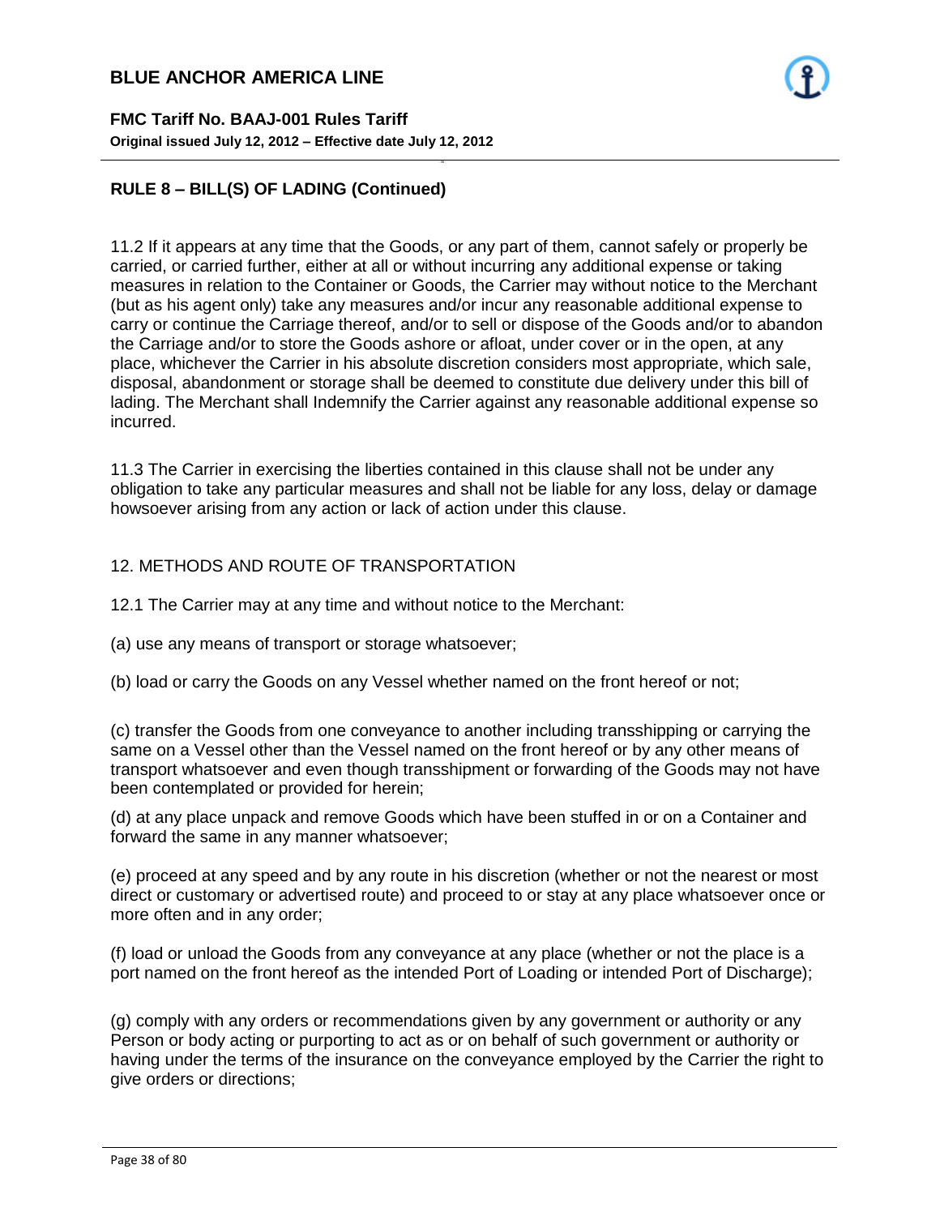## RULE 8 – BILL(S) OF LADING (Continued)

11.2 If it appears at any time that the Goods, or any part of them, cannot safely or properly be carried, or carried further, either at all or without incurring any additional expense or taking measures in relation to the Container or Goods, the Carrier may without notice to the Merchant (but as his agent only) take any measures and/or incur any reasonable additional expense to carry or continue the Carriage thereof, and/or to sell or dispose of the Goods and/or to abandon the Carriage and/or to store the Goods ashore or afloat, under cover or in the open, at any place, whichever the Carrier in his absolute discretion considers most appropriate, which sale, disposal, abandonment or storage shall be deemed to constitute due delivery under this bill of lading. The Merchant shall Indemnify the Carrier against any reasonable additional expense so incurred.

11.3 The Carrier in exercising the liberties contained in this clause shall not be under any obligation to take any particular measures and shall not be liable for any loss, delay or damage howsoever arising from any action or lack of action under this clause.

12. METHODS AND ROUTE OF TRANSPORTATION

12.1 The Carrier may at any time and without notice to the Merchant:

(a) use any means of transport or storage whatsoever;

(b) load or carry the Goods on any Vessel whether named on the front hereof or not;

(c) transfer the Goods from one conveyance to another including transshipping or carrying the same on a Vessel other than the Vessel named on the front hereof or by any other means of transport whatsoever and even though transshipment or forwarding of the Goods may not have been contemplated or provided for herein;

(d) at any place unpack and remove Goods which have been stuffed in or on a Container and forward the same in any manner whatsoever;

(e) proceed at any speed and by any route in his discretion (whether or not the nearest or most direct or customary or advertised route) and proceed to or stay at any place whatsoever once or more often and in any order;

(f) load or unload the Goods from any conveyance at any place (whether or not the place is a port named on the front hereof as the intended Port of Loading or intended Port of Discharge);

(g) comply with any orders or recommendations given by any government or authority or any Person or body acting or purporting to act as or on behalf of such government or authority or having under the terms of the insurance on the conveyance employed by the Carrier the right to give orders or directions;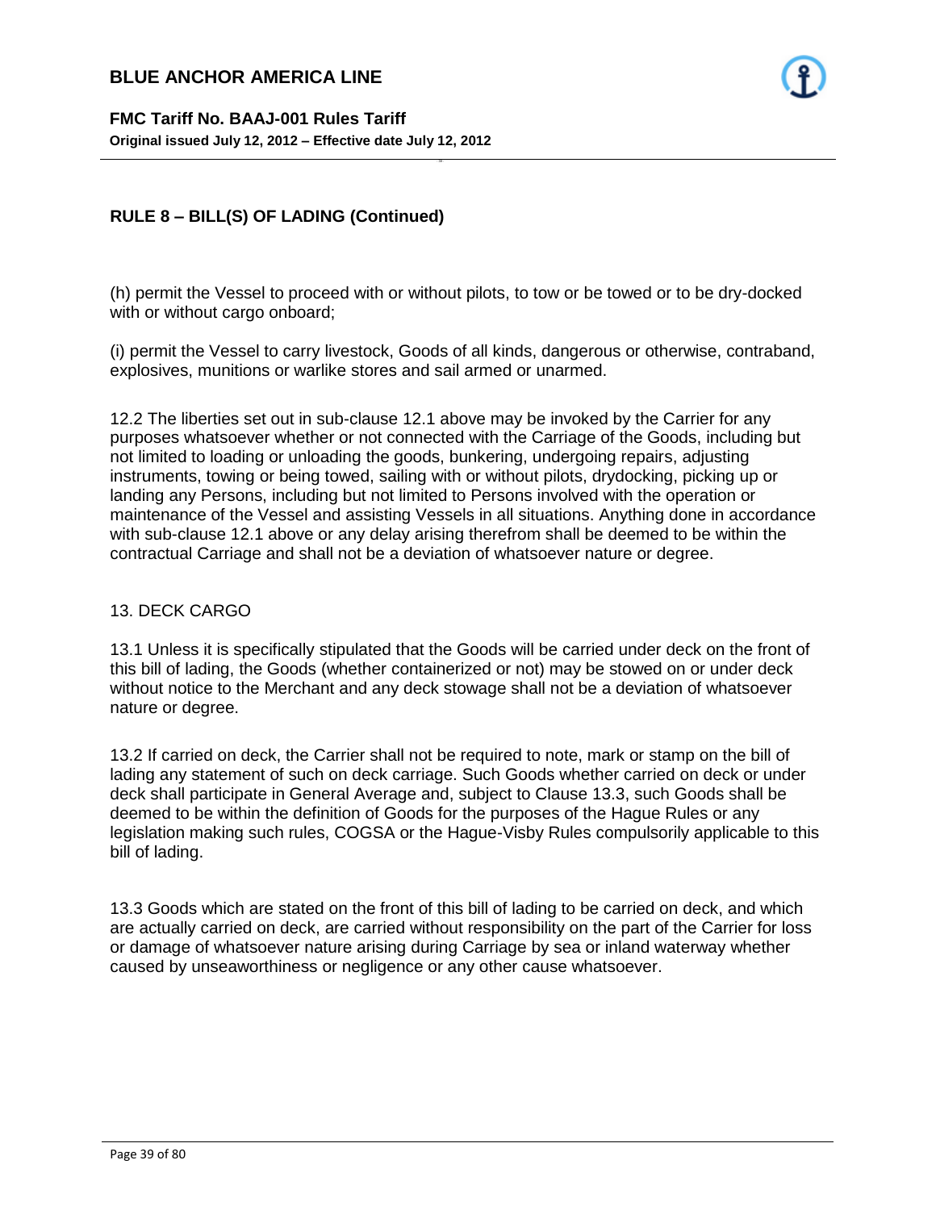## RULE 8 – BILL(S) OF LADING (Continued)

(h) permit the Vessel to proceed with or without pilots, to tow or be towed or to be dry-docked with or without cargo onboard;

(i) permit the Vessel to carry livestock, Goods of all kinds, dangerous or otherwise, contraband, explosives, munitions or warlike stores and sail armed or unarmed.

12.2 The liberties set out in sub-clause 12.1 above may be invoked by the Carrier for any purposes whatsoever whether or not connected with the Carriage of the Goods, including but not limited to loading or unloading the goods, bunkering, undergoing repairs, adjusting instruments, towing or being towed, sailing with or without pilots, drydocking, picking up or landing any Persons, including but not limited to Persons involved with the operation or maintenance of the Vessel and assisting Vessels in all situations. Anything done in accordance with sub-clause 12.1 above or any delay arising therefrom shall be deemed to be within the contractual Carriage and shall not be a deviation of whatsoever nature or degree.

13. DECK CARGO

13.1 Unless it is specifically stipulated that the Goods will be carried under deck on the front of this bill of lading, the Goods (whether containerized or not) may be stowed on or under deck without notice to the Merchant and any deck stowage shall not be a deviation of whatsoever nature or degree.

13.2 If carried on deck, the Carrier shall not be required to note, mark or stamp on the bill of lading any statement of such on deck carriage. Such Goods whether carried on deck or under deck shall participate in General Average and, subject to Clause 13.3, such Goods shall be deemed to be within the definition of Goods for the purposes of the Hague Rules or any legislation making such rules, COGSA or the Hague-Visby Rules compulsorily applicable to this bill of lading.

13.3 Goods which are stated on the front of this bill of lading to be carried on deck, and which are actually carried on deck, are carried without responsibility on the part of the Carrier for loss or damage of whatsoever nature arising during Carriage by sea or inland waterway whether caused by unseaworthiness or negligence or any other cause whatsoever.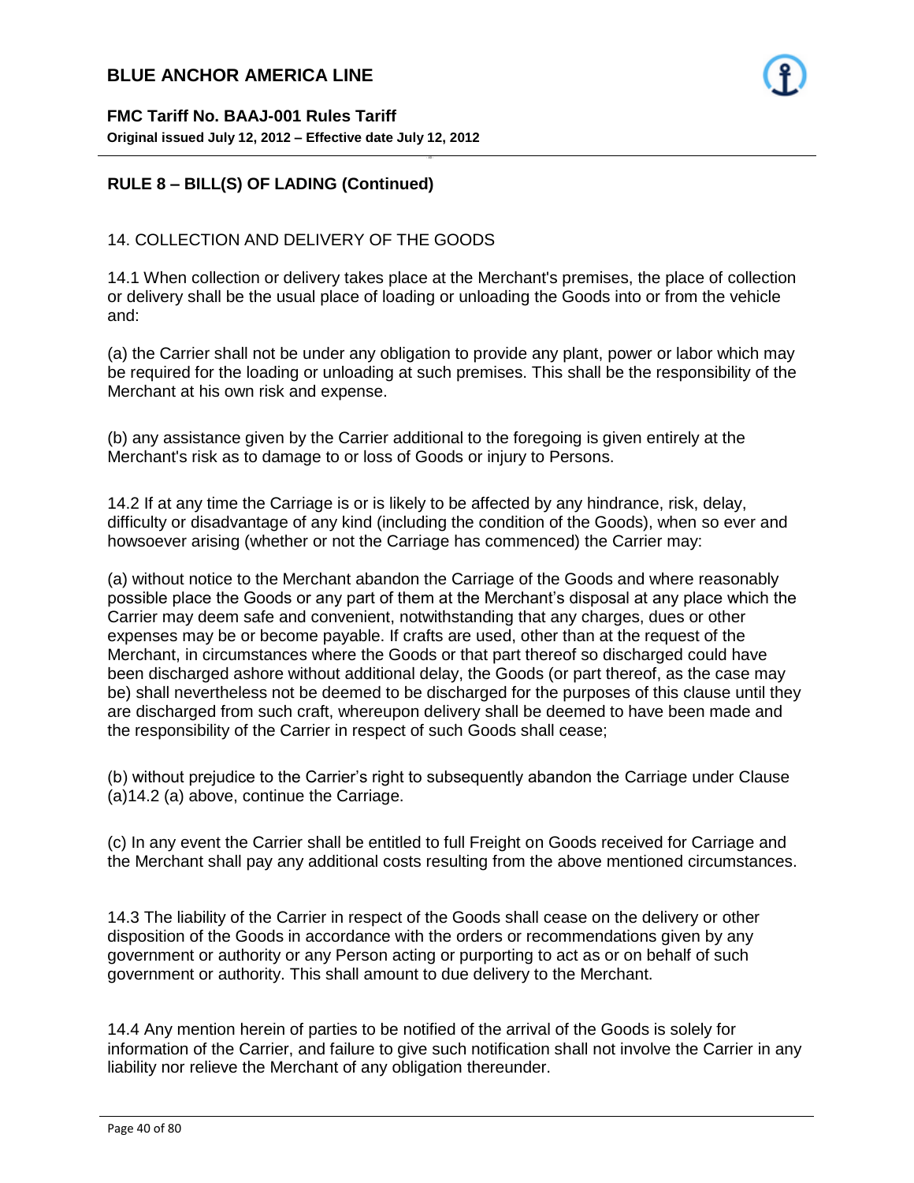## RULE 8 – BILL(S) OF LADING (Continued)

14. COLLECTION AND DELIVERY OF THE GOODS

14.1 When collection or delivery takes place at the Merchant's premises, the place of collection or delivery shall be the usual place of loading or unloading the Goods into or from the vehicle and:

(a) the Carrier shall not be under any obligation to provide any plant, power or labor which may be required for the loading or unloading at such premises. This shall be the responsibility of the Merchant at his own risk and expense.

(b) any assistance given by the Carrier additional to the foregoing is given entirely at the Merchant's risk as to damage to or loss of Goods or injury to Persons.

14.2 If at any time the Carriage is or is likely to be affected by any hindrance, risk, delay, difficulty or disadvantage of any kind (including the condition of the Goods), when so ever and howsoever arising (whether or not the Carriage has commenced) the Carrier may:

(a) without notice to the Merchant abandon the Carriage of the Goods and where reasonably possible place the Goods or any part of them at the Merchant's disposal at any place which the Carrier may deem safe and convenient, notwithstanding that any charges, dues or other expenses may be or become payable. If crafts are used, other than at the request of the Merchant, in circumstances where the Goods or that part thereof so discharged could have been discharged ashore without additional delay, the Goods (or part thereof, as the case may be) shall nevertheless not be deemed to be discharged for the purposes of this clause until they are discharged from such craft, whereupon delivery shall be deemed to have been made and the responsibility of the Carrier in respect of such Goods shall cease;

(b) without prejudice to the Carrier's right to subsequently abandon the Carriage under Clause (a)14.2 (a) above, continue the Carriage.

(c) In any event the Carrier shall be entitled to full Freight on Goods received for Carriage and the Merchant shall pay any additional costs resulting from the above mentioned circumstances.

14.3 The liability of the Carrier in respect of the Goods shall cease on the delivery or other disposition of the Goods in accordance with the orders or recommendations given by any government or authority or any Person acting or purporting to act as or on behalf of such government or authority. This shall amount to due delivery to the Merchant.

14.4 Any mention herein of parties to be notified of the arrival of the Goods is solely for information of the Carrier, and failure to give such notification shall not involve the Carrier in any liability nor relieve the Merchant of any obligation thereunder.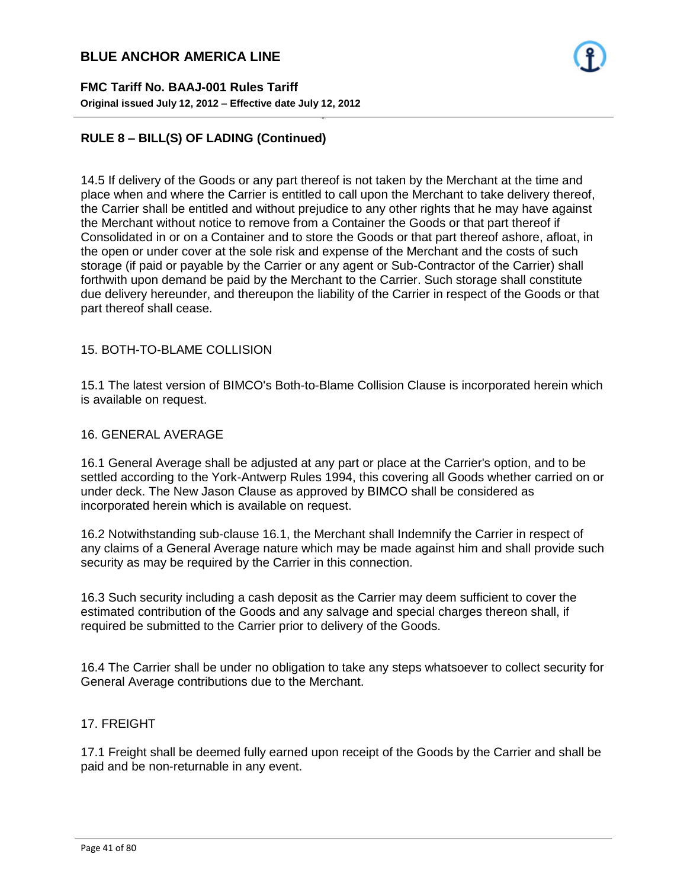## RULE 8 – BILL(S) OF LADING (Continued)

14.5 If delivery of the Goods or any part thereof is not taken by the Merchant at the time and place when and where the Carrier is entitled to call upon the Merchant to take delivery thereof, the Carrier shall be entitled and without prejudice to any other rights that he may have against the Merchant without notice to remove from a Container the Goods or that part thereof if Consolidated in or on a Container and to store the Goods or that part thereof ashore, afloat, in the open or under cover at the sole risk and expense of the Merchant and the costs of such storage (if paid or payable by the Carrier or any agent or Sub-Contractor of the Carrier) shall forthwith upon demand be paid by the Merchant to the Carrier. Such storage shall constitute due delivery hereunder, and thereupon the liability of the Carrier in respect of the Goods or that part thereof shall cease.

### 15. BOTH-TO-BLAME COLLISION

15.1 The latest version of BIMCO's Both-to-Blame Collision Clause is incorporated herein which is available on request.

### 16. GENERAL AVERAGE

16.1 General Average shall be adjusted at any part or place at the Carrier's option, and to be settled according to the York-Antwerp Rules 1994, this covering all Goods whether carried on or under deck. The New Jason Clause as approved by BIMCO shall be considered as incorporated herein which is available on request.

16.2 Notwithstanding sub-clause 16.1, the Merchant shall Indemnify the Carrier in respect of any claims of a General Average nature which may be made against him and shall provide such security as may be required by the Carrier in this connection.

16.3 Such security including a cash deposit as the Carrier may deem sufficient to cover the estimated contribution of the Goods and any salvage and special charges thereon shall, if required be submitted to the Carrier prior to delivery of the Goods.

16.4 The Carrier shall be under no obligation to take any steps whatsoever to collect security for General Average contributions due to the Merchant.

### 17. FREIGHT

17.1 Freight shall be deemed fully earned upon receipt of the Goods by the Carrier and shall be paid and be non-returnable in any event.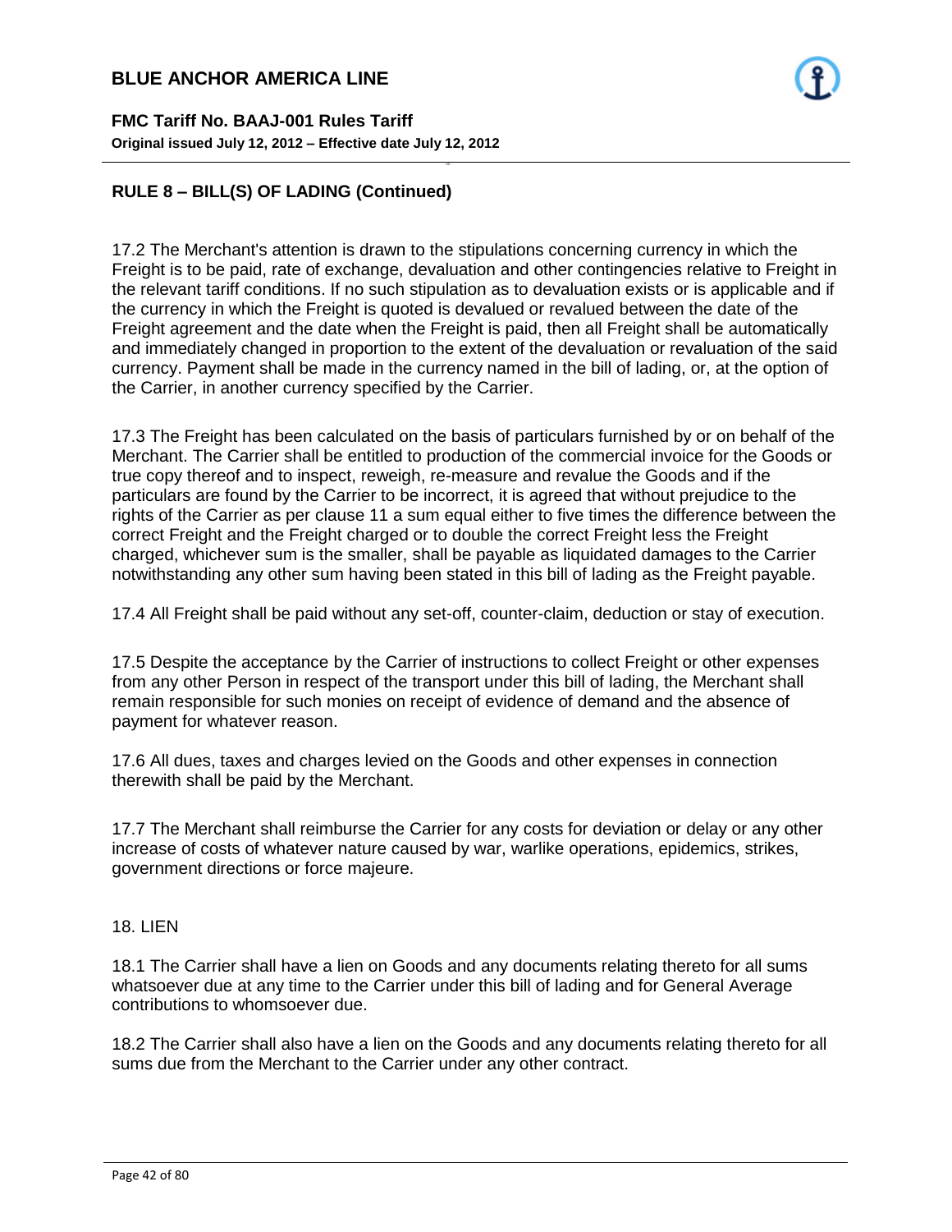## RULE 8 – BILL(S) OF LADING (Continued)

17.2 The Merchant's attention is drawn to the stipulations concerning currency in which the Freight is to be paid, rate of exchange, devaluation and other contingencies relative to Freight in the relevant tariff conditions. If no such stipulation as to devaluation exists or is applicable and if the currency in which the Freight is quoted is devalued or revalued between the date of the Freight agreement and the date when the Freight is paid, then all Freight shall be automatically and immediately changed in proportion to the extent of the devaluation or revaluation of the said currency. Payment shall be made in the currency named in the bill of lading, or, at the option of the Carrier, in another currency specified by the Carrier.

17.3 The Freight has been calculated on the basis of particulars furnished by or on behalf of the Merchant. The Carrier shall be entitled to production of the commercial invoice for the Goods or true copy thereof and to inspect, reweigh, re-measure and revalue the Goods and if the particulars are found by the Carrier to be incorrect, it is agreed that without prejudice to the rights of the Carrier as per clause 11 a sum equal either to five times the difference between the correct Freight and the Freight charged or to double the correct Freight less the Freight charged, whichever sum is the smaller, shall be payable as liquidated damages to the Carrier notwithstanding any other sum having been stated in this bill of lading as the Freight payable.

17.4 All Freight shall be paid without any set-off, counter-claim, deduction or stay of execution.

17.5 Despite the acceptance by the Carrier of instructions to collect Freight or other expenses from any other Person in respect of the transport under this bill of lading, the Merchant shall remain responsible for such monies on receipt of evidence of demand and the absence of payment for whatever reason.

17.6 All dues, taxes and charges levied on the Goods and other expenses in connection therewith shall be paid by the Merchant.

17.7 The Merchant shall reimburse the Carrier for any costs for deviation or delay or any other increase of costs of whatever nature caused by war, warlike operations, epidemics, strikes, government directions or force majeure.

18. LIEN

18.1 The Carrier shall have a lien on Goods and any documents relating thereto for all sums whatsoever due at any time to the Carrier under this bill of lading and for General Average contributions to whomsoever due.

18.2 The Carrier shall also have a lien on the Goods and any documents relating thereto for all sums due from the Merchant to the Carrier under any other contract.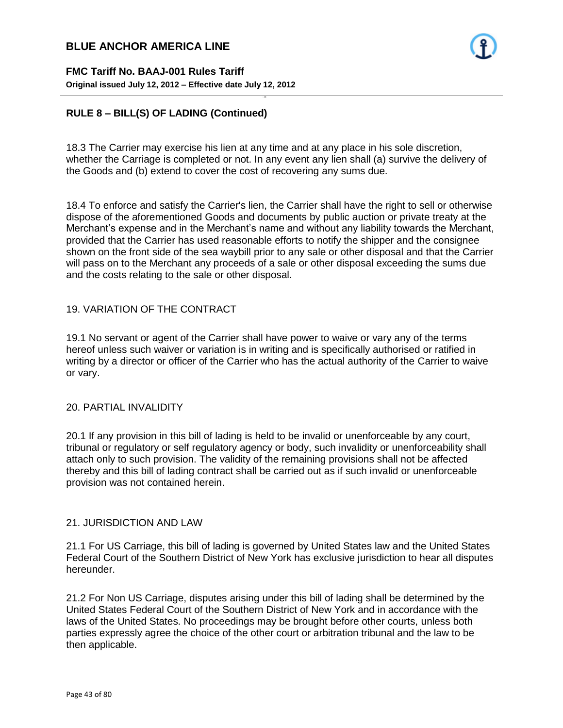## RULE 8 – BILL(S) OF LADING (Continued)

18.3 The Carrier may exercise his lien at any time and at any place in his sole discretion, whether the Carriage is completed or not. In any event any lien shall (a) survive the delivery of the Goods and (b) extend to cover the cost of recovering any sums due.

18.4 To enforce and satisfy the Carrier's lien, the Carrier shall have the right to sell or otherwise dispose of the aforementioned Goods and documents by public auction or private treaty at the Merchant's expense and in the Merchant's name and without any liability towards the Merchant, provided that the Carrier has used reasonable efforts to notify the shipper and the consignee shown on the front side of the sea waybill prior to any sale or other disposal and that the Carrier will pass on to the Merchant any proceeds of a sale or other disposal exceeding the sums due and the costs relating to the sale or other disposal.

### 19. VARIATION OF THE CONTRACT

19.1 No servant or agent of the Carrier shall have power to waive or vary any of the terms hereof unless such waiver or variation is in writing and is specifically authorised or ratified in writing by a director or officer of the Carrier who has the actual authority of the Carrier to waive or vary.

### 20. PARTIAL INVALIDITY

20.1 If any provision in this bill of lading is held to be invalid or unenforceable by any court, tribunal or regulatory or self regulatory agency or body, such invalidity or unenforceability shall attach only to such provision. The validity of the remaining provisions shall not be affected thereby and this bill of lading contract shall be carried out as if such invalid or unenforceable provision was not contained herein.

### 21. JURISDICTION AND LAW

21.1 For US Carriage, this bill of lading is governed by United States law and the United States Federal Court of the Southern District of New York has exclusive jurisdiction to hear all disputes hereunder.

21.2 For Non US Carriage, disputes arising under this bill of lading shall be determined by the United States Federal Court of the Southern District of New York and in accordance with the laws of the United States. No proceedings may be brought before other courts, unless both parties expressly agree the choice of the other court or arbitration tribunal and the law to be then applicable.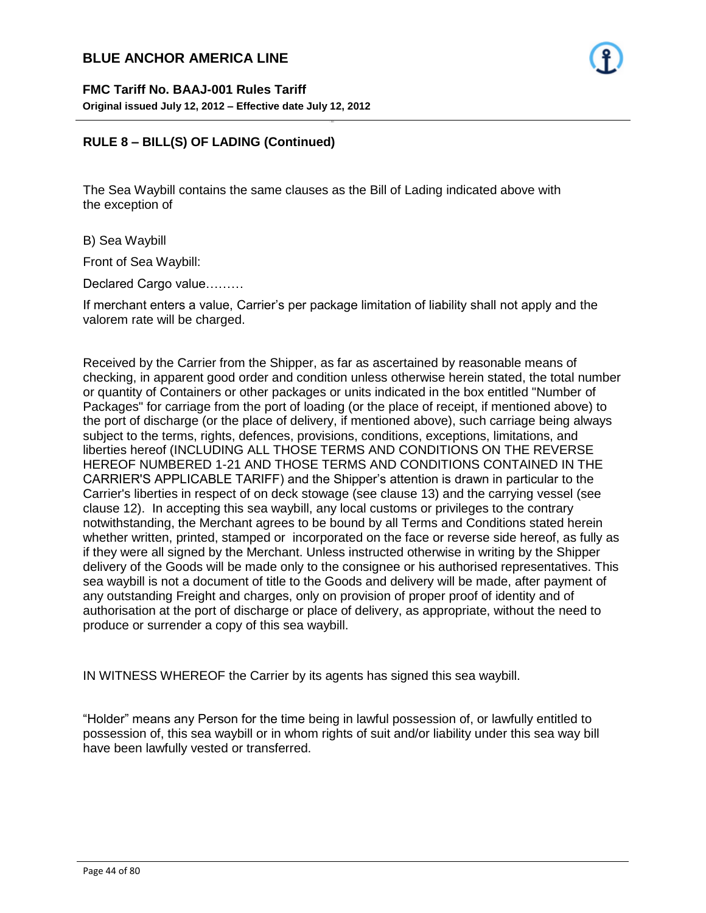## RULE 8 – BILL(S) OF LADING (Continued)

The Sea Waybill contains the same clauses as the Bill of Lading indicated above with the exception of

B) Sea Waybill

Front of Sea Waybill:

Declared Cargo value………

If merchant enters a value, Carrier's per package limitation of liability shall not apply and the valorem rate will be charged.

Received by the Carrier from the Shipper, as far as ascertained by reasonable means of checking, in apparent good order and condition unless otherwise herein stated, the total number or quantity of Containers or other packages or units indicated in the box entitled "Number of Packages" for carriage from the port of loading (or the place of receipt, if mentioned above) to the port of discharge (or the place of delivery, if mentioned above), such carriage being always subject to the terms, rights, defences, provisions, conditions, exceptions, limitations, and liberties hereof (INCLUDING ALL THOSE TERMS AND CONDITIONS ON THE REVERSE HEREOF NUMBERED 1-21 AND THOSE TERMS AND CONDITIONS CONTAINED IN THE CARRIER'S APPLICABLE TARIFF) and the Shipper's attention is drawn in particular to the Carrier's liberties in respect of on deck stowage (see clause 13) and the carrying vessel (see clause 12). In accepting this sea waybill, any local customs or privileges to the contrary notwithstanding, the Merchant agrees to be bound by all Terms and Conditions stated herein whether written, printed, stamped or incorporated on the face or reverse side hereof, as fully as if they were all signed by the Merchant. Unless instructed otherwise in writing by the Shipper delivery of the Goods will be made only to the consignee or his authorised representatives. This sea waybill is not a document of title to the Goods and delivery will be made, after payment of any outstanding Freight and charges, only on provision of proper proof of identity and of authorisation at the port of discharge or place of delivery, as appropriate, without the need to produce or surrender a copy of this sea waybill.

IN WITNESS WHEREOF the Carrier by its agents has signed this sea waybill.

"Holder" means any Person for the time being in lawful possession of, or lawfully entitled to possession of, this sea waybill or in whom rights of suit and/or liability under this sea way bill have been lawfully vested or transferred.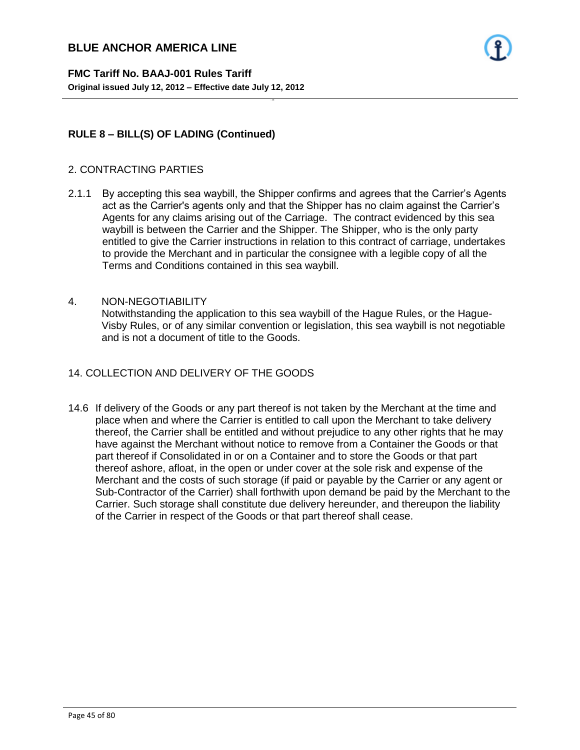## RULE 8 – BILL(S) OF LADING (Continued)

2. CONTRACTING PARTIES

2.1.1 By accepting this sea waybill, the Shipper confirms and agrees that the Carrier's Agents act as the Carrier's agents only and that the Shipper has no claim against the Carrier's Agents for any claims arising out of the Carriage. The contract evidenced by this sea waybill is between the Carrier and the Shipper. The Shipper, who is the only party entitled to give the Carrier instructions in relation to this contract of carriage, undertakes to provide the Merchant and in particular the consignee with a legible copy of all the Terms and Conditions contained in this sea waybill.

4. NON-NEGOTIABILITY
Notwithstanding the application to this sea waybill of the Hague Rules, or the Hague-Visby Rules, or of any similar convention or legislation, this sea waybill is not negotiable and is not a document of title to the Goods.

14. COLLECTION AND DELIVERY OF THE GOODS

14.6 If delivery of the Goods or any part thereof is not taken by the Merchant at the time and place when and where the Carrier is entitled to call upon the Merchant to take delivery thereof, the Carrier shall be entitled and without prejudice to any other rights that he may have against the Merchant without notice to remove from a Container the Goods or that part thereof if Consolidated in or on a Container and to store the Goods or that part thereof ashore, afloat, in the open or under cover at the sole risk and expense of the Merchant and the costs of such storage (if paid or payable by the Carrier or any agent or Sub-Contractor of the Carrier) shall forthwith upon demand be paid by the Merchant to the Carrier. Such storage shall constitute due delivery hereunder, and thereupon the liability of the Carrier in respect of the Goods or that part thereof shall cease.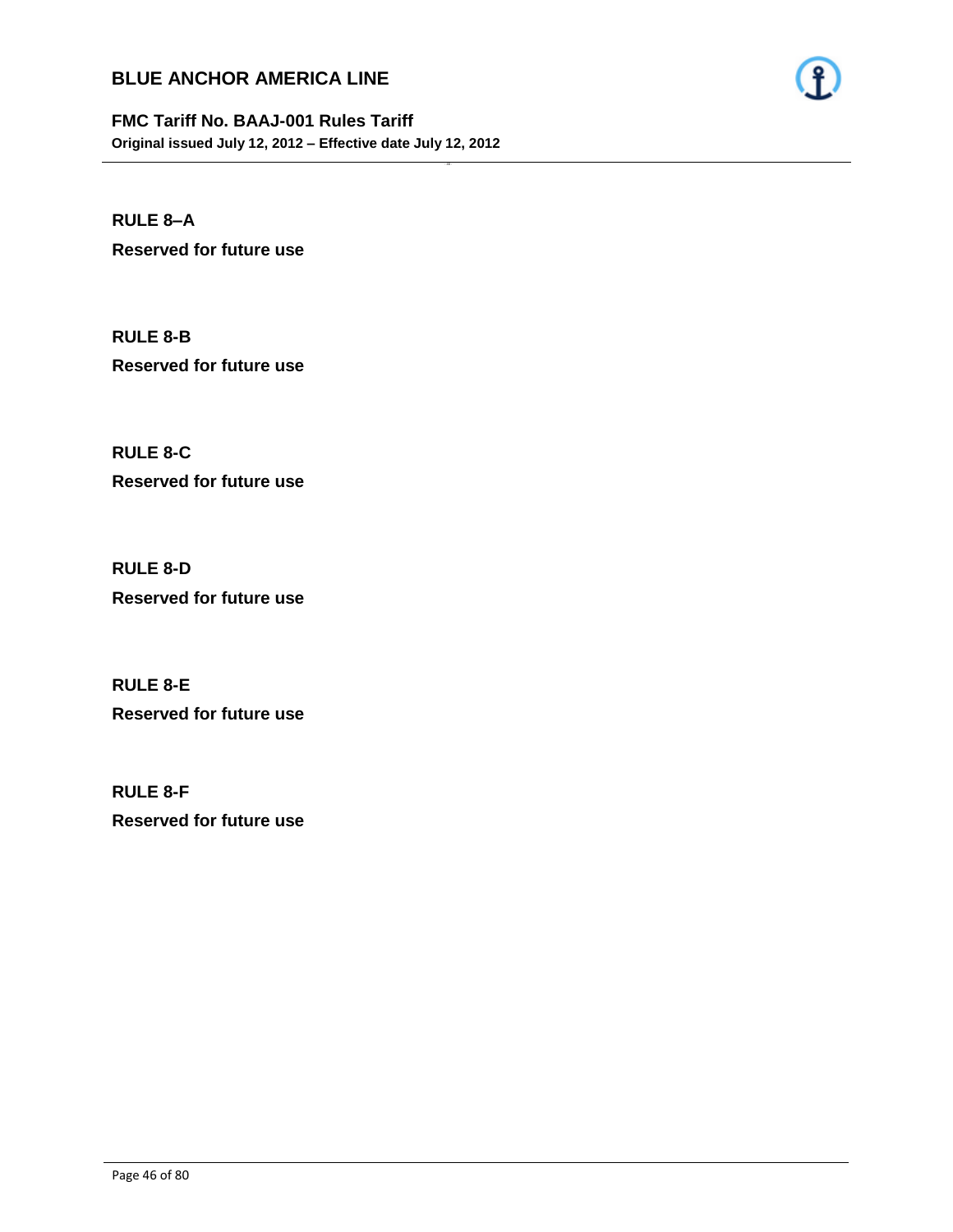**RULE 8–A**

**Reserved for future use**

**RULE 8-B**

**Reserved for future use**

**RULE 8-C**

**Reserved for future use**

**RULE 8-D**

**Reserved for future use**

**RULE 8-E**

**Reserved for future use**

**RULE 8-F**

**Reserved for future use**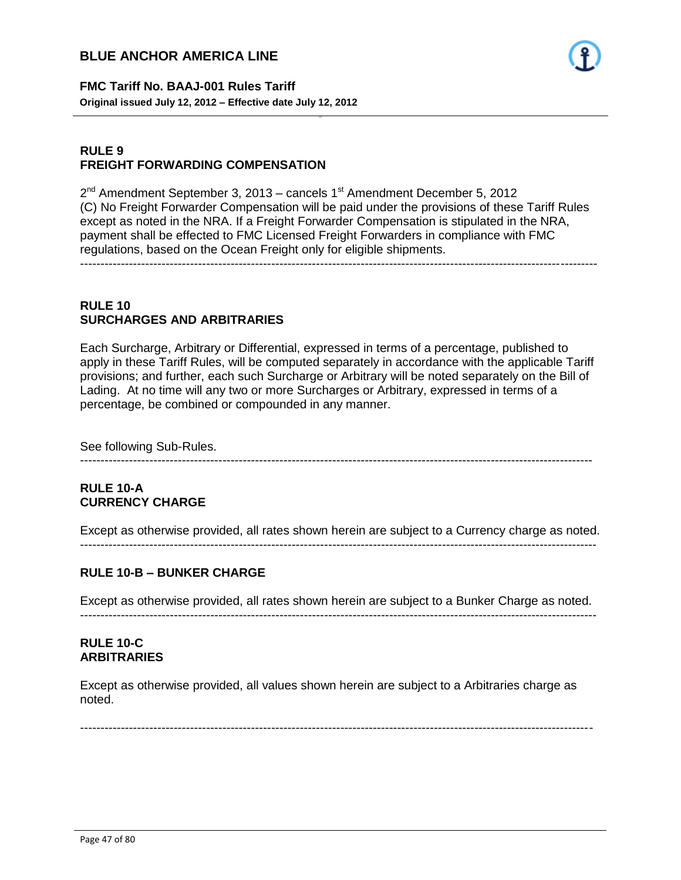## RULE 9
## FREIGHT FORWARDING COMPENSATION

2nd Amendment September 3, 2013 – cancels 1st Amendment December 5, 2012
(C) No Freight Forwarder Compensation will be paid under the provisions of these Tariff Rules except as noted in the NRA. If a Freight Forwarder Compensation is stipulated in the NRA, payment shall be effected to FMC Licensed Freight Forwarders in compliance with FMC regulations, based on the Ocean Freight only for eligible shipments.

---

## RULE 10
## SURCHARGES AND ARBITRARIES

Each Surcharge, Arbitrary or Differential, expressed in terms of a percentage, published to apply in these Tariff Rules, will be computed separately in accordance with the applicable Tariff provisions; and further, each such Surcharge or Arbitrary will be noted separately on the Bill of Lading. At no time will any two or more Surcharges or Arbitrary, expressed in terms of a percentage, be combined or compounded in any manner.

See following Sub-Rules.

---

## RULE 10-A
## CURRENCY CHARGE

Except as otherwise provided, all rates shown herein are subject to a Currency charge as noted.

---

## RULE 10-B – BUNKER CHARGE

Except as otherwise provided, all rates shown herein are subject to a Bunker Charge as noted.

---

## RULE 10-C
## ARBITRARIES

Except as otherwise provided, all values shown herein are subject to a Arbitraries charge as noted.

---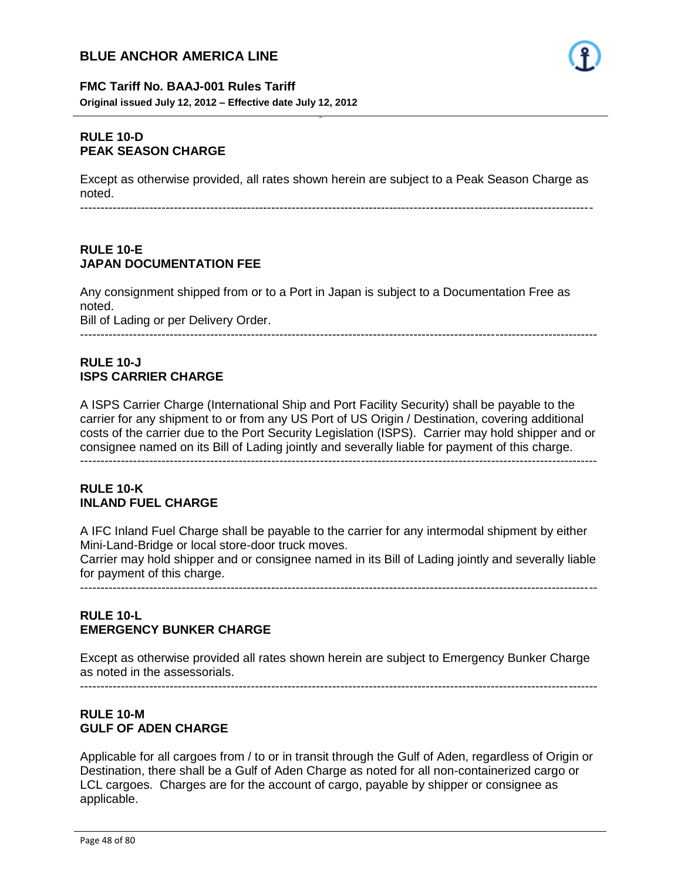### RULE 10-D
### PEAK SEASON CHARGE

Except as otherwise provided, all rates shown herein are subject to a Peak Season Charge as noted.

---

### RULE 10-E
### JAPAN DOCUMENTATION FEE

Any consignment shipped from or to a Port in Japan is subject to a Documentation Free as noted.
Bill of Lading or per Delivery Order.

---

### RULE 10-J
### ISPS CARRIER CHARGE

A ISPS Carrier Charge (International Ship and Port Facility Security) shall be payable to the carrier for any shipment to or from any US Port of US Origin / Destination, covering additional costs of the carrier due to the Port Security Legislation (ISPS). Carrier may hold shipper and or consignee named on its Bill of Lading jointly and severally liable for payment of this charge.

---

### RULE 10-K
### INLAND FUEL CHARGE

A IFC Inland Fuel Charge shall be payable to the carrier for any intermodal shipment by either Mini-Land-Bridge or local store-door truck moves.
Carrier may hold shipper and or consignee named in its Bill of Lading jointly and severally liable for payment of this charge.

---

### RULE 10-L
### EMERGENCY BUNKER CHARGE

Except as otherwise provided all rates shown herein are subject to Emergency Bunker Charge as noted in the assessorials.

---

### RULE 10-M
### GULF OF ADEN CHARGE

Applicable for all cargoes from / to or in transit through the Gulf of Aden, regardless of Origin or Destination, there shall be a Gulf of Aden Charge as noted for all non-containerized cargo or LCL cargoes. Charges are for the account of cargo, payable by shipper or consignee as applicable.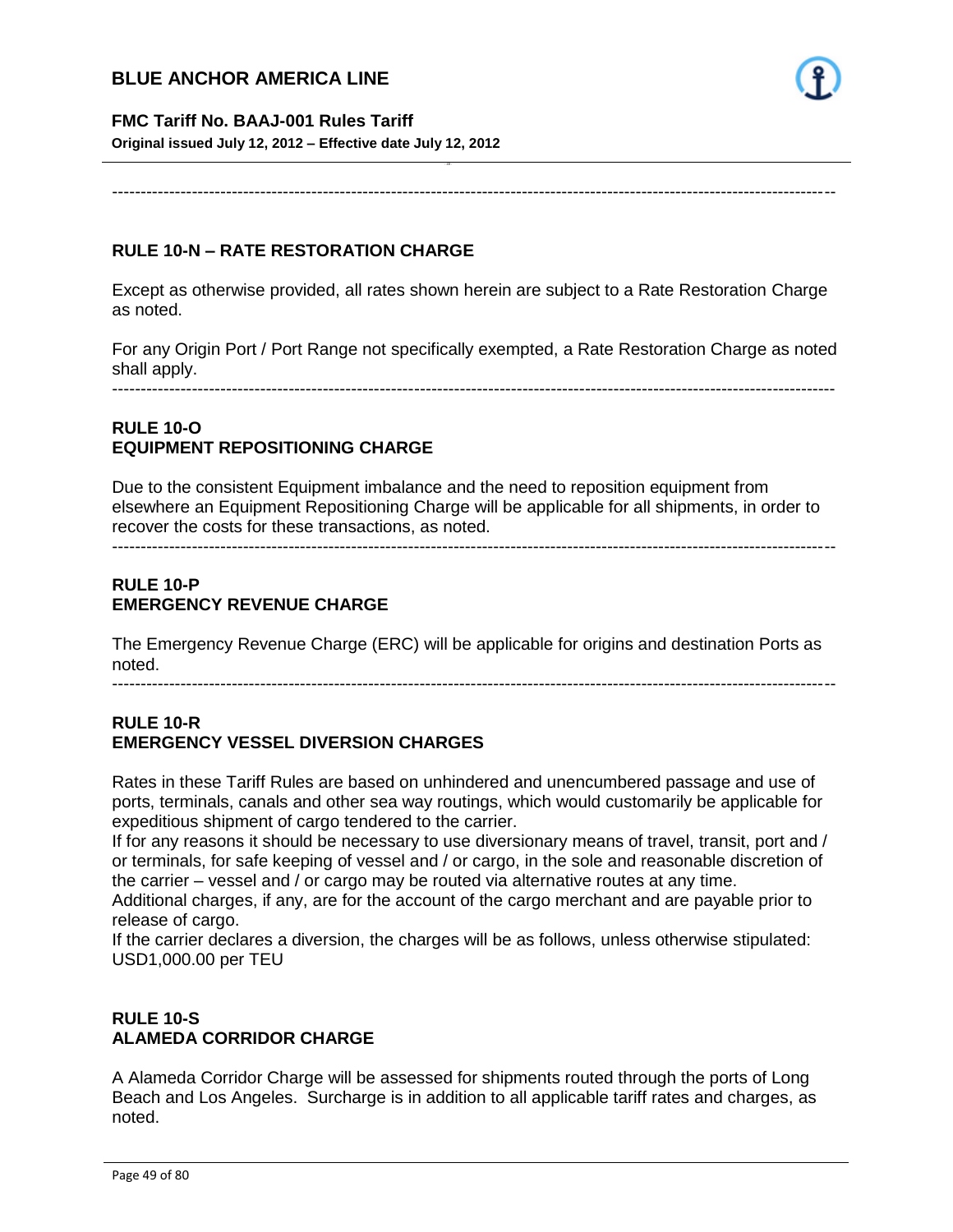## RULE 10-N – RATE RESTORATION CHARGE

Except as otherwise provided, all rates shown herein are subject to a Rate Restoration Charge as noted.

For any Origin Port / Port Range not specifically exempted, a Rate Restoration Charge as noted shall apply.

---

## RULE 10-O
## EQUIPMENT REPOSITIONING CHARGE

Due to the consistent Equipment imbalance and the need to reposition equipment from elsewhere an Equipment Repositioning Charge will be applicable for all shipments, in order to recover the costs for these transactions, as noted.

---

## RULE 10-P
## EMERGENCY REVENUE CHARGE

The Emergency Revenue Charge (ERC) will be applicable for origins and destination Ports as noted.

---

## RULE 10-R
## EMERGENCY VESSEL DIVERSION CHARGES

Rates in these Tariff Rules are based on unhindered and unencumbered passage and use of ports, terminals, canals and other sea way routings, which would customarily be applicable for expeditious shipment of cargo tendered to the carrier.
If for any reasons it should be necessary to use diversionary means of travel, transit, port and / or terminals, for safe keeping of vessel and / or cargo, in the sole and reasonable discretion of the carrier – vessel and / or cargo may be routed via alternative routes at any time.
Additional charges, if any, are for the account of the cargo merchant and are payable prior to release of cargo.
If the carrier declares a diversion, the charges will be as follows, unless otherwise stipulated:
USD1,000.00 per TEU

## RULE 10-S
## ALAMEDA CORRIDOR CHARGE

A Alameda Corridor Charge will be assessed for shipments routed through the ports of Long Beach and Los Angeles. Surcharge is in addition to all applicable tariff rates and charges, as noted.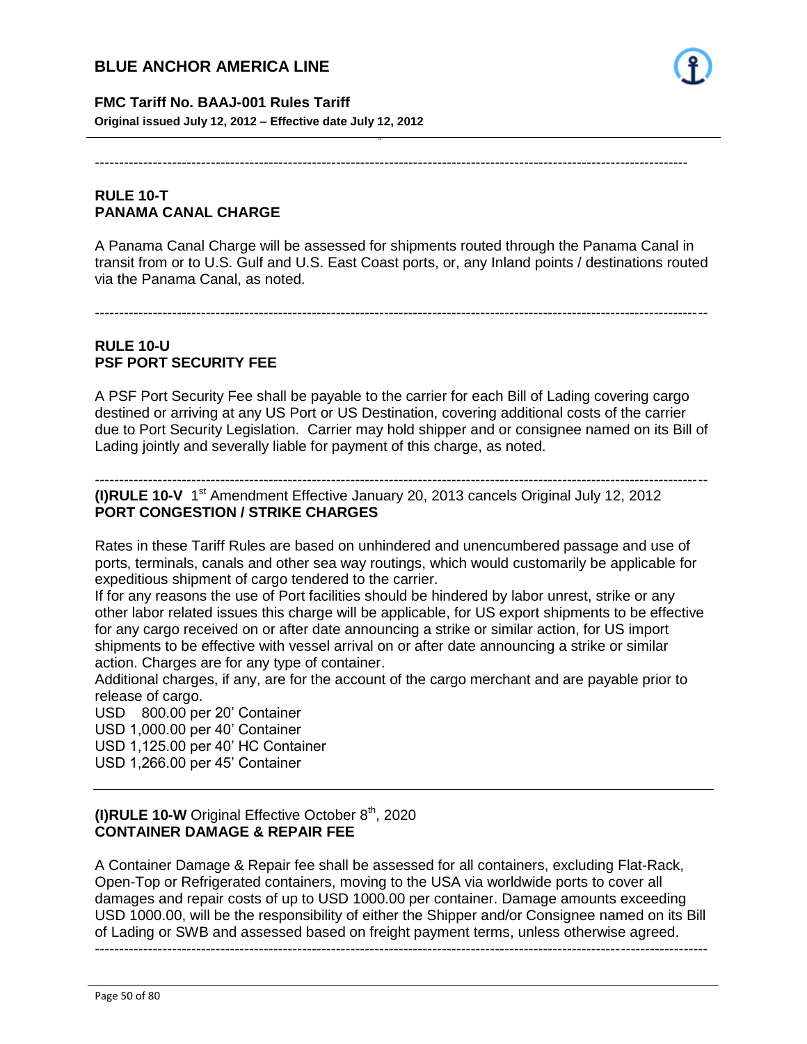---

**RULE 10-T**
**PANAMA CANAL CHARGE**

A Panama Canal Charge will be assessed for shipments routed through the Panama Canal in transit from or to U.S. Gulf and U.S. East Coast ports, or, any Inland points / destinations routed via the Panama Canal, as noted.

---

**RULE 10-U**
**PSF PORT SECURITY FEE**

A PSF Port Security Fee shall be payable to the carrier for each Bill of Lading covering cargo destined or arriving at any US Port or US Destination, covering additional costs of the carrier due to Port Security Legislation. Carrier may hold shipper and or consignee named on its Bill of Lading jointly and severally liable for payment of this charge, as noted.

---

**(I)RULE 10-V** 1st Amendment Effective January 20, 2013 cancels Original July 12, 2012
**PORT CONGESTION / STRIKE CHARGES**

Rates in these Tariff Rules are based on unhindered and unencumbered passage and use of ports, terminals, canals and other sea way routings, which would customarily be applicable for expeditious shipment of cargo tendered to the carrier.
If for any reasons the use of Port facilities should be hindered by labor unrest, strike or any other labor related issues this charge will be applicable, for US export shipments to be effective for any cargo received on or after date announcing a strike or similar action, for US import shipments to be effective with vessel arrival on or after date announcing a strike or similar action. Charges are for any type of container.
Additional charges, if any, are for the account of the cargo merchant and are payable prior to release of cargo.
USD 800.00 per 20' Container
USD 1,000.00 per 40' Container
USD 1,125.00 per 40' HC Container
USD 1,266.00 per 45' Container

---

**(I)RULE 10-W** Original Effective October 8th, 2020
**CONTAINER DAMAGE & REPAIR FEE**

A Container Damage & Repair fee shall be assessed for all containers, excluding Flat-Rack, Open-Top or Refrigerated containers, moving to the USA via worldwide ports to cover all damages and repair costs of up to USD 1000.00 per container. Damage amounts exceeding USD 1000.00, will be the responsibility of either the Shipper and/or Consignee named on its Bill of Lading or SWB and assessed based on freight payment terms, unless otherwise agreed.

---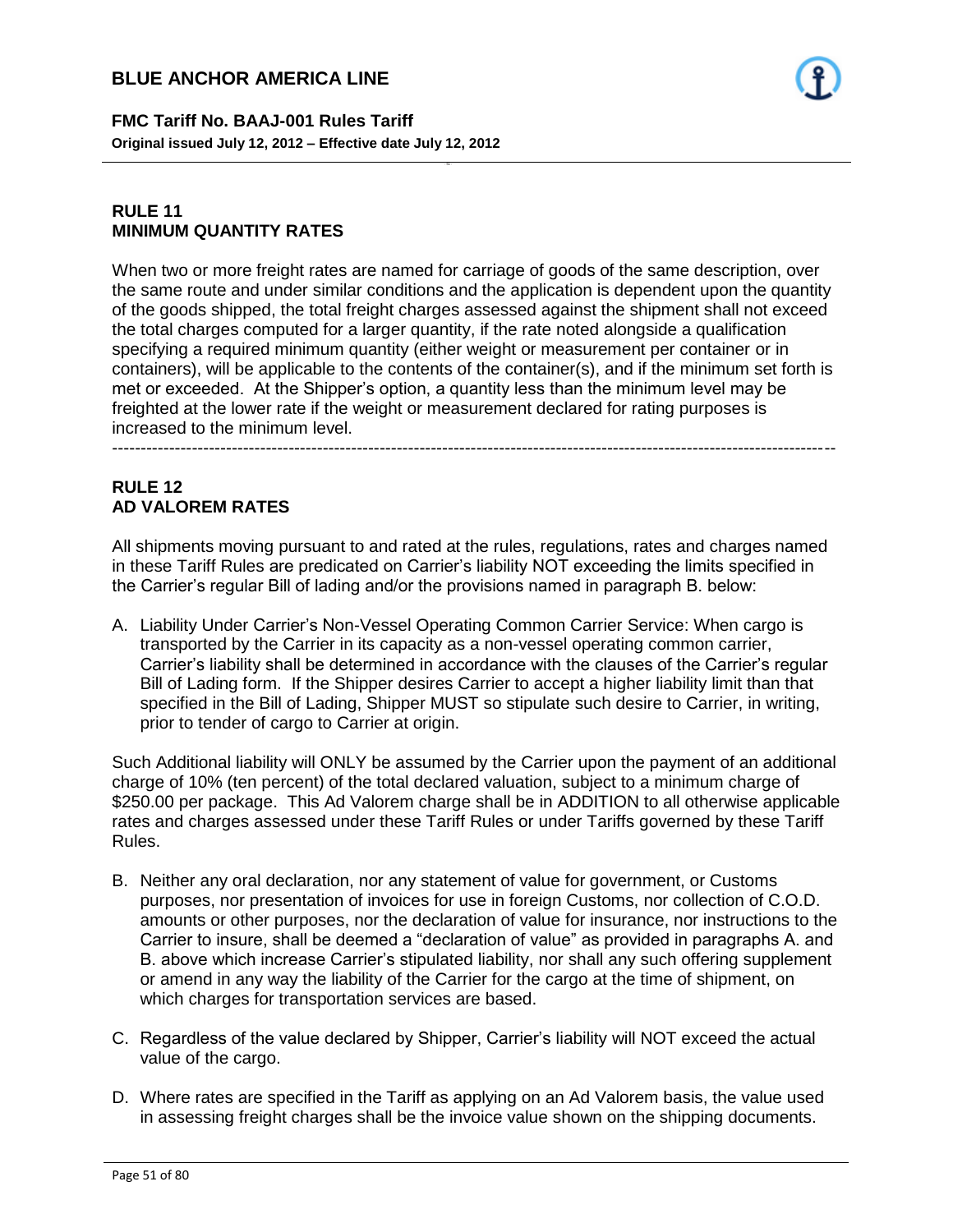## RULE 11
## MINIMUM QUANTITY RATES

When two or more freight rates are named for carriage of goods of the same description, over the same route and under similar conditions and the application is dependent upon the quantity of the goods shipped, the total freight charges assessed against the shipment shall not exceed the total charges computed for a larger quantity, if the rate noted alongside a qualification specifying a required minimum quantity (either weight or measurement per container or in containers), will be applicable to the contents of the container(s), and if the minimum set forth is met or exceeded. At the Shipper's option, a quantity less than the minimum level may be freighted at the lower rate if the weight or measurement declared for rating purposes is increased to the minimum level.

---

## RULE 12
## AD VALOREM RATES

All shipments moving pursuant to and rated at the rules, regulations, rates and charges named in these Tariff Rules are predicated on Carrier's liability NOT exceeding the limits specified in the Carrier's regular Bill of lading and/or the provisions named in paragraph B. below:

A. Liability Under Carrier's Non-Vessel Operating Common Carrier Service: When cargo is transported by the Carrier in its capacity as a non-vessel operating common carrier, Carrier's liability shall be determined in accordance with the clauses of the Carrier's regular Bill of Lading form. If the Shipper desires Carrier to accept a higher liability limit than that specified in the Bill of Lading, Shipper MUST so stipulate such desire to Carrier, in writing, prior to tender of cargo to Carrier at origin.

Such Additional liability will ONLY be assumed by the Carrier upon the payment of an additional charge of 10% (ten percent) of the total declared valuation, subject to a minimum charge of $250.00 per package. This Ad Valorem charge shall be in ADDITION to all otherwise applicable rates and charges assessed under these Tariff Rules or under Tariffs governed by these Tariff Rules.

B. Neither any oral declaration, nor any statement of value for government, or Customs purposes, nor presentation of invoices for use in foreign Customs, nor collection of C.O.D. amounts or other purposes, nor the declaration of value for insurance, nor instructions to the Carrier to insure, shall be deemed a "declaration of value" as provided in paragraphs A. and B. above which increase Carrier's stipulated liability, nor shall any such offering supplement or amend in any way the liability of the Carrier for the cargo at the time of shipment, on which charges for transportation services are based.

C. Regardless of the value declared by Shipper, Carrier's liability will NOT exceed the actual value of the cargo.

D. Where rates are specified in the Tariff as applying on an Ad Valorem basis, the value used in assessing freight charges shall be the invoice value shown on the shipping documents.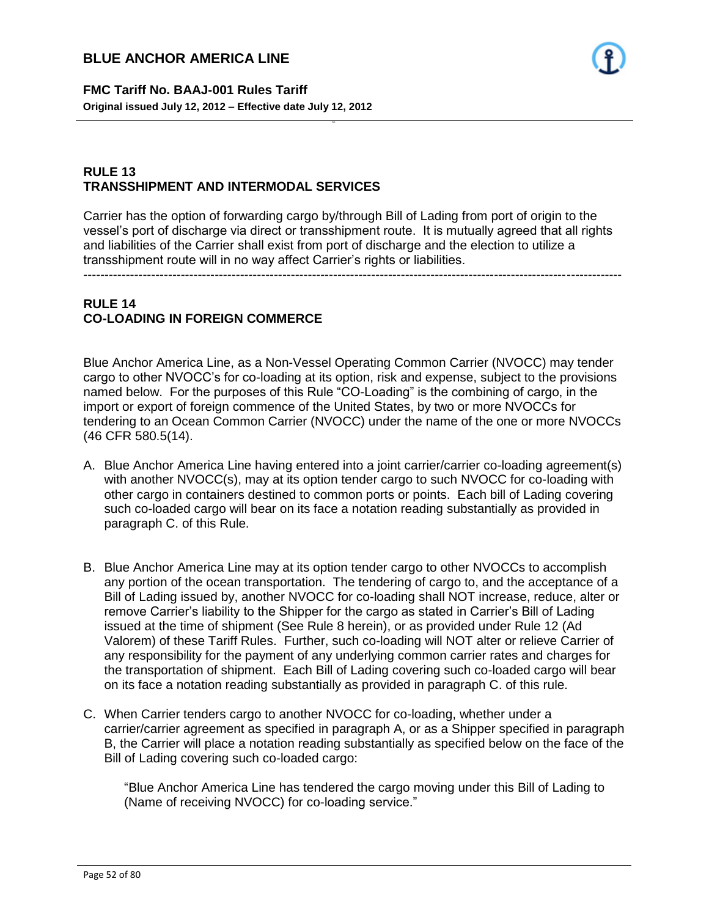## RULE 13
## TRANSSHIPMENT AND INTERMODAL SERVICES

Carrier has the option of forwarding cargo by/through Bill of Lading from port of origin to the vessel's port of discharge via direct or transshipment route. It is mutually agreed that all rights and liabilities of the Carrier shall exist from port of discharge and the election to utilize a transshipment route will in no way affect Carrier's rights or liabilities.

---

## RULE 14
## CO-LOADING IN FOREIGN COMMERCE

Blue Anchor America Line, as a Non-Vessel Operating Common Carrier (NVOCC) may tender cargo to other NVOCC's for co-loading at its option, risk and expense, subject to the provisions named below. For the purposes of this Rule "CO-Loading" is the combining of cargo, in the import or export of foreign commence of the United States, by two or more NVOCCs for tendering to an Ocean Common Carrier (NVOCC) under the name of the one or more NVOCCs (46 CFR 580.5(14).

A. Blue Anchor America Line having entered into a joint carrier/carrier co-loading agreement(s) with another NVOCC(s), may at its option tender cargo to such NVOCC for co-loading with other cargo in containers destined to common ports or points. Each bill of Lading covering such co-loaded cargo will bear on its face a notation reading substantially as provided in paragraph C. of this Rule.

B. Blue Anchor America Line may at its option tender cargo to other NVOCCs to accomplish any portion of the ocean transportation. The tendering of cargo to, and the acceptance of a Bill of Lading issued by, another NVOCC for co-loading shall NOT increase, reduce, alter or remove Carrier's liability to the Shipper for the cargo as stated in Carrier's Bill of Lading issued at the time of shipment (See Rule 8 herein), or as provided under Rule 12 (Ad Valorem) of these Tariff Rules. Further, such co-loading will NOT alter or relieve Carrier of any responsibility for the payment of any underlying common carrier rates and charges for the transportation of shipment. Each Bill of Lading covering such co-loaded cargo will bear on its face a notation reading substantially as provided in paragraph C. of this rule.

C. When Carrier tenders cargo to another NVOCC for co-loading, whether under a carrier/carrier agreement as specified in paragraph A, or as a Shipper specified in paragraph B, the Carrier will place a notation reading substantially as specified below on the face of the Bill of Lading covering such co-loaded cargo:

   "Blue Anchor America Line has tendered the cargo moving under this Bill of Lading to (Name of receiving NVOCC) for co-loading service."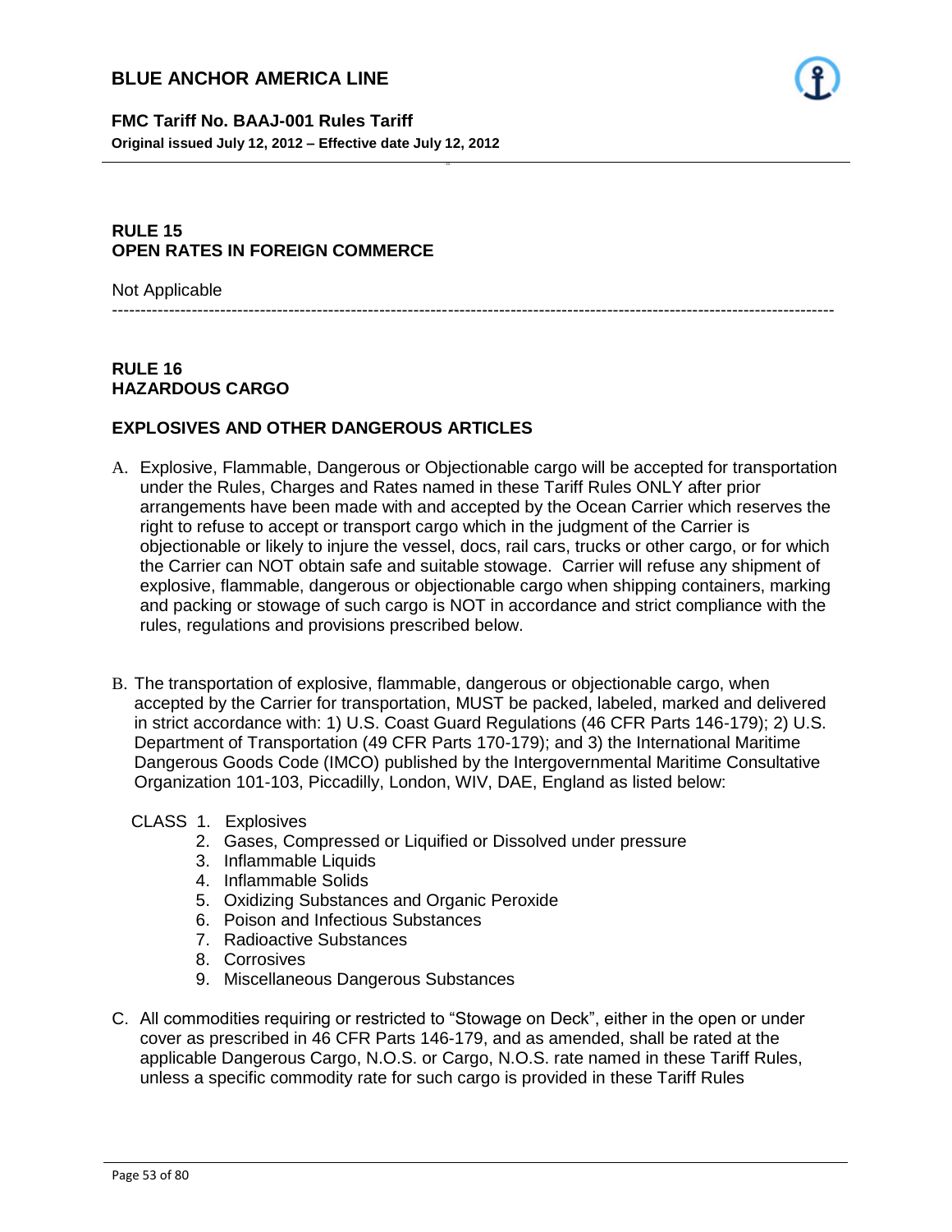## RULE 15
## OPEN RATES IN FOREIGN COMMERCE

Not Applicable

---

## RULE 16
## HAZARDOUS CARGO

### EXPLOSIVES AND OTHER DANGEROUS ARTICLES

A. Explosive, Flammable, Dangerous or Objectionable cargo will be accepted for transportation under the Rules, Charges and Rates named in these Tariff Rules ONLY after prior arrangements have been made with and accepted by the Ocean Carrier which reserves the right to refuse to accept or transport cargo which in the judgment of the Carrier is objectionable or likely to injure the vessel, docs, rail cars, trucks or other cargo, or for which the Carrier can NOT obtain safe and suitable stowage. Carrier will refuse any shipment of explosive, flammable, dangerous or objectionable cargo when shipping containers, marking and packing or stowage of such cargo is NOT in accordance and strict compliance with the rules, regulations and provisions prescribed below.

B. The transportation of explosive, flammable, dangerous or objectionable cargo, when accepted by the Carrier for transportation, MUST be packed, labeled, marked and delivered in strict accordance with: 1) U.S. Coast Guard Regulations (46 CFR Parts 146-179); 2) U.S. Department of Transportation (49 CFR Parts 170-179); and 3) the International Maritime Dangerous Goods Code (IMCO) published by the Intergovernmental Maritime Consultative Organization 101-103, Piccadilly, London, WIV, DAE, England as listed below:

CLASS
1. Explosives
2. Gases, Compressed or Liquified or Dissolved under pressure
3. Inflammable Liquids
4. Inflammable Solids
5. Oxidizing Substances and Organic Peroxide
6. Poison and Infectious Substances
7. Radioactive Substances
8. Corrosives
9. Miscellaneous Dangerous Substances

C. All commodities requiring or restricted to "Stowage on Deck", either in the open or under cover as prescribed in 46 CFR Parts 146-179, and as amended, shall be rated at the applicable Dangerous Cargo, N.O.S. or Cargo, N.O.S. rate named in these Tariff Rules, unless a specific commodity rate for such cargo is provided in these Tariff Rules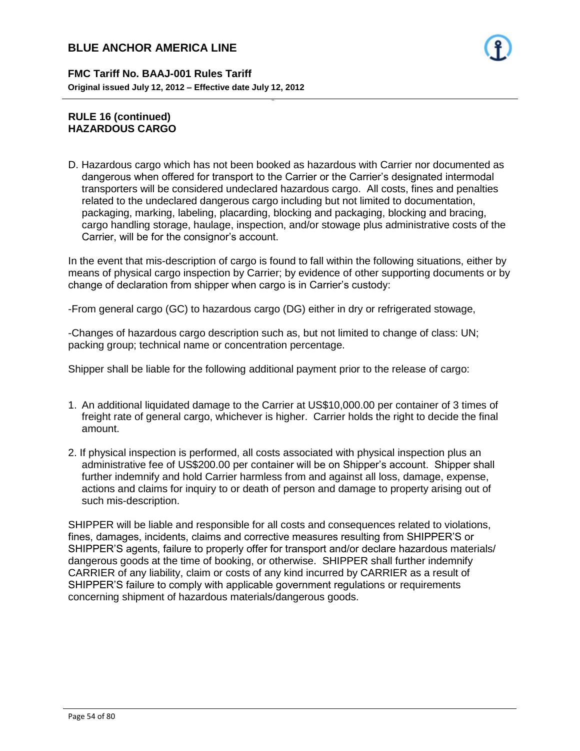## RULE 16 (continued)
## HAZARDOUS CARGO

D. Hazardous cargo which has not been booked as hazardous with Carrier nor documented as dangerous when offered for transport to the Carrier or the Carrier's designated intermodal transporters will be considered undeclared hazardous cargo. All costs, fines and penalties related to the undeclared dangerous cargo including but not limited to documentation, packaging, marking, labeling, placarding, blocking and packaging, blocking and bracing, cargo handling storage, haulage, inspection, and/or stowage plus administrative costs of the Carrier, will be for the consignor's account.

In the event that mis-description of cargo is found to fall within the following situations, either by means of physical cargo inspection by Carrier; by evidence of other supporting documents or by change of declaration from shipper when cargo is in Carrier's custody:

-From general cargo (GC) to hazardous cargo (DG) either in dry or refrigerated stowage,

-Changes of hazardous cargo description such as, but not limited to change of class: UN; packing group; technical name or concentration percentage.

Shipper shall be liable for the following additional payment prior to the release of cargo:

1. An additional liquidated damage to the Carrier at US$10,000.00 per container of 3 times of freight rate of general cargo, whichever is higher. Carrier holds the right to decide the final amount.
2. If physical inspection is performed, all costs associated with physical inspection plus an administrative fee of US$200.00 per container will be on Shipper's account. Shipper shall further indemnify and hold Carrier harmless from and against all loss, damage, expense, actions and claims for inquiry to or death of person and damage to property arising out of such mis-description.

SHIPPER will be liable and responsible for all costs and consequences related to violations, fines, damages, incidents, claims and corrective measures resulting from SHIPPER'S or SHIPPER'S agents, failure to properly offer for transport and/or declare hazardous materials/ dangerous goods at the time of booking, or otherwise. SHIPPER shall further indemnify CARRIER of any liability, claim or costs of any kind incurred by CARRIER as a result of SHIPPER'S failure to comply with applicable government regulations or requirements concerning shipment of hazardous materials/dangerous goods.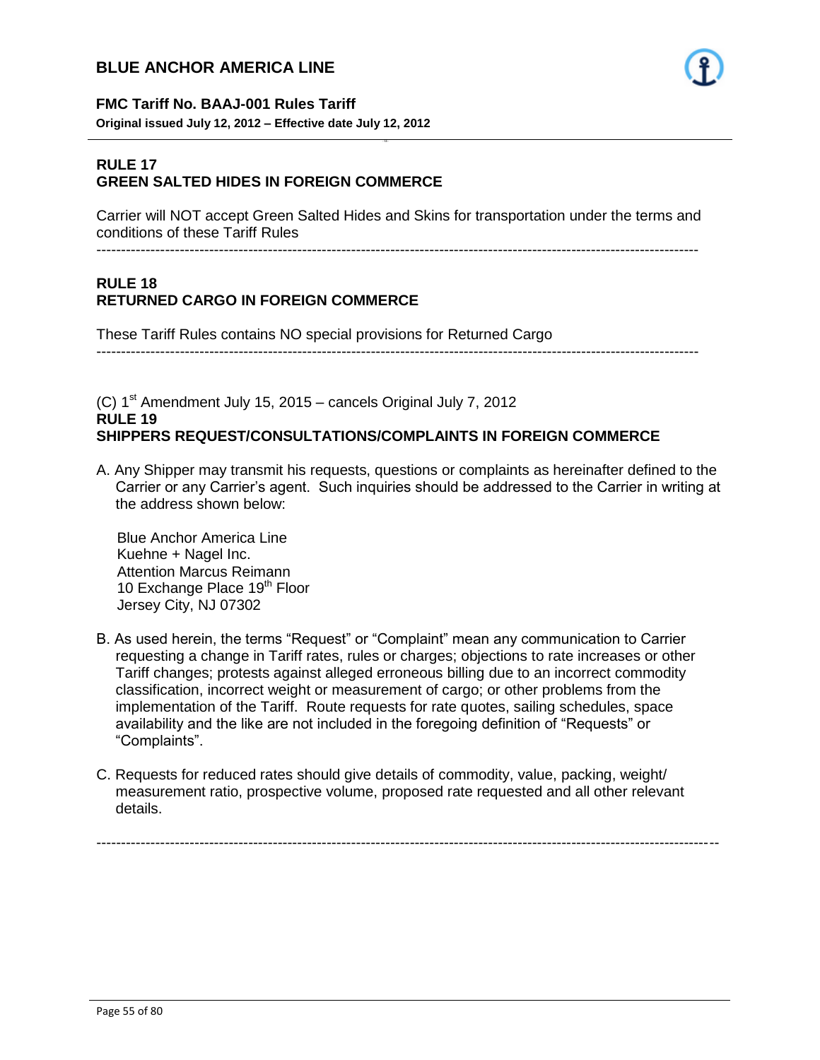## RULE 17
## GREEN SALTED HIDES IN FOREIGN COMMERCE

Carrier will NOT accept Green Salted Hides and Skins for transportation under the terms and conditions of these Tariff Rules

---

## RULE 18
## RETURNED CARGO IN FOREIGN COMMERCE

These Tariff Rules contains NO special provisions for Returned Cargo

---

(C) 1st Amendment July 15, 2015 – cancels Original July 7, 2012

## RULE 19
## SHIPPERS REQUEST/CONSULTATIONS/COMPLAINTS IN FOREIGN COMMERCE

A. Any Shipper may transmit his requests, questions or complaints as hereinafter defined to the Carrier or any Carrier's agent. Such inquiries should be addressed to the Carrier in writing at the address shown below:

   Blue Anchor America Line
   Kuehne + Nagel Inc.
   Attention Marcus Reimann
   10 Exchange Place 19th Floor
   Jersey City, NJ 07302

B. As used herein, the terms "Request" or "Complaint" mean any communication to Carrier requesting a change in Tariff rates, rules or charges; objections to rate increases or other Tariff changes; protests against alleged erroneous billing due to an incorrect commodity classification, incorrect weight or measurement of cargo; or other problems from the implementation of the Tariff. Route requests for rate quotes, sailing schedules, space availability and the like are not included in the foregoing definition of "Requests" or "Complaints".

C. Requests for reduced rates should give details of commodity, value, packing, weight/ measurement ratio, prospective volume, proposed rate requested and all other relevant details.

---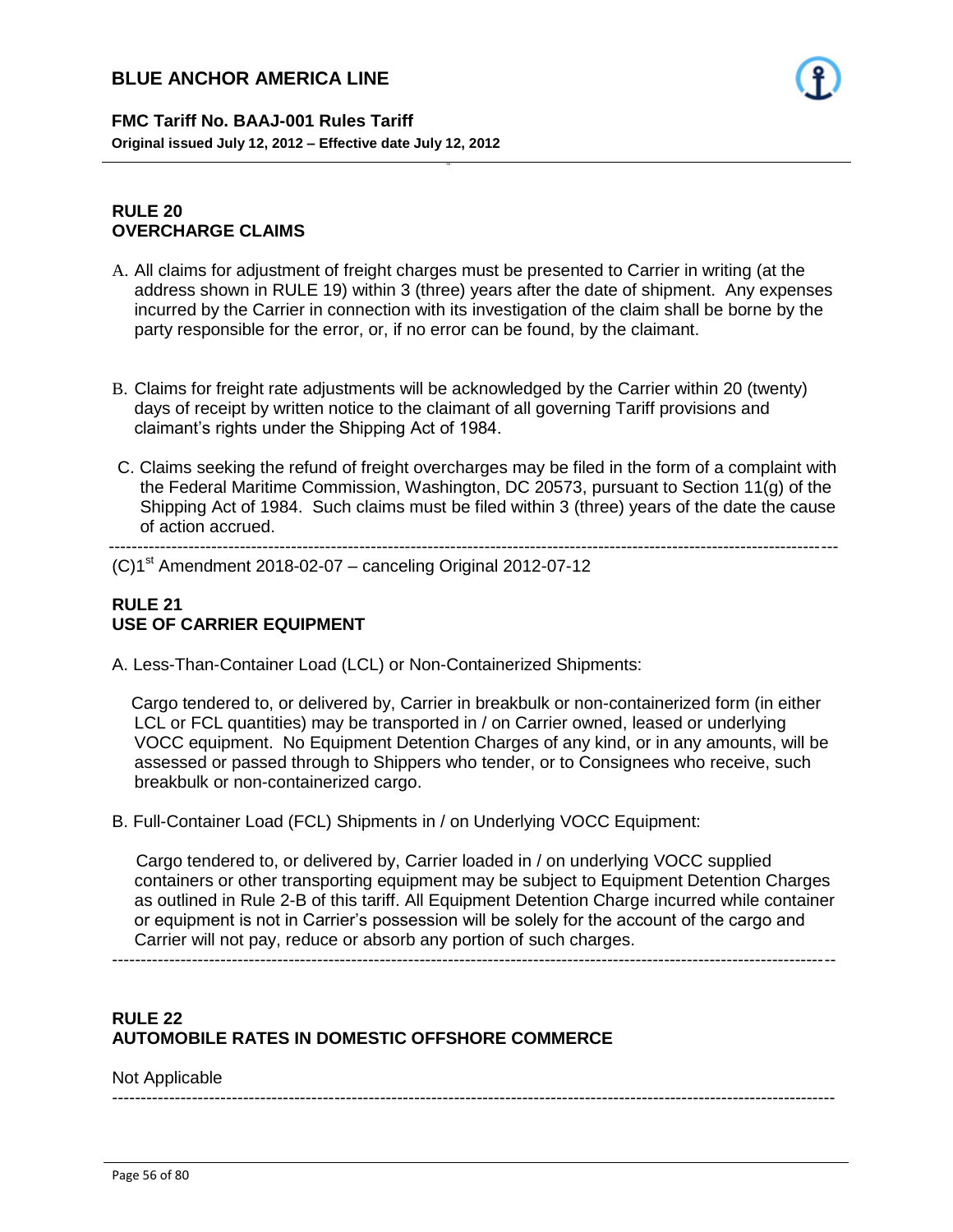## RULE 20
## OVERCHARGE CLAIMS

A. All claims for adjustment of freight charges must be presented to Carrier in writing (at the address shown in RULE 19) within 3 (three) years after the date of shipment. Any expenses incurred by the Carrier in connection with its investigation of the claim shall be borne by the party responsible for the error, or, if no error can be found, by the claimant.

B. Claims for freight rate adjustments will be acknowledged by the Carrier within 20 (twenty) days of receipt by written notice to the claimant of all governing Tariff provisions and claimant's rights under the Shipping Act of 1984.

C. Claims seeking the refund of freight overcharges may be filed in the form of a complaint with the Federal Maritime Commission, Washington, DC 20573, pursuant to Section 11(g) of the Shipping Act of 1984. Such claims must be filed within 3 (three) years of the date the cause of action accrued.

---

(C)1st Amendment 2018-02-07 – canceling Original 2012-07-12

## RULE 21
## USE OF CARRIER EQUIPMENT

A. Less-Than-Container Load (LCL) or Non-Containerized Shipments:

Cargo tendered to, or delivered by, Carrier in breakbulk or non-containerized form (in either LCL or FCL quantities) may be transported in / on Carrier owned, leased or underlying VOCC equipment. No Equipment Detention Charges of any kind, or in any amounts, will be assessed or passed through to Shippers who tender, or to Consignees who receive, such breakbulk or non-containerized cargo.

B. Full-Container Load (FCL) Shipments in / on Underlying VOCC Equipment:

Cargo tendered to, or delivered by, Carrier loaded in / on underlying VOCC supplied containers or other transporting equipment may be subject to Equipment Detention Charges as outlined in Rule 2-B of this tariff. All Equipment Detention Charge incurred while container or equipment is not in Carrier's possession will be solely for the account of the cargo and Carrier will not pay, reduce or absorb any portion of such charges.

---

## RULE 22
## AUTOMOBILE RATES IN DOMESTIC OFFSHORE COMMERCE

Not Applicable

---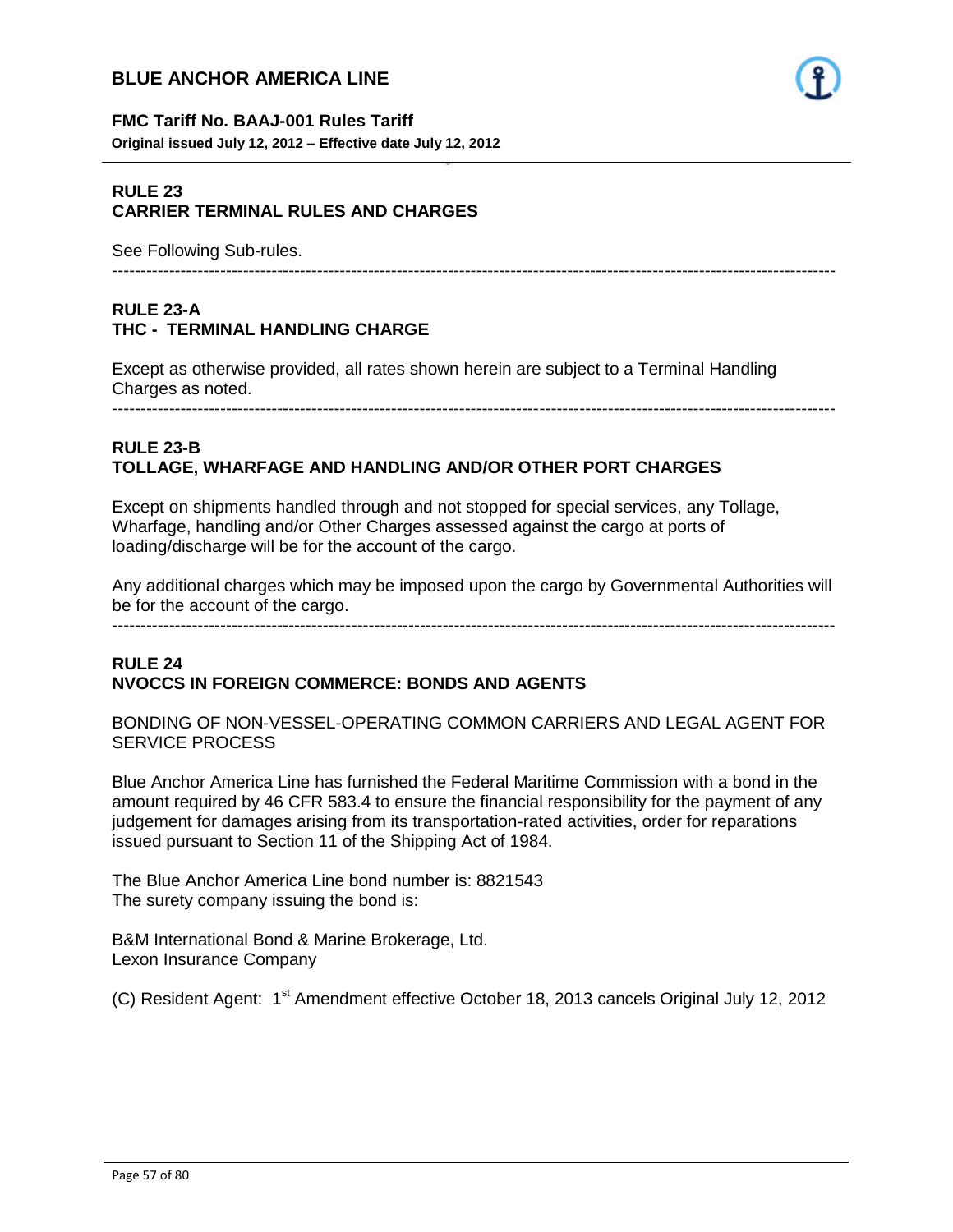## RULE 23
## CARRIER TERMINAL RULES AND CHARGES

See Following Sub-rules.

---

## RULE 23-A
## THC - TERMINAL HANDLING CHARGE

Except as otherwise provided, all rates shown herein are subject to a Terminal Handling Charges as noted.

---

## RULE 23-B
## TOLLAGE, WHARFAGE AND HANDLING AND/OR OTHER PORT CHARGES

Except on shipments handled through and not stopped for special services, any Tollage, Wharfage, handling and/or Other Charges assessed against the cargo at ports of loading/discharge will be for the account of the cargo.

Any additional charges which may be imposed upon the cargo by Governmental Authorities will be for the account of the cargo.

---

## RULE 24
## NVOCCS IN FOREIGN COMMERCE: BONDS AND AGENTS

BONDING OF NON-VESSEL-OPERATING COMMON CARRIERS AND LEGAL AGENT FOR SERVICE PROCESS

Blue Anchor America Line has furnished the Federal Maritime Commission with a bond in the amount required by 46 CFR 583.4 to ensure the financial responsibility for the payment of any judgement for damages arising from its transportation-rated activities, order for reparations issued pursuant to Section 11 of the Shipping Act of 1984.

The Blue Anchor America Line bond number is: 8821543
The surety company issuing the bond is:

B&M International Bond & Marine Brokerage, Ltd.
Lexon Insurance Company

(C) Resident Agent: 1st Amendment effective October 18, 2013 cancels Original July 12, 2012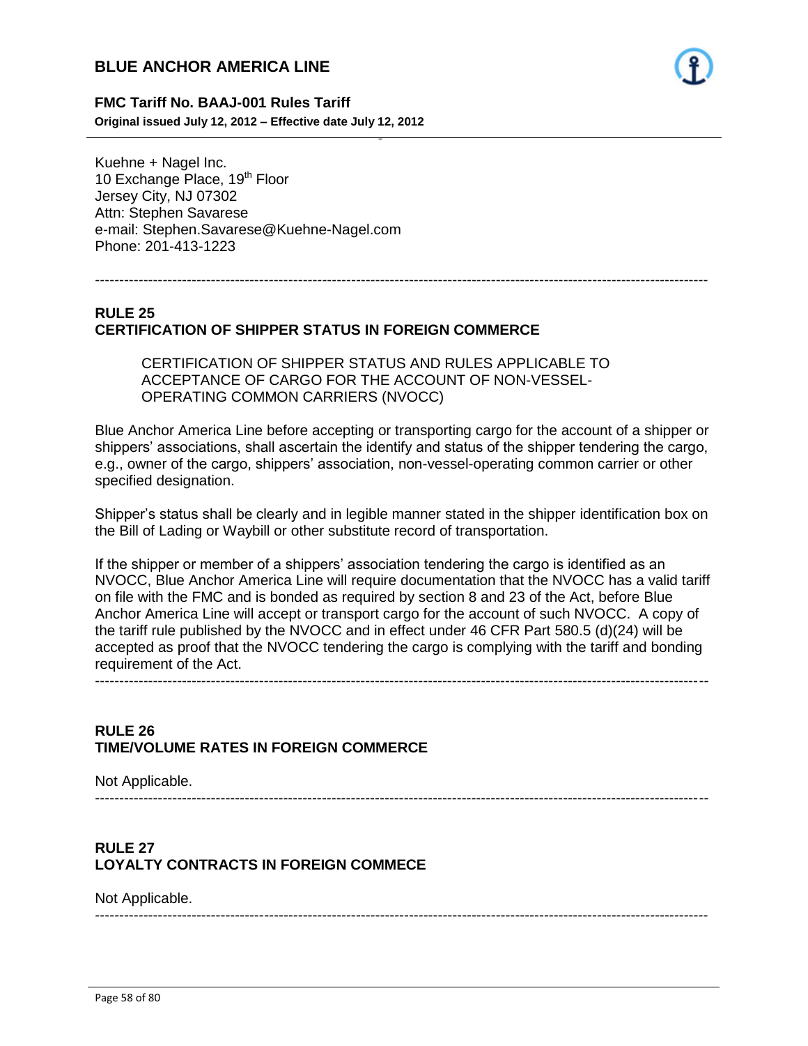Kuehne + Nagel Inc.
10 Exchange Place, 19th Floor
Jersey City, NJ 07302
Attn: Stephen Savarese
e-mail: Stephen.Savarese@Kuehne-Nagel.com
Phone: 201-413-1223

---

## RULE 25
## CERTIFICATION OF SHIPPER STATUS IN FOREIGN COMMERCE

CERTIFICATION OF SHIPPER STATUS AND RULES APPLICABLE TO ACCEPTANCE OF CARGO FOR THE ACCOUNT OF NON-VESSEL-OPERATING COMMON CARRIERS (NVOCC)

Blue Anchor America Line before accepting or transporting cargo for the account of a shipper or shippers' associations, shall ascertain the identify and status of the shipper tendering the cargo, e.g., owner of the cargo, shippers' association, non-vessel-operating common carrier or other specified designation.

Shipper's status shall be clearly and in legible manner stated in the shipper identification box on the Bill of Lading or Waybill or other substitute record of transportation.

If the shipper or member of a shippers' association tendering the cargo is identified as an NVOCC, Blue Anchor America Line will require documentation that the NVOCC has a valid tariff on file with the FMC and is bonded as required by section 8 and 23 of the Act, before Blue Anchor America Line will accept or transport cargo for the account of such NVOCC. A copy of the tariff rule published by the NVOCC and in effect under 46 CFR Part 580.5 (d)(24) will be accepted as proof that the NVOCC tendering the cargo is complying with the tariff and bonding requirement of the Act.

---

## RULE 26
## TIME/VOLUME RATES IN FOREIGN COMMERCE

Not Applicable.

---

## RULE 27
## LOYALTY CONTRACTS IN FOREIGN COMMECE

Not Applicable.

---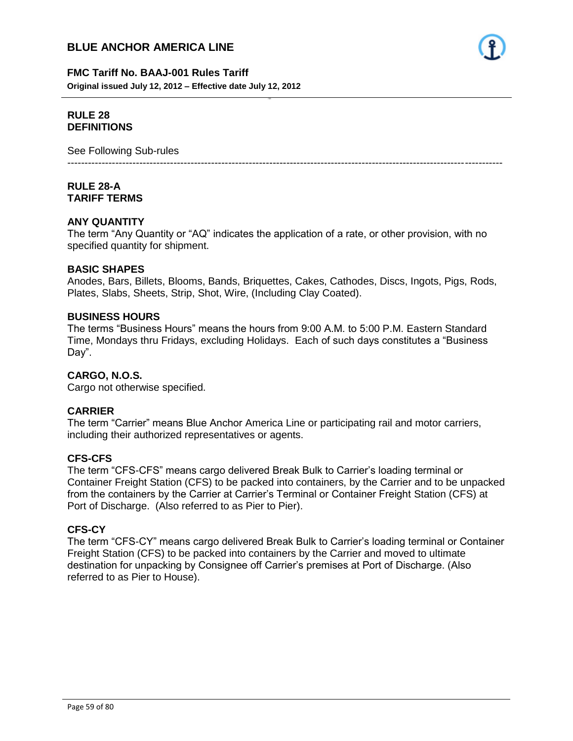## RULE 28
## DEFINITIONS

See Following Sub-rules

---

## RULE 28-A
## TARIFF TERMS

**ANY QUANTITY**
The term "Any Quantity or "AQ" indicates the application of a rate, or other provision, with no specified quantity for shipment.

**BASIC SHAPES**
Anodes, Bars, Billets, Blooms, Bands, Briquettes, Cakes, Cathodes, Discs, Ingots, Pigs, Rods, Plates, Slabs, Sheets, Strip, Shot, Wire, (Including Clay Coated).

**BUSINESS HOURS**
The terms "Business Hours" means the hours from 9:00 A.M. to 5:00 P.M. Eastern Standard Time, Mondays thru Fridays, excluding Holidays. Each of such days constitutes a "Business Day".

**CARGO, N.O.S.**
Cargo not otherwise specified.

**CARRIER**
The term "Carrier" means Blue Anchor America Line or participating rail and motor carriers, including their authorized representatives or agents.

**CFS-CFS**
The term "CFS-CFS" means cargo delivered Break Bulk to Carrier's loading terminal or Container Freight Station (CFS) to be packed into containers, by the Carrier and to be unpacked from the containers by the Carrier at Carrier's Terminal or Container Freight Station (CFS) at Port of Discharge. (Also referred to as Pier to Pier).

**CFS-CY**
The term "CFS-CY" means cargo delivered Break Bulk to Carrier's loading terminal or Container Freight Station (CFS) to be packed into containers by the Carrier and moved to ultimate destination for unpacking by Consignee off Carrier's premises at Port of Discharge. (Also referred to as Pier to House).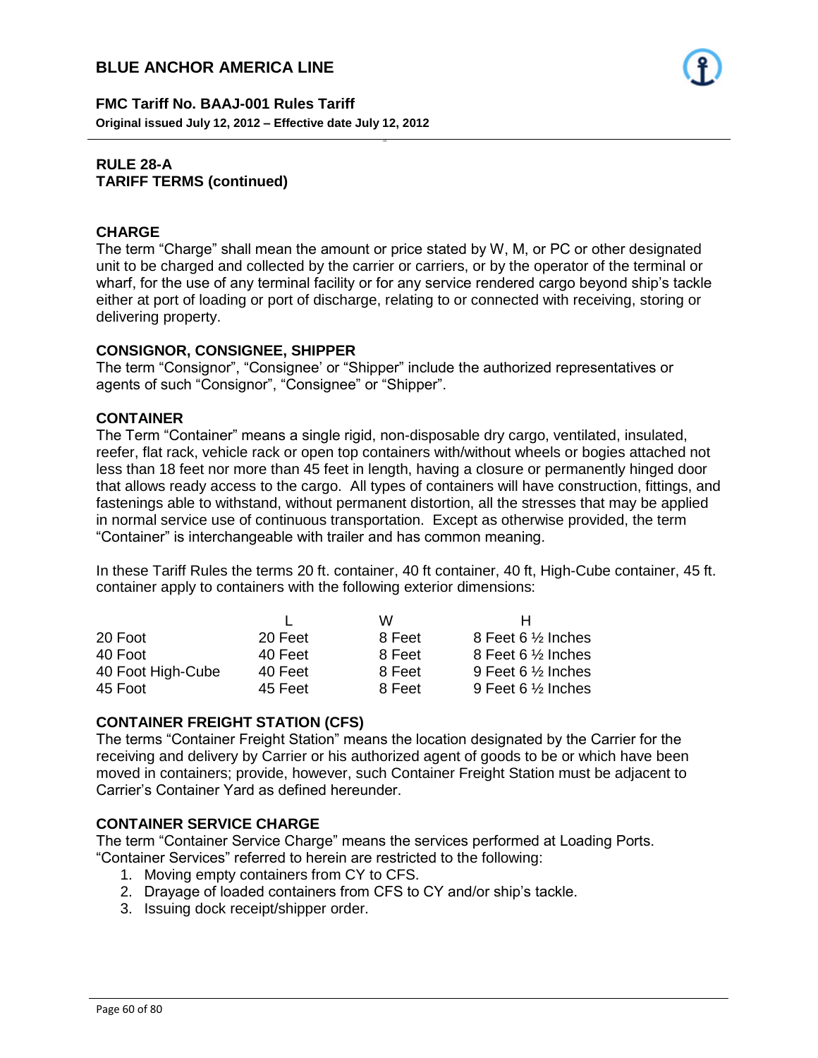## RULE 28-A
## TARIFF TERMS (continued)

### CHARGE

The term "Charge" shall mean the amount or price stated by W, M, or PC or other designated unit to be charged and collected by the carrier or carriers, or by the operator of the terminal or wharf, for the use of any terminal facility or for any service rendered cargo beyond ship's tackle either at port of loading or port of discharge, relating to or connected with receiving, storing or delivering property.

### CONSIGNOR, CONSIGNEE, SHIPPER

The term "Consignor", "Consignee' or "Shipper" include the authorized representatives or agents of such "Consignor", "Consignee" or "Shipper".

### CONTAINER

The Term "Container" means a single rigid, non-disposable dry cargo, ventilated, insulated, reefer, flat rack, vehicle rack or open top containers with/without wheels or bogies attached not less than 18 feet nor more than 45 feet in length, having a closure or permanently hinged door that allows ready access to the cargo. All types of containers will have construction, fittings, and fastenings able to withstand, without permanent distortion, all the stresses that may be applied in normal service use of continuous transportation. Except as otherwise provided, the term "Container" is interchangeable with trailer and has common meaning.

In these Tariff Rules the terms 20 ft. container, 40 ft container, 40 ft, High-Cube container, 45 ft. container apply to containers with the following exterior dimensions:

| | L | W | H |
|---|---|---|---|
| 20 Foot | 20 Feet | 8 Feet | 8 Feet 6 ½ Inches |
| 40 Foot | 40 Feet | 8 Feet | 8 Feet 6 ½ Inches |
| 40 Foot High-Cube | 40 Feet | 8 Feet | 9 Feet 6 ½ Inches |
| 45 Foot | 45 Feet | 8 Feet | 9 Feet 6 ½ Inches |

### CONTAINER FREIGHT STATION (CFS)

The terms "Container Freight Station" means the location designated by the Carrier for the receiving and delivery by Carrier or his authorized agent of goods to be or which have been moved in containers; provide, however, such Container Freight Station must be adjacent to Carrier's Container Yard as defined hereunder.

### CONTAINER SERVICE CHARGE

The term "Container Service Charge" means the services performed at Loading Ports. "Container Services" referred to herein are restricted to the following:

1. Moving empty containers from CY to CFS.
2. Drayage of loaded containers from CFS to CY and/or ship's tackle.
3. Issuing dock receipt/shipper order.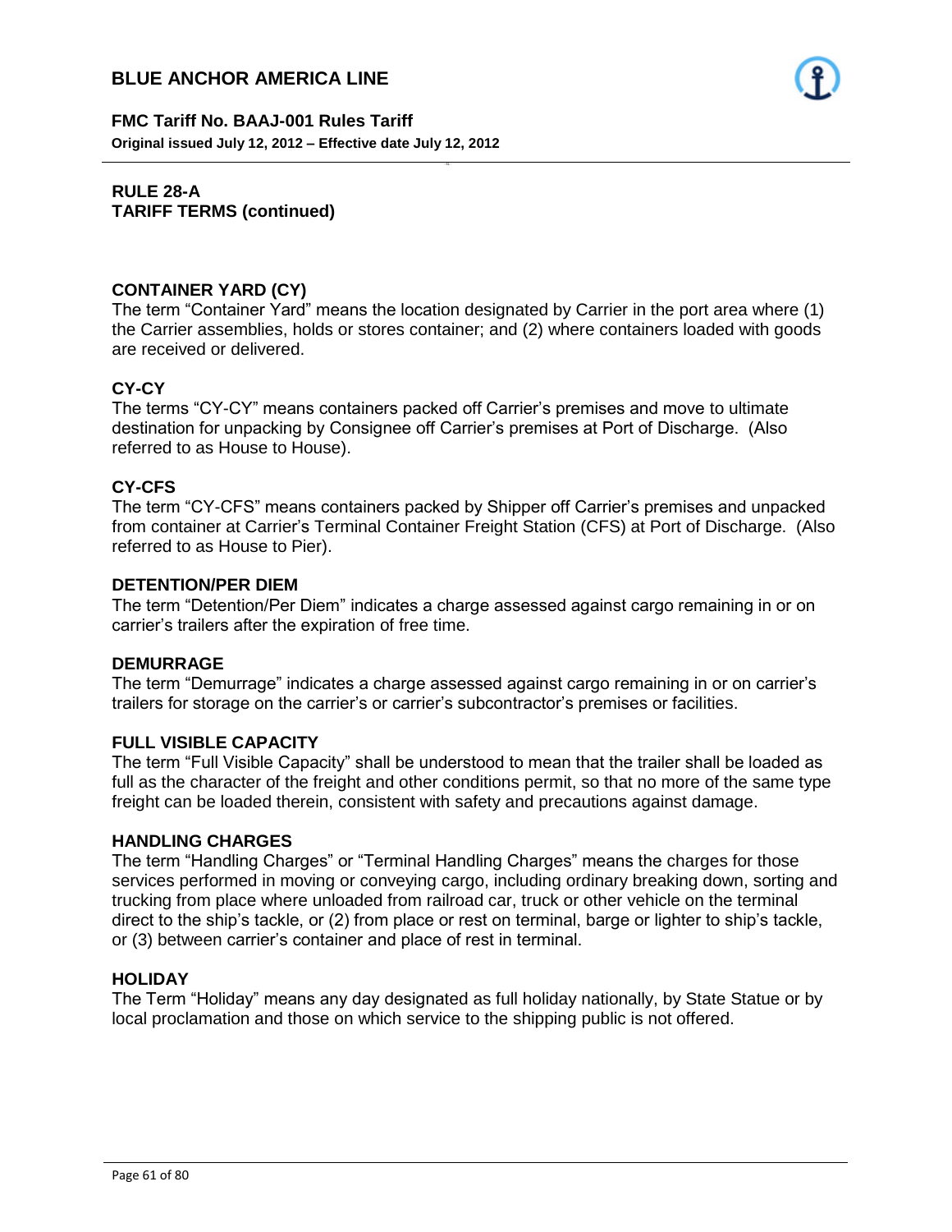## RULE 28-A
## TARIFF TERMS (continued)

### CONTAINER YARD (CY)

The term "Container Yard" means the location designated by Carrier in the port area where (1) the Carrier assemblies, holds or stores container; and (2) where containers loaded with goods are received or delivered.

### CY-CY

The terms "CY-CY" means containers packed off Carrier's premises and move to ultimate destination for unpacking by Consignee off Carrier's premises at Port of Discharge. (Also referred to as House to House).

### CY-CFS

The term "CY-CFS" means containers packed by Shipper off Carrier's premises and unpacked from container at Carrier's Terminal Container Freight Station (CFS) at Port of Discharge. (Also referred to as House to Pier).

### DETENTION/PER DIEM

The term "Detention/Per Diem" indicates a charge assessed against cargo remaining in or on carrier's trailers after the expiration of free time.

### DEMURRAGE

The term "Demurrage" indicates a charge assessed against cargo remaining in or on carrier's trailers for storage on the carrier's or carrier's subcontractor's premises or facilities.

### FULL VISIBLE CAPACITY

The term "Full Visible Capacity" shall be understood to mean that the trailer shall be loaded as full as the character of the freight and other conditions permit, so that no more of the same type freight can be loaded therein, consistent with safety and precautions against damage.

### HANDLING CHARGES

The term "Handling Charges" or "Terminal Handling Charges" means the charges for those services performed in moving or conveying cargo, including ordinary breaking down, sorting and trucking from place where unloaded from railroad car, truck or other vehicle on the terminal direct to the ship's tackle, or (2) from place or rest on terminal, barge or lighter to ship's tackle, or (3) between carrier's container and place of rest in terminal.

### HOLIDAY

The Term "Holiday" means any day designated as full holiday nationally, by State Statue or by local proclamation and those on which service to the shipping public is not offered.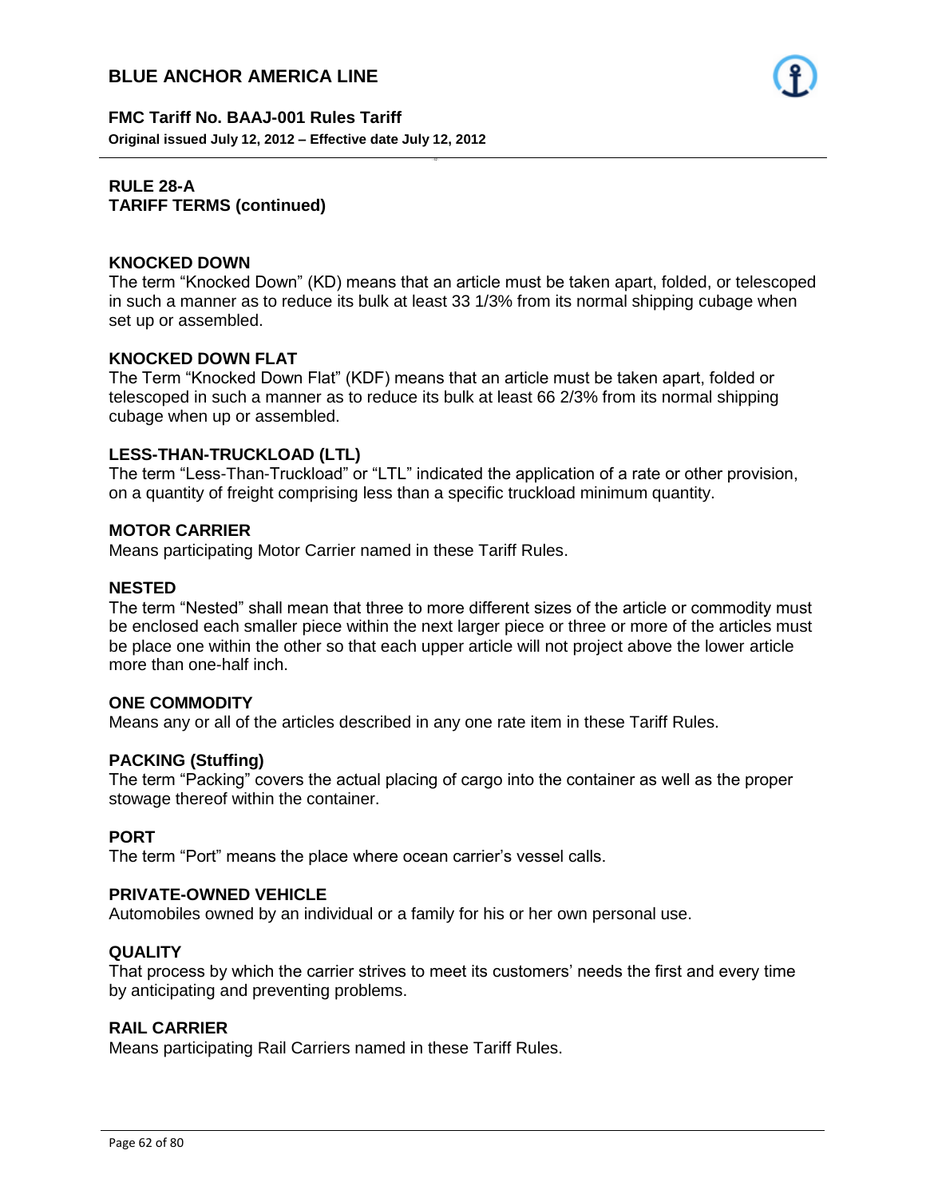## RULE 28-A
## TARIFF TERMS (continued)

### KNOCKED DOWN

The term “Knocked Down” (KD) means that an article must be taken apart, folded, or telescoped in such a manner as to reduce its bulk at least 33 1/3% from its normal shipping cubage when set up or assembled.

### KNOCKED DOWN FLAT

The Term “Knocked Down Flat” (KDF) means that an article must be taken apart, folded or telescoped in such a manner as to reduce its bulk at least 66 2/3% from its normal shipping cubage when up or assembled.

### LESS-THAN-TRUCKLOAD (LTL)

The term “Less-Than-Truckload” or “LTL” indicated the application of a rate or other provision, on a quantity of freight comprising less than a specific truckload minimum quantity.

### MOTOR CARRIER

Means participating Motor Carrier named in these Tariff Rules.

### NESTED

The term “Nested” shall mean that three to more different sizes of the article or commodity must be enclosed each smaller piece within the next larger piece or three or more of the articles must be place one within the other so that each upper article will not project above the lower article more than one-half inch.

### ONE COMMODITY

Means any or all of the articles described in any one rate item in these Tariff Rules.

### PACKING (Stuffing)

The term “Packing” covers the actual placing of cargo into the container as well as the proper stowage thereof within the container.

### PORT

The term “Port” means the place where ocean carrier’s vessel calls.

### PRIVATE-OWNED VEHICLE

Automobiles owned by an individual or a family for his or her own personal use.

### QUALITY

That process by which the carrier strives to meet its customers’ needs the first and every time by anticipating and preventing problems.

### RAIL CARRIER

Means participating Rail Carriers named in these Tariff Rules.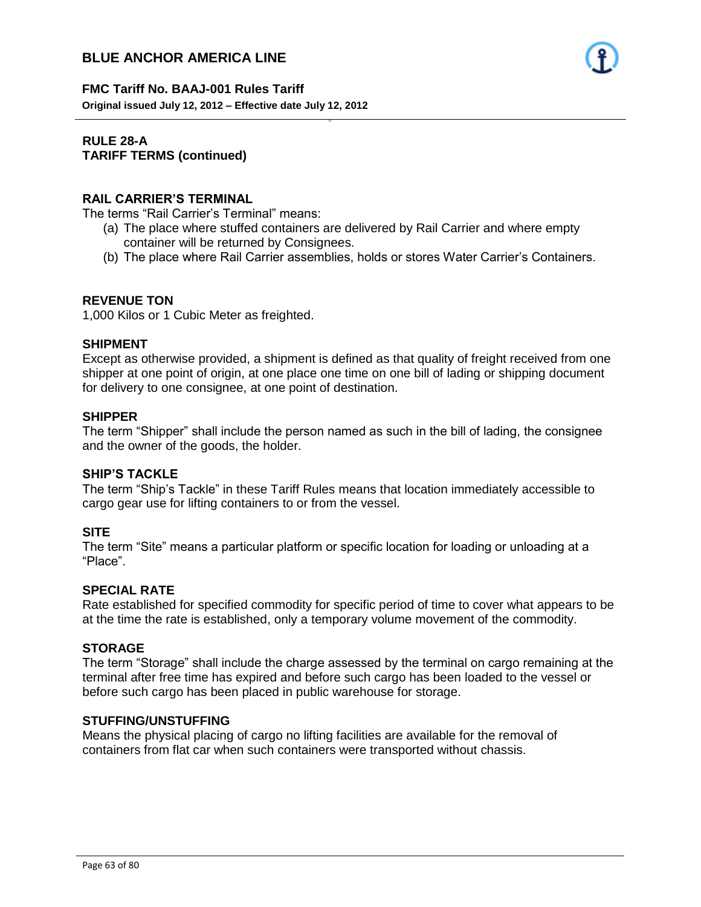## RULE 28-A
## TARIFF TERMS (continued)

### RAIL CARRIER'S TERMINAL

The terms "Rail Carrier's Terminal" means:

(a) The place where stuffed containers are delivered by Rail Carrier and where empty container will be returned by Consignees.
(b) The place where Rail Carrier assemblies, holds or stores Water Carrier's Containers.

### REVENUE TON

1,000 Kilos or 1 Cubic Meter as freighted.

### SHIPMENT

Except as otherwise provided, a shipment is defined as that quality of freight received from one shipper at one point of origin, at one place one time on one bill of lading or shipping document for delivery to one consignee, at one point of destination.

### SHIPPER

The term "Shipper" shall include the person named as such in the bill of lading, the consignee and the owner of the goods, the holder.

### SHIP'S TACKLE

The term "Ship's Tackle" in these Tariff Rules means that location immediately accessible to cargo gear use for lifting containers to or from the vessel.

### SITE

The term "Site" means a particular platform or specific location for loading or unloading at a "Place".

### SPECIAL RATE

Rate established for specified commodity for specific period of time to cover what appears to be at the time the rate is established, only a temporary volume movement of the commodity.

### STORAGE

The term "Storage" shall include the charge assessed by the terminal on cargo remaining at the terminal after free time has expired and before such cargo has been loaded to the vessel or before such cargo has been placed in public warehouse for storage.

### STUFFING/UNSTUFFING

Means the physical placing of cargo no lifting facilities are available for the removal of containers from flat car when such containers were transported without chassis.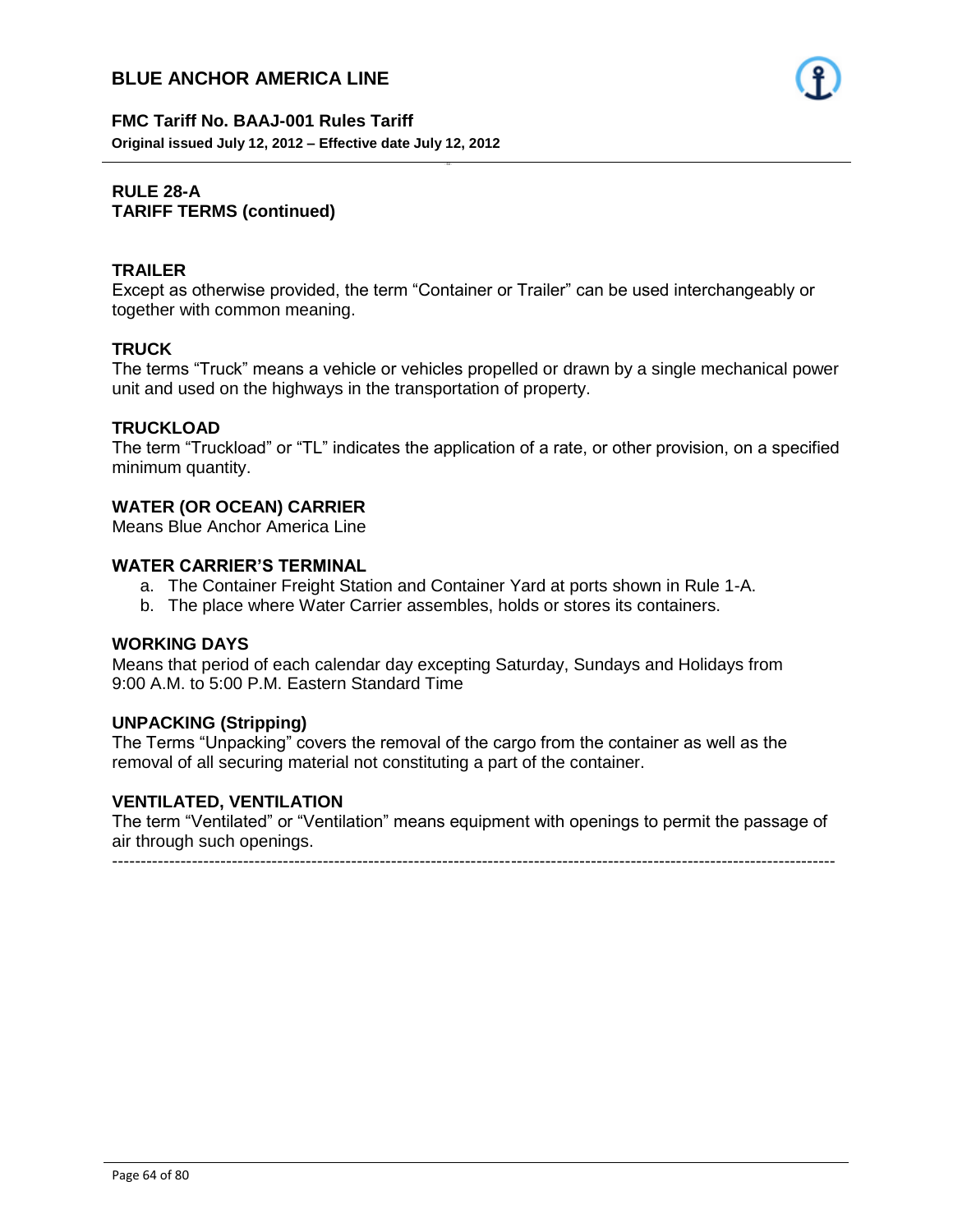## RULE 28-A
## TARIFF TERMS (continued)

### TRAILER

Except as otherwise provided, the term “Container or Trailer” can be used interchangeably or together with common meaning.

### TRUCK

The terms “Truck” means a vehicle or vehicles propelled or drawn by a single mechanical power unit and used on the highways in the transportation of property.

### TRUCKLOAD

The term “Truckload” or “TL” indicates the application of a rate, or other provision, on a specified minimum quantity.

### WATER (OR OCEAN) CARRIER

Means Blue Anchor America Line

### WATER CARRIER’S TERMINAL

a. The Container Freight Station and Container Yard at ports shown in Rule 1-A.
b. The place where Water Carrier assembles, holds or stores its containers.

### WORKING DAYS

Means that period of each calendar day excepting Saturday, Sundays and Holidays from 9:00 A.M. to 5:00 P.M. Eastern Standard Time

### UNPACKING (Stripping)

The Terms “Unpacking” covers the removal of the cargo from the container as well as the removal of all securing material not constituting a part of the container.

### VENTILATED, VENTILATION

The term “Ventilated” or “Ventilation” means equipment with openings to permit the passage of air through such openings.

---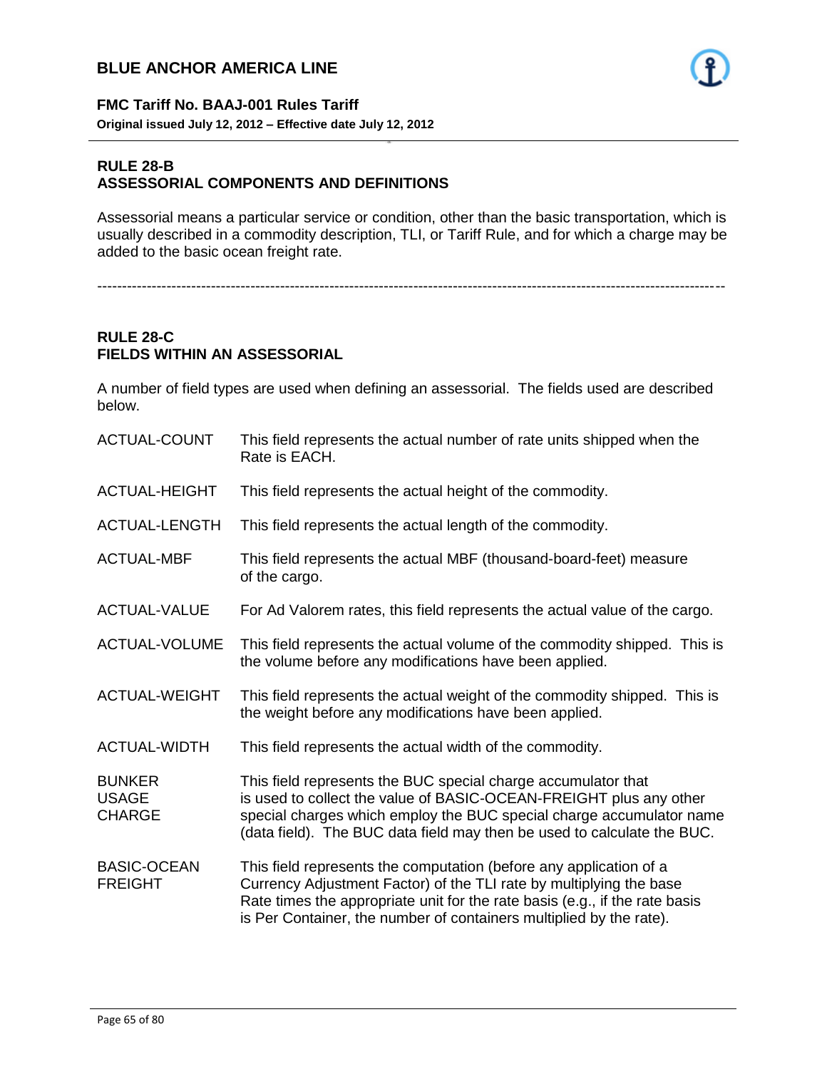## RULE 28-B
## ASSESSORIAL COMPONENTS AND DEFINITIONS

Assessorial means a particular service or condition, other than the basic transportation, which is usually described in a commodity description, TLI, or Tariff Rule, and for which a charge may be added to the basic ocean freight rate.

---

## RULE 28-C
## FIELDS WITHIN AN ASSESSORIAL

A number of field types are used when defining an assessorial. The fields used are described below.

| | |
|---|---|
| ACTUAL-COUNT | This field represents the actual number of rate units shipped when the Rate is EACH. |
| ACTUAL-HEIGHT | This field represents the actual height of the commodity. |
| ACTUAL-LENGTH | This field represents the actual length of the commodity. |
| ACTUAL-MBF | This field represents the actual MBF (thousand-board-feet) measure of the cargo. |
| ACTUAL-VALUE | For Ad Valorem rates, this field represents the actual value of the cargo. |
| ACTUAL-VOLUME | This field represents the actual volume of the commodity shipped. This is the volume before any modifications have been applied. |
| ACTUAL-WEIGHT | This field represents the actual weight of the commodity shipped. This is the weight before any modifications have been applied. |
| ACTUAL-WIDTH | This field represents the actual width of the commodity. |
| BUNKER USAGE CHARGE | This field represents the BUC special charge accumulator that is used to collect the value of BASIC-OCEAN-FREIGHT plus any other special charges which employ the BUC special charge accumulator name (data field). The BUC data field may then be used to calculate the BUC. |
| BASIC-OCEAN FREIGHT | This field represents the computation (before any application of a Currency Adjustment Factor) of the TLI rate by multiplying the base Rate times the appropriate unit for the rate basis (e.g., if the rate basis is Per Container, the number of containers multiplied by the rate). |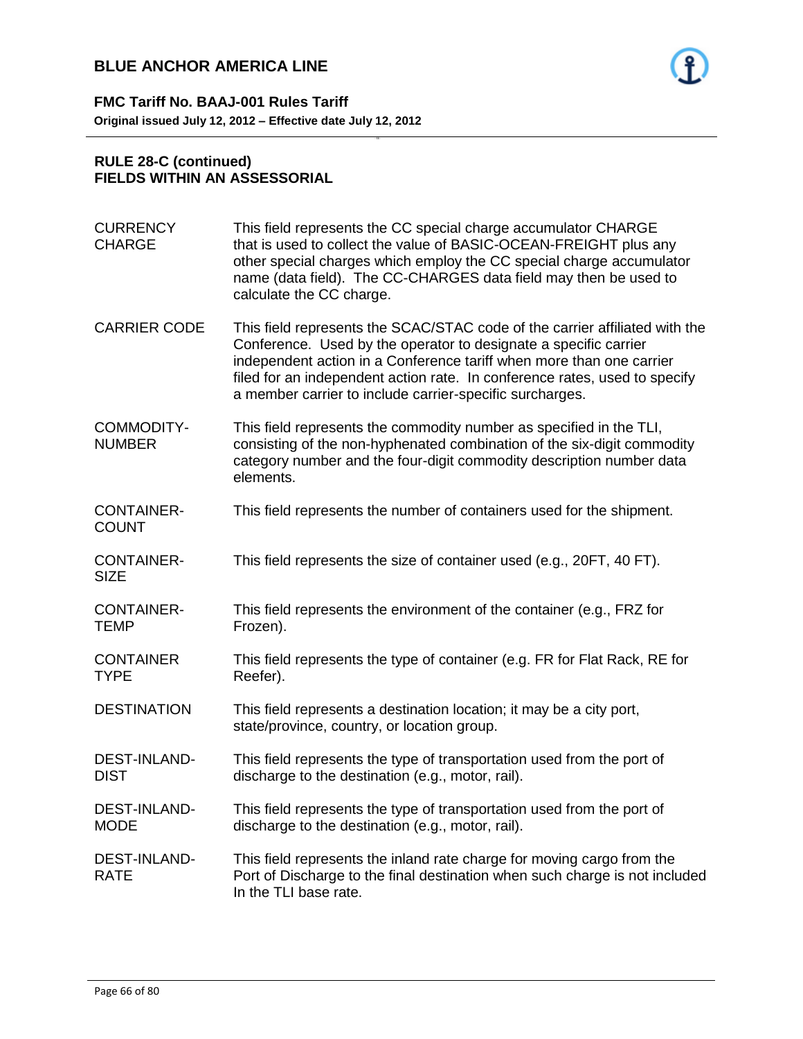## RULE 28-C (continued)
## FIELDS WITHIN AN ASSESSORIAL

| | |
|---|---|
| CURRENCY CHARGE | This field represents the CC special charge accumulator CHARGE that is used to collect the value of BASIC-OCEAN-FREIGHT plus any other special charges which employ the CC special charge accumulator name (data field). The CC-CHARGES data field may then be used to calculate the CC charge. |
| CARRIER CODE | This field represents the SCAC/STAC code of the carrier affiliated with the Conference. Used by the operator to designate a specific carrier independent action in a Conference tariff when more than one carrier filed for an independent action rate. In conference rates, used to specify a member carrier to include carrier-specific surcharges. |
| COMMODITY-NUMBER | This field represents the commodity number as specified in the TLI, consisting of the non-hyphenated combination of the six-digit commodity category number and the four-digit commodity description number data elements. |
| CONTAINER-COUNT | This field represents the number of containers used for the shipment. |
| CONTAINER-SIZE | This field represents the size of container used (e.g., 20FT, 40 FT). |
| CONTAINER-TEMP | This field represents the environment of the container (e.g., FRZ for Frozen). |
| CONTAINER TYPE | This field represents the type of container (e.g. FR for Flat Rack, RE for Reefer). |
| DESTINATION | This field represents a destination location; it may be a city port, state/province, country, or location group. |
| DEST-INLAND-DIST | This field represents the type of transportation used from the port of discharge to the destination (e.g., motor, rail). |
| DEST-INLAND-MODE | This field represents the type of transportation used from the port of discharge to the destination (e.g., motor, rail). |
| DEST-INLAND-RATE | This field represents the inland rate charge for moving cargo from the Port of Discharge to the final destination when such charge is not included In the TLI base rate. |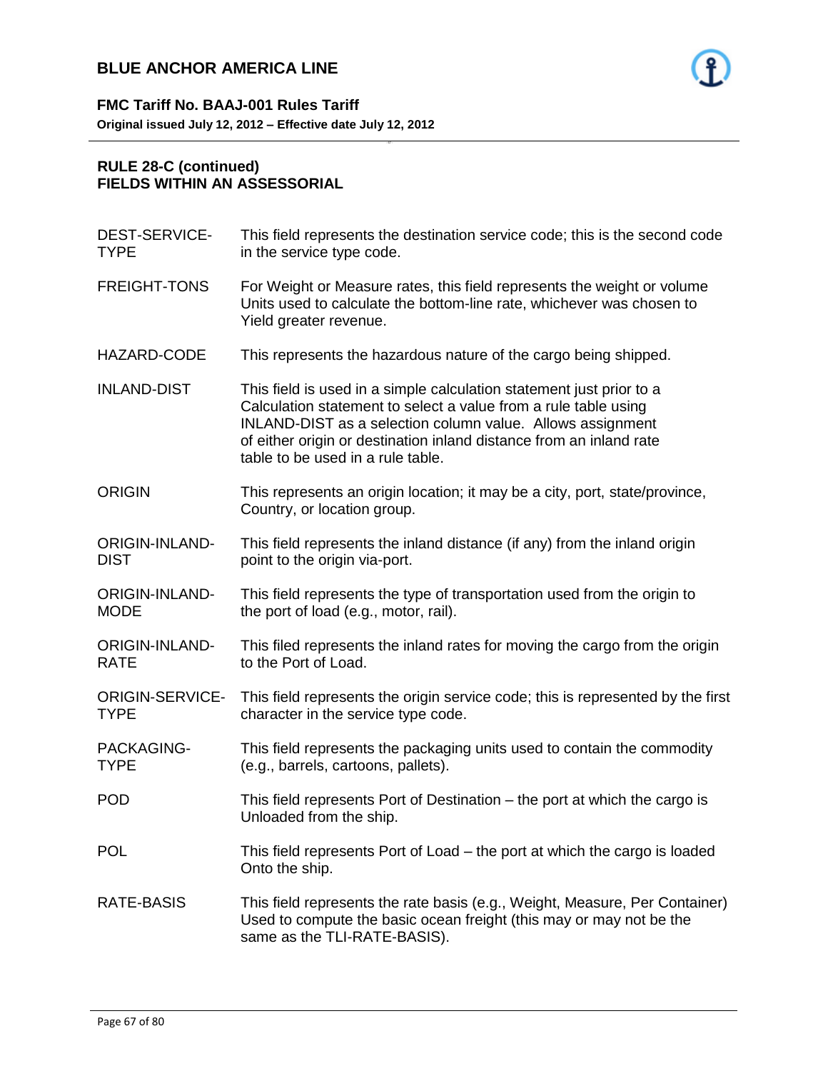## RULE 28-C (continued)
## FIELDS WITHIN AN ASSESSORIAL

| | |
|---|---|
| DEST-SERVICE-TYPE | This field represents the destination service code; this is the second code in the service type code. |
| FREIGHT-TONS | For Weight or Measure rates, this field represents the weight or volume Units used to calculate the bottom-line rate, whichever was chosen to Yield greater revenue. |
| HAZARD-CODE | This represents the hazardous nature of the cargo being shipped. |
| INLAND-DIST | This field is used in a simple calculation statement just prior to a Calculation statement to select a value from a rule table using INLAND-DIST as a selection column value. Allows assignment of either origin or destination inland distance from an inland rate table to be used in a rule table. |
| ORIGIN | This represents an origin location; it may be a city, port, state/province, Country, or location group. |
| ORIGIN-INLAND-DIST | This field represents the inland distance (if any) from the inland origin point to the origin via-port. |
| ORIGIN-INLAND-MODE | This field represents the type of transportation used from the origin to the port of load (e.g., motor, rail). |
| ORIGIN-INLAND-RATE | This filed represents the inland rates for moving the cargo from the origin to the Port of Load. |
| ORIGIN-SERVICE-TYPE | This field represents the origin service code; this is represented by the first character in the service type code. |
| PACKAGING-TYPE | This field represents the packaging units used to contain the commodity (e.g., barrels, cartoons, pallets). |
| POD | This field represents Port of Destination – the port at which the cargo is Unloaded from the ship. |
| POL | This field represents Port of Load – the port at which the cargo is loaded Onto the ship. |
| RATE-BASIS | This field represents the rate basis (e.g., Weight, Measure, Per Container) Used to compute the basic ocean freight (this may or may not be the same as the TLI-RATE-BASIS). |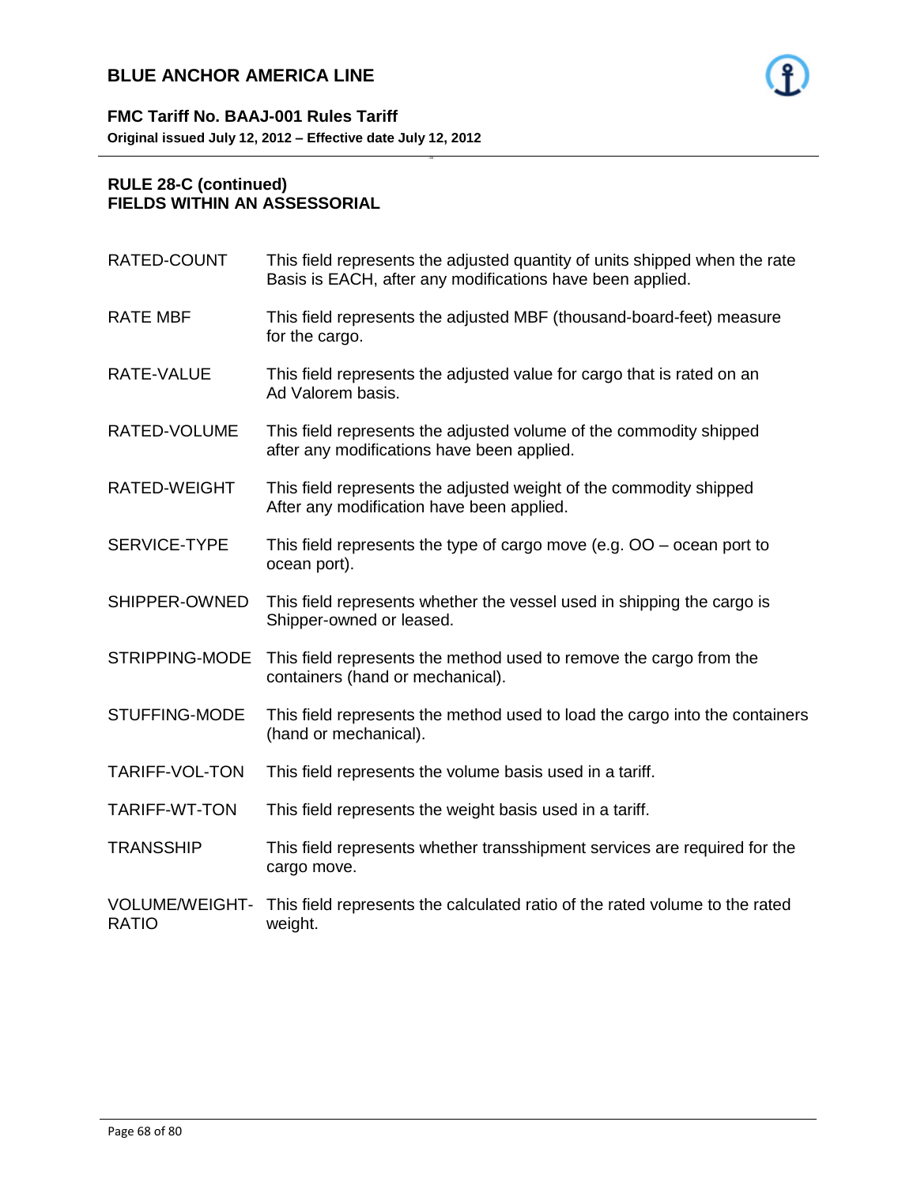## RULE 28-C (continued)
## FIELDS WITHIN AN ASSESSORIAL

| | |
|---|---|
| RATED-COUNT | This field represents the adjusted quantity of units shipped when the rate Basis is EACH, after any modifications have been applied. |
| RATE MBF | This field represents the adjusted MBF (thousand-board-feet) measure for the cargo. |
| RATE-VALUE | This field represents the adjusted value for cargo that is rated on an Ad Valorem basis. |
| RATED-VOLUME | This field represents the adjusted volume of the commodity shipped after any modifications have been applied. |
| RATED-WEIGHT | This field represents the adjusted weight of the commodity shipped After any modification have been applied. |
| SERVICE-TYPE | This field represents the type of cargo move (e.g. OO – ocean port to ocean port). |
| SHIPPER-OWNED | This field represents whether the vessel used in shipping the cargo is Shipper-owned or leased. |
| STRIPPING-MODE | This field represents the method used to remove the cargo from the containers (hand or mechanical). |
| STUFFING-MODE | This field represents the method used to load the cargo into the containers (hand or mechanical). |
| TARIFF-VOL-TON | This field represents the volume basis used in a tariff. |
| TARIFF-WT-TON | This field represents the weight basis used in a tariff. |
| TRANSSHIP | This field represents whether transshipment services are required for the cargo move. |
| VOLUME/WEIGHT-RATIO | This field represents the calculated ratio of the rated volume to the rated weight. |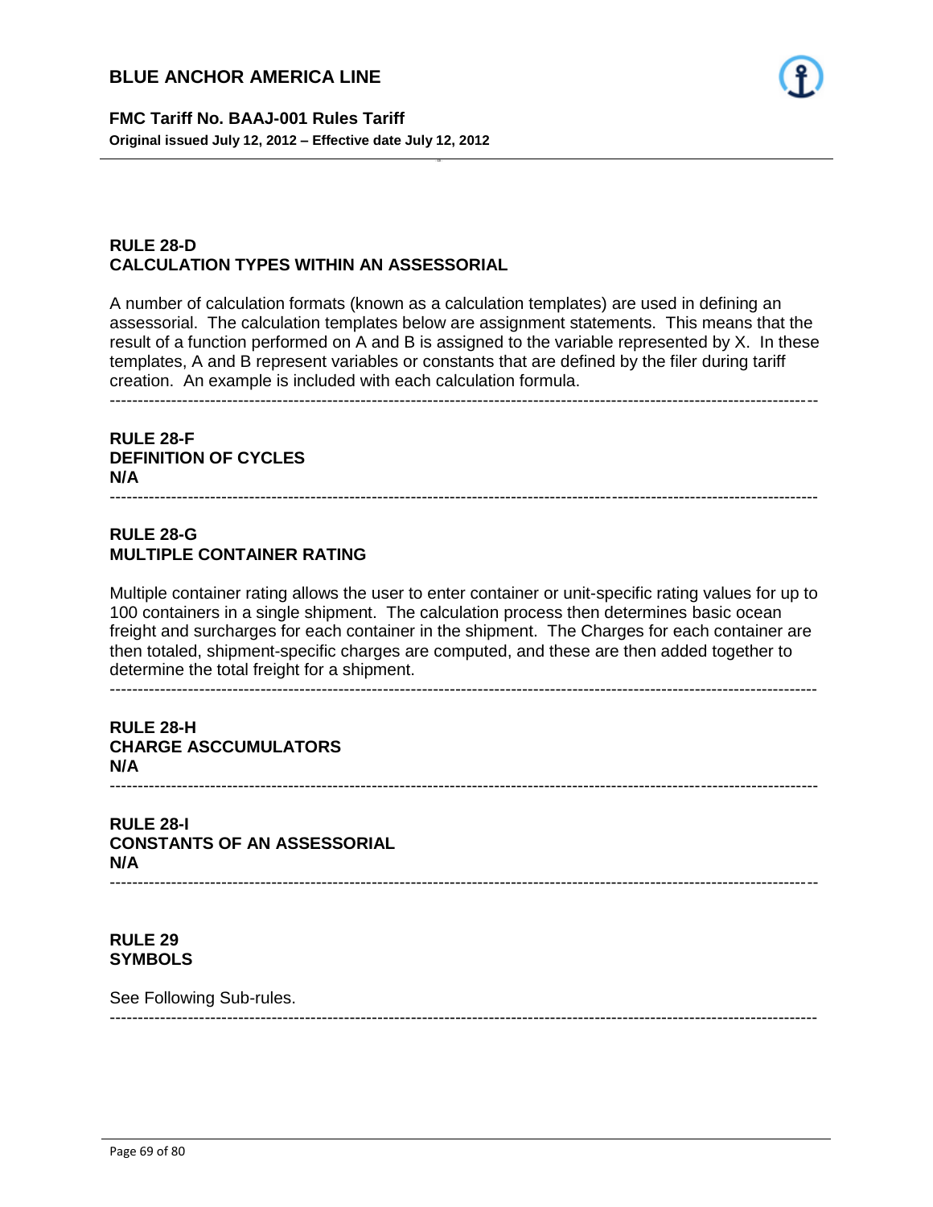**RULE 28-D**
**CALCULATION TYPES WITHIN AN ASSESSORIAL**

A number of calculation formats (known as a calculation templates) are used in defining an assessorial. The calculation templates below are assignment statements. This means that the result of a function performed on A and B is assigned to the variable represented by X. In these templates, A and B represent variables or constants that are defined by the filer during tariff creation. An example is included with each calculation formula.

---

**RULE 28-F**
**DEFINITION OF CYCLES**
**N/A**

---

**RULE 28-G**
**MULTIPLE CONTAINER RATING**

Multiple container rating allows the user to enter container or unit-specific rating values for up to 100 containers in a single shipment. The calculation process then determines basic ocean freight and surcharges for each container in the shipment. The Charges for each container are then totaled, shipment-specific charges are computed, and these are then added together to determine the total freight for a shipment.

---

**RULE 28-H**
**CHARGE ASCCUMULATORS**
**N/A**

---

**RULE 28-I**
**CONSTANTS OF AN ASSESSORIAL**
**N/A**

---

**RULE 29**
**SYMBOLS**

See Following Sub-rules.

---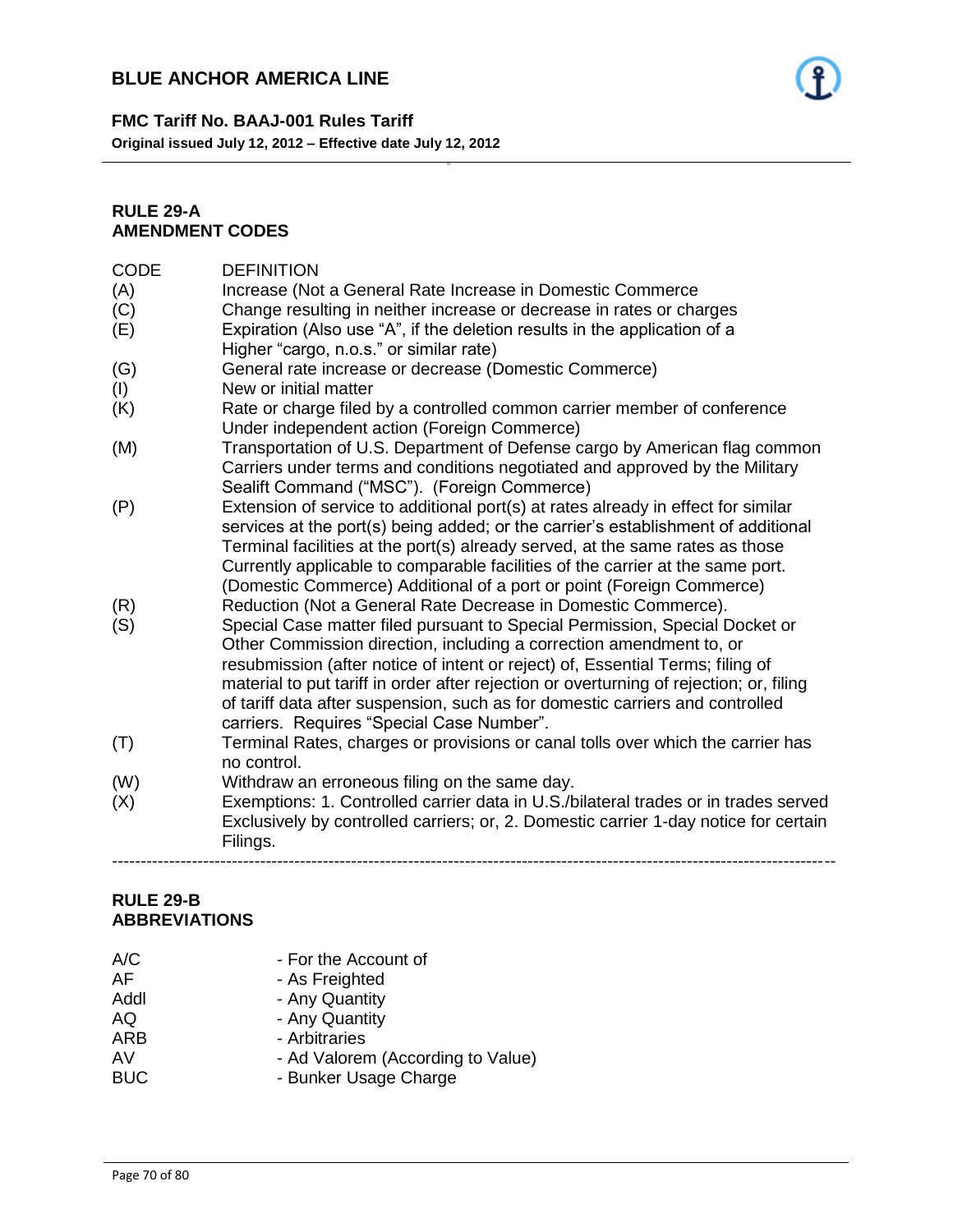## RULE 29-A
## AMENDMENT CODES

| CODE | DEFINITION |
| --- | --- |
| (A) | Increase (Not a General Rate Increase in Domestic Commerce |
| (C) | Change resulting in neither increase or decrease in rates or charges |
| (E) | Expiration (Also use "A", if the deletion results in the application of a Higher "cargo, n.o.s." or similar rate) |
| (G) | General rate increase or decrease (Domestic Commerce) |
| (I) | New or initial matter |
| (K) | Rate or charge filed by a controlled common carrier member of conference Under independent action (Foreign Commerce) |
| (M) | Transportation of U.S. Department of Defense cargo by American flag common Carriers under terms and conditions negotiated and approved by the Military Sealift Command ("MSC"). (Foreign Commerce) |
| (P) | Extension of service to additional port(s) at rates already in effect for similar services at the port(s) being added; or the carrier's establishment of additional Terminal facilities at the port(s) already served, at the same rates as those Currently applicable to comparable facilities of the carrier at the same port. (Domestic Commerce) Additional of a port or point (Foreign Commerce) |
| (R) | Reduction (Not a General Rate Decrease in Domestic Commerce). |
| (S) | Special Case matter filed pursuant to Special Permission, Special Docket or Other Commission direction, including a correction amendment to, or resubmission (after notice of intent or reject) of, Essential Terms; filing of material to put tariff in order after rejection or overturning of rejection; or, filing of tariff data after suspension, such as for domestic carriers and controlled carriers. Requires "Special Case Number". |
| (T) | Terminal Rates, charges or provisions or canal tolls over which the carrier has no control. |
| (W) | Withdraw an erroneous filing on the same day. |
| (X) | Exemptions: 1. Controlled carrier data in U.S./bilateral trades or in trades served Exclusively by controlled carriers; or, 2. Domestic carrier 1-day notice for certain Filings. |

---

## RULE 29-B
## ABBREVIATIONS

| | |
| --- | --- |
| A/C | - For the Account of |
| AF | - As Freighted |
| Addl | - Any Quantity |
| AQ | - Any Quantity |
| ARB | - Arbitraries |
| AV | - Ad Valorem (According to Value) |
| BUC | - Bunker Usage Charge |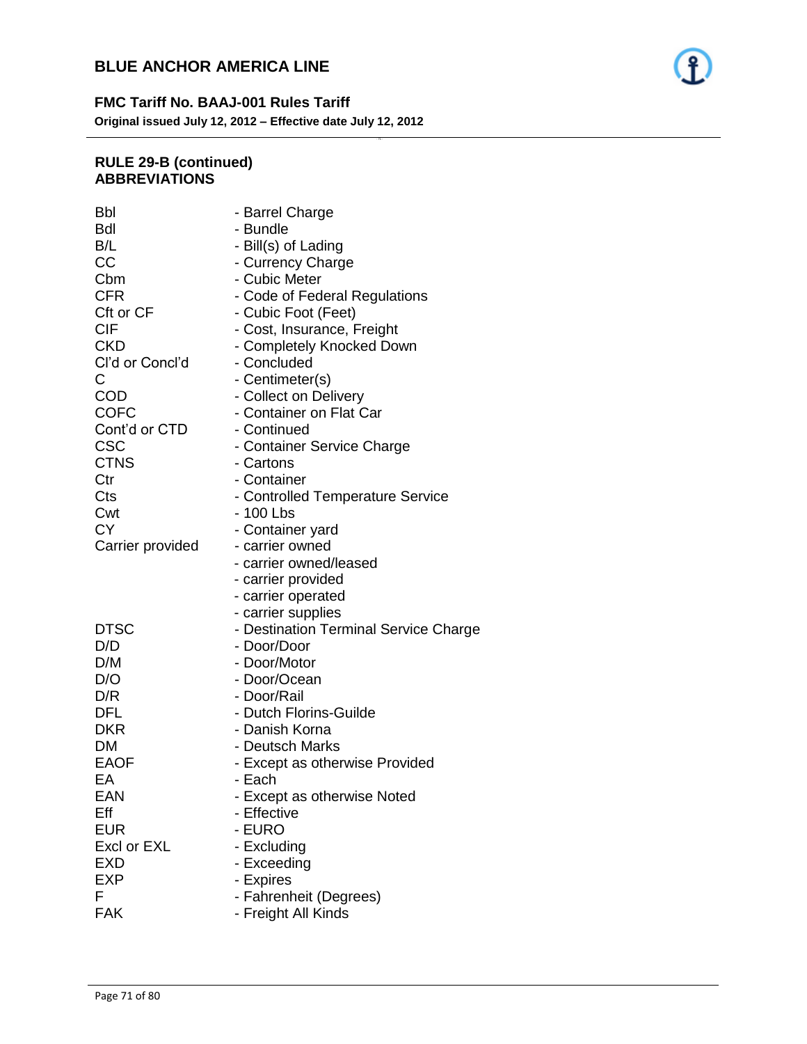## RULE 29-B (continued)
## ABBREVIATIONS

| | |
|---|---|
| Bbl | - Barrel Charge |
| Bdl | - Bundle |
| B/L | - Bill(s) of Lading |
| CC | - Currency Charge |
| Cbm | - Cubic Meter |
| CFR | - Code of Federal Regulations |
| Cft or CF | - Cubic Foot (Feet) |
| CIF | - Cost, Insurance, Freight |
| CKD | - Completely Knocked Down |
| Cl'd or Concl'd | - Concluded |
| C | - Centimeter(s) |
| COD | - Collect on Delivery |
| COFC | - Container on Flat Car |
| Cont'd or CTD | - Continued |
| CSC | - Container Service Charge |
| CTNS | - Cartons |
| Ctr | - Container |
| Cts | - Controlled Temperature Service |
| Cwt | - 100 Lbs |
| CY | - Container yard |
| Carrier provided | - carrier owned |
| | - carrier owned/leased |
| | - carrier provided |
| | - carrier operated |
| | - carrier supplies |
| DTSC | - Destination Terminal Service Charge |
| D/D | - Door/Door |
| D/M | - Door/Motor |
| D/O | - Door/Ocean |
| D/R | - Door/Rail |
| DFL | - Dutch Florins-Guilde |
| DKR | - Danish Korna |
| DM | - Deutsch Marks |
| EAOF | - Except as otherwise Provided |
| EA | - Each |
| EAN | - Except as otherwise Noted |
| Eff | - Effective |
| EUR | - EURO |
| Excl or EXL | - Excluding |
| EXD | - Exceeding |
| EXP | - Expires |
| F | - Fahrenheit (Degrees) |
| FAK | - Freight All Kinds |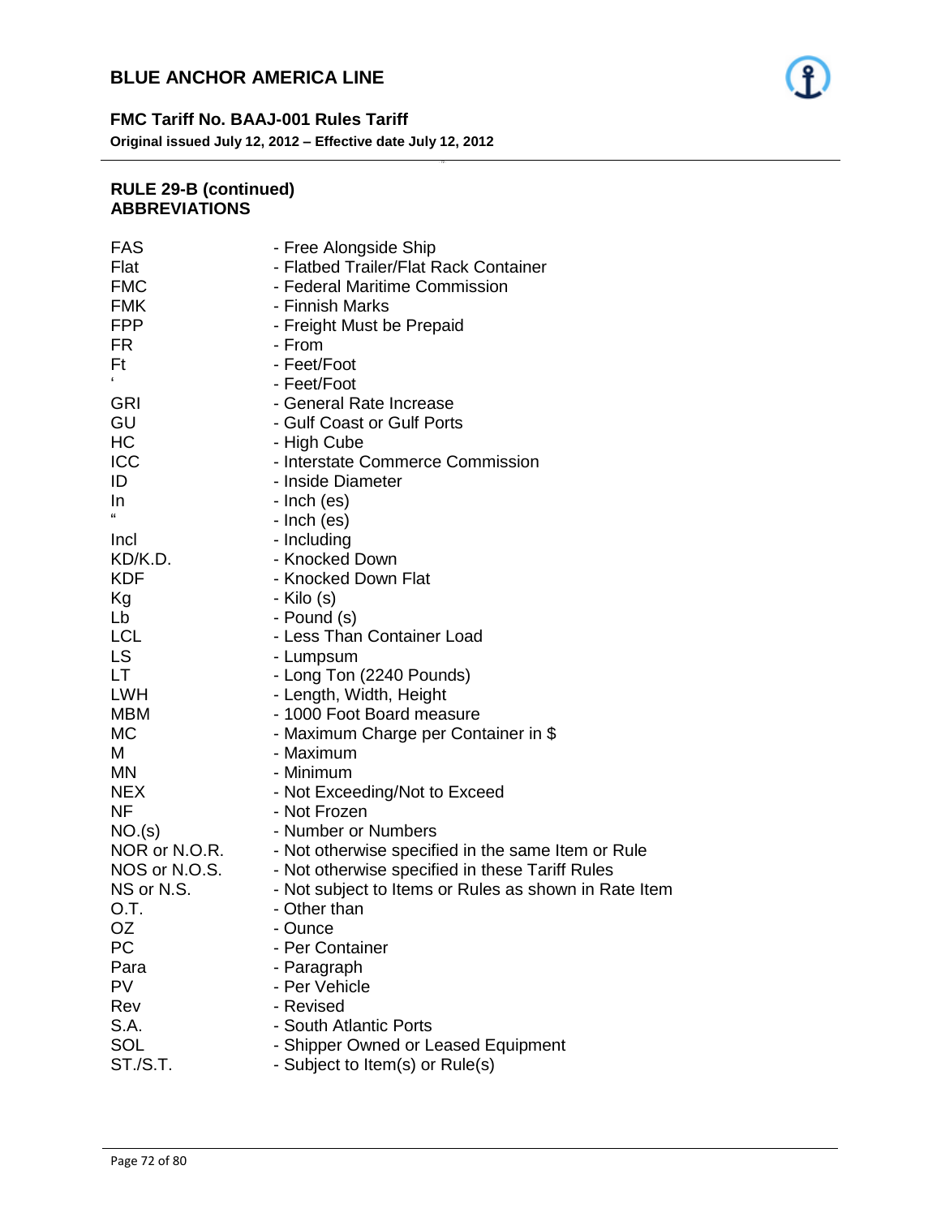## RULE 29-B (continued)
## ABBREVIATIONS

| | |
|---|---|
| FAS | - Free Alongside Ship |
| Flat | - Flatbed Trailer/Flat Rack Container |
| FMC | - Federal Maritime Commission |
| FMK | - Finnish Marks |
| FPP | - Freight Must be Prepaid |
| FR | - From |
| Ft | - Feet/Foot |
| ' | - Feet/Foot |
| GRI | - General Rate Increase |
| GU | - Gulf Coast or Gulf Ports |
| HC | - High Cube |
| ICC | - Interstate Commerce Commission |
| ID | - Inside Diameter |
| In | - Inch (es) |
| " | - Inch (es) |
| Incl | - Including |
| KD/K.D. | - Knocked Down |
| KDF | - Knocked Down Flat |
| Kg | - Kilo (s) |
| Lb | - Pound (s) |
| LCL | - Less Than Container Load |
| LS | - Lumpsum |
| LT | - Long Ton (2240 Pounds) |
| LWH | - Length, Width, Height |
| MBM | - 1000 Foot Board measure |
| MC | - Maximum Charge per Container in $ |
| M | - Maximum |
| MN | - Minimum |
| NEX | - Not Exceeding/Not to Exceed |
| NF | - Not Frozen |
| NO.(s) | - Number or Numbers |
| NOR or N.O.R. | - Not otherwise specified in the same Item or Rule |
| NOS or N.O.S. | - Not otherwise specified in these Tariff Rules |
| NS or N.S. | - Not subject to Items or Rules as shown in Rate Item |
| O.T. | - Other than |
| OZ | - Ounce |
| PC | - Per Container |
| Para | - Paragraph |
| PV | - Per Vehicle |
| Rev | - Revised |
| S.A. | - South Atlantic Ports |
| SOL | - Shipper Owned or Leased Equipment |
| ST./S.T. | - Subject to Item(s) or Rule(s) |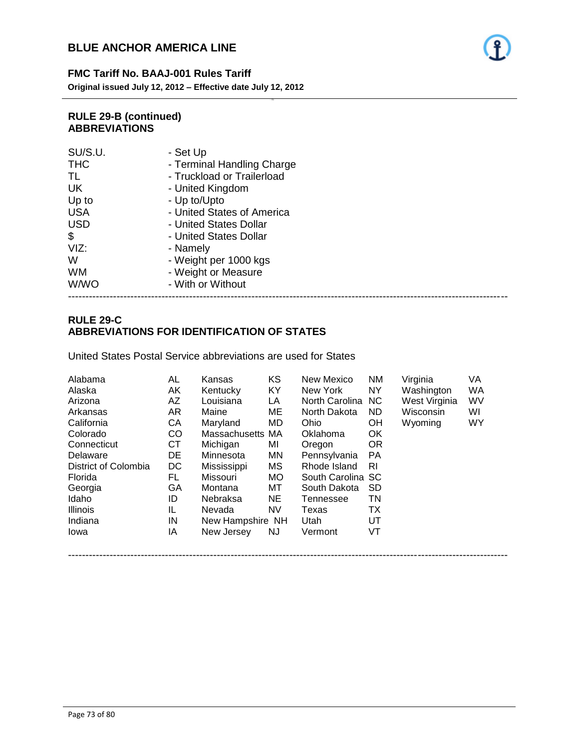## RULE 29-B (continued)
## ABBREVIATIONS

| | |
|---|---|
| SU/S.U. | - Set Up |
| THC | - Terminal Handling Charge |
| TL | - Truckload or Trailerload |
| UK | - United Kingdom |
| Up to | - Up to/Upto |
| USA | - United States of America |
| USD | - United States Dollar |
| $ | - United States Dollar |
| VIZ: | - Namely |
| W | - Weight per 1000 kgs |
| WM | - Weight or Measure |
| W/WO | - With or Without |

---

## RULE 29-C
## ABBREVIATIONS FOR IDENTIFICATION OF STATES

United States Postal Service abbreviations are used for States

| | | | | | | | |
|---|---|---|---|---|---|---|---|
| Alabama | AL | Kansas | KS | New Mexico | NM | Virginia | VA |
| Alaska | AK | Kentucky | KY | New York | NY | Washington | WA |
| Arizona | AZ | Louisiana | LA | North Carolina | NC | West Virginia | WV |
| Arkansas | AR | Maine | ME | North Dakota | ND | Wisconsin | WI |
| California | CA | Maryland | MD | Ohio | OH | Wyoming | WY |
| Colorado | CO | Massachusetts | MA | Oklahoma | OK | | |
| Connecticut | CT | Michigan | MI | Oregon | OR | | |
| Delaware | DE | Minnesota | MN | Pennsylvania | PA | | |
| District of Colombia | DC | Mississippi | MS | Rhode Island | RI | | |
| Florida | FL | Missouri | MO | South Carolina | SC | | |
| Georgia | GA | Montana | MT | South Dakota | SD | | |
| Idaho | ID | Nebraksa | NE | Tennessee | TN | | |
| Illinois | IL | Nevada | NV | Texas | TX | | |
| Indiana | IN | New Hampshire | NH | Utah | UT | | |
| Iowa | IA | New Jersey | NJ | Vermont | VT | | |

---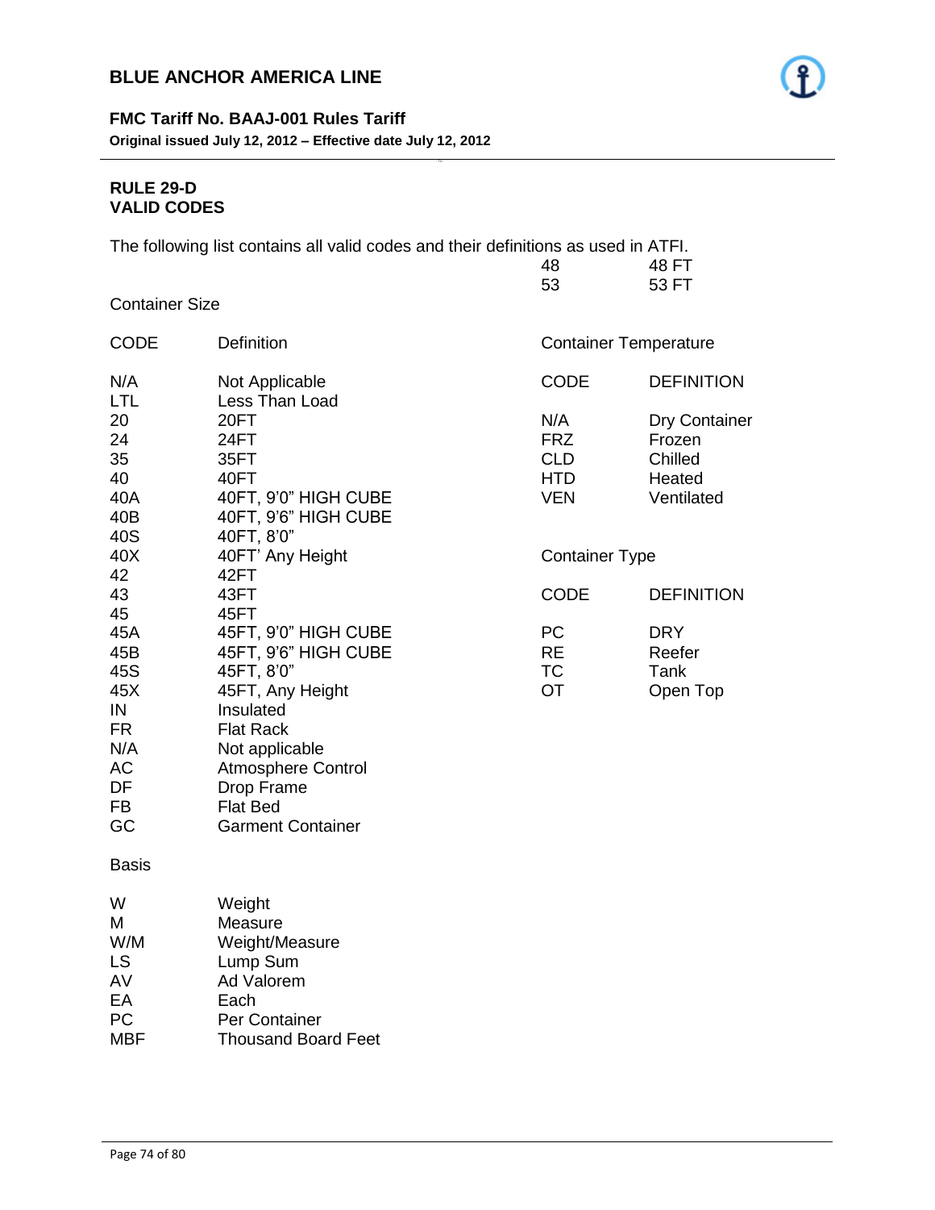## RULE 29-D
## VALID CODES

The following list contains all valid codes and their definitions as used in ATFI.

### Container Size

| CODE | Definition |
|---|---|
| N/A | Not Applicable |
| LTL | Less Than Load |
| 20 | 20FT |
| 24 | 24FT |
| 35 | 35FT |
| 40 | 40FT |
| 40A | 40FT, 9'0" HIGH CUBE |
| 40B | 40FT, 9'6" HIGH CUBE |
| 40S | 40FT, 8'0" |
| 40X | 40FT' Any Height |
| 42 | 42FT |
| 43 | 43FT |
| 45 | 45FT |
| 45A | 45FT, 9'0" HIGH CUBE |
| 45B | 45FT, 9'6" HIGH CUBE |
| 45S | 45FT, 8'0" |
| 45X | 45FT, Any Height |
| IN | Insulated |
| FR | Flat Rack |
| N/A | Not applicable |
| AC | Atmosphere Control |
| DF | Drop Frame |
| FB | Flat Bed |
| GC | Garment Container |
| 48 | 48 FT |
| 53 | 53 FT |

### Basis

| CODE | Definition |
|---|---|
| W | Weight |
| M | Measure |
| W/M | Weight/Measure |
| LS | Lump Sum |
| AV | Ad Valorem |
| EA | Each |
| PC | Per Container |
| MBF | Thousand Board Feet |

### Container Temperature

| CODE | DEFINITION |
|---|---|
| N/A | Dry Container |
| FRZ | Frozen |
| CLD | Chilled |
| HTD | Heated |
| VEN | Ventilated |

### Container Type

| CODE | DEFINITION |
|---|---|
| PC | DRY |
| RE | Reefer |
| TC | Tank |
| OT | Open Top |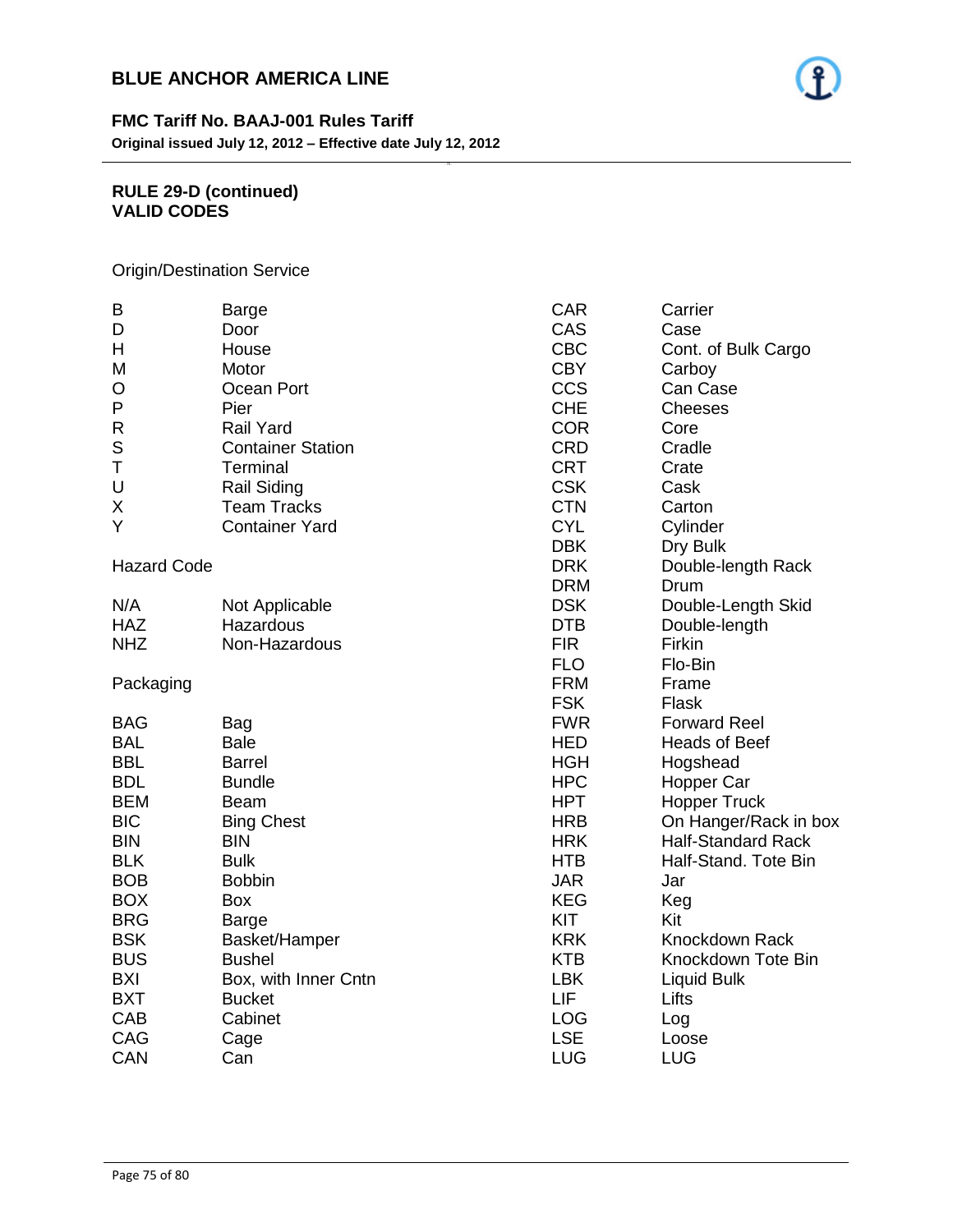## RULE 29-D (continued)
## VALID CODES

Origin/Destination Service

| Code | Description |
|---|---|
| B | Barge |
| D | Door |
| H | House |
| M | Motor |
| O | Ocean Port |
| P | Pier |
| R | Rail Yard |
| S | Container Station |
| T | Terminal |
| U | Rail Siding |
| X | Team Tracks |
| Y | Container Yard |

Hazard Code

| Code | Description |
|---|---|
| N/A | Not Applicable |
| HAZ | Hazardous |
| NHZ | Non-Hazardous |

Packaging

| Code | Description |
|---|---|
| BAG | Bag |
| BAL | Bale |
| BBL | Barrel |
| BDL | Bundle |
| BEM | Beam |
| BIC | Bing Chest |
| BIN | BIN |
| BLK | Bulk |
| BOB | Bobbin |
| BOX | Box |
| BRG | Barge |
| BSK | Basket/Hamper |
| BUS | Bushel |
| BXI | Box, with Inner Cntn |
| BXT | Bucket |
| CAB | Cabinet |
| CAG | Cage |
| CAN | Can |
| CAR | Carrier |
| CAS | Case |
| CBC | Cont. of Bulk Cargo |
| CBY | Carboy |
| CCS | Can Case |
| CHE | Cheeses |
| COR | Core |
| CRD | Cradle |
| CRT | Crate |
| CSK | Cask |
| CTN | Carton |
| CYL | Cylinder |
| DBK | Dry Bulk |
| DRK | Double-length Rack |
| DRM | Drum |
| DSK | Double-Length Skid |
| DTB | Double-length |
| FIR | Firkin |
| FLO | Flo-Bin |
| FRM | Frame |
| FSK | Flask |
| FWR | Forward Reel |
| HED | Heads of Beef |
| HGH | Hogshead |
| HPC | Hopper Car |
| HPT | Hopper Truck |
| HRB | On Hanger/Rack in box |
| HRK | Half-Standard Rack |
| HTB | Half-Stand. Tote Bin |
| JAR | Jar |
| KEG | Keg |
| KIT | Kit |
| KRK | Knockdown Rack |
| KTB | Knockdown Tote Bin |
| LBK | Liquid Bulk |
| LIF | Lifts |
| LOG | Log |
| LSE | Loose |
| LUG | LUG |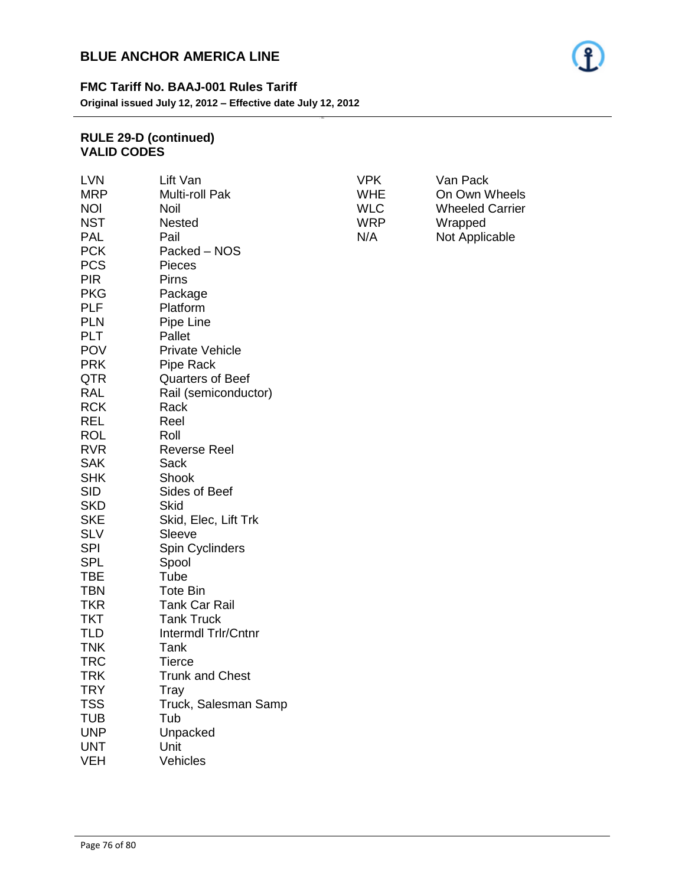## RULE 29-D (continued)
## VALID CODES

| Code | Description |
|---|---|
| LVN | Lift Van |
| MRP | Multi-roll Pak |
| NOI | Noil |
| NST | Nested |
| PAL | Pail |
| PCK | Packed – NOS |
| PCS | Pieces |
| PIR | Pirns |
| PKG | Package |
| PLF | Platform |
| PLN | Pipe Line |
| PLT | Pallet |
| POV | Private Vehicle |
| PRK | Pipe Rack |
| QTR | Quarters of Beef |
| RAL | Rail (semiconductor) |
| RCK | Rack |
| REL | Reel |
| ROL | Roll |
| RVR | Reverse Reel |
| SAK | Sack |
| SHK | Shook |
| SID | Sides of Beef |
| SKD | Skid |
| SKE | Skid, Elec, Lift Trk |
| SLV | Sleeve |
| SPI | Spin Cyclinders |
| SPL | Spool |
| TBE | Tube |
| TBN | Tote Bin |
| TKR | Tank Car Rail |
| TKT | Tank Truck |
| TLD | Intermdl Trlr/Cntnr |
| TNK | Tank |
| TRC | Tierce |
| TRK | Trunk and Chest |
| TRY | Tray |
| TSS | Truck, Salesman Samp |
| TUB | Tub |
| UNP | Unpacked |
| UNT | Unit |
| VEH | Vehicles |
| VPK | Van Pack |
| WHE | On Own Wheels |
| WLC | Wheeled Carrier |
| WRP | Wrapped |
| N/A | Not Applicable |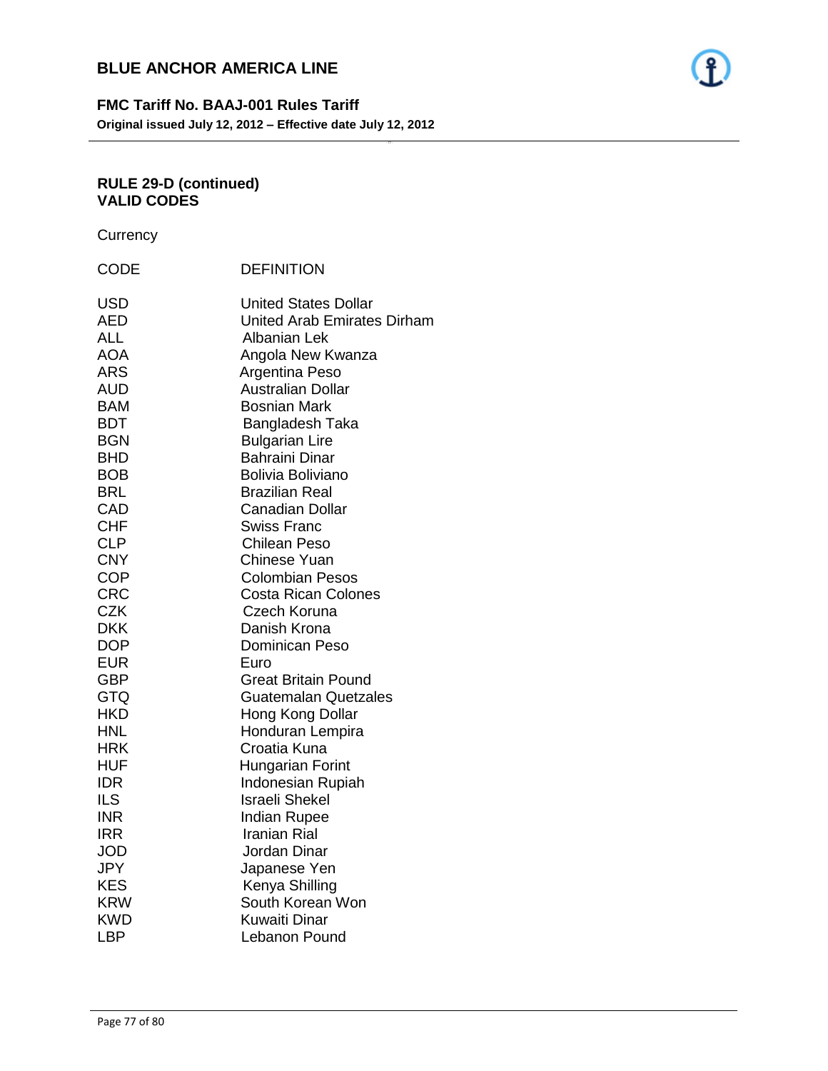**RULE 29-D (continued)**
**VALID CODES**

Currency

| CODE | DEFINITION |
|---|---|
| USD | United States Dollar |
| AED | United Arab Emirates Dirham |
| ALL | Albanian Lek |
| AOA | Angola New Kwanza |
| ARS | Argentina Peso |
| AUD | Australian Dollar |
| BAM | Bosnian Mark |
| BDT | Bangladesh Taka |
| BGN | Bulgarian Lire |
| BHD | Bahraini Dinar |
| BOB | Bolivia Boliviano |
| BRL | Brazilian Real |
| CAD | Canadian Dollar |
| CHF | Swiss Franc |
| CLP | Chilean Peso |
| CNY | Chinese Yuan |
| COP | Colombian Pesos |
| CRC | Costa Rican Colones |
| CZK | Czech Koruna |
| DKK | Danish Krona |
| DOP | Dominican Peso |
| EUR | Euro |
| GBP | Great Britain Pound |
| GTQ | Guatemalan Quetzales |
| HKD | Hong Kong Dollar |
| HNL | Honduran Lempira |
| HRK | Croatia Kuna |
| HUF | Hungarian Forint |
| IDR | Indonesian Rupiah |
| ILS | Israeli Shekel |
| INR | Indian Rupee |
| IRR | Iranian Rial |
| JOD | Jordan Dinar |
| JPY | Japanese Yen |
| KES | Kenya Shilling |
| KRW | South Korean Won |
| KWD | Kuwaiti Dinar |
| LBP | Lebanon Pound |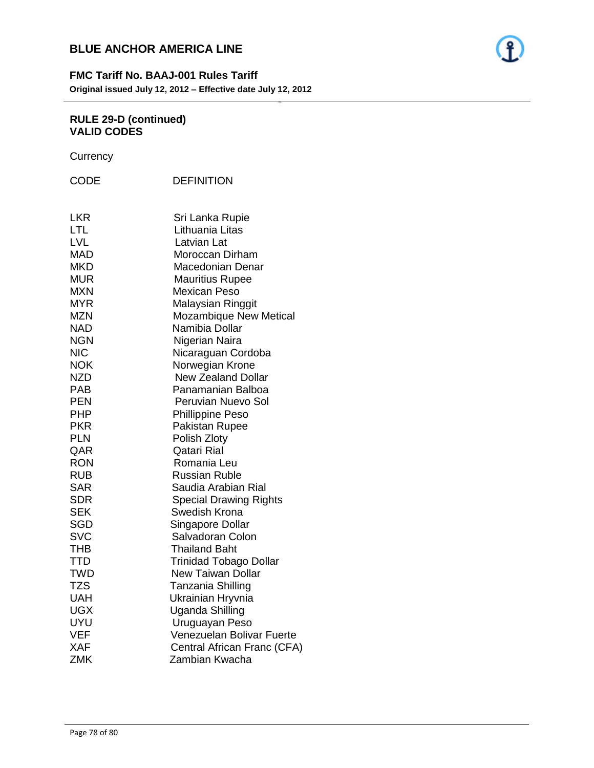**RULE 29-D (continued)**
**VALID CODES**

Currency

| CODE | DEFINITION |
| --- | --- |
| LKR | Sri Lanka Rupie |
| LTL | Lithuania Litas |
| LVL | Latvian Lat |
| MAD | Moroccan Dirham |
| MKD | Macedonian Denar |
| MUR | Mauritius Rupee |
| MXN | Mexican Peso |
| MYR | Malaysian Ringgit |
| MZN | Mozambique New Metical |
| NAD | Namibia Dollar |
| NGN | Nigerian Naira |
| NIC | Nicaraguan Cordoba |
| NOK | Norwegian Krone |
| NZD | New Zealand Dollar |
| PAB | Panamanian Balboa |
| PEN | Peruvian Nuevo Sol |
| PHP | Phillippine Peso |
| PKR | Pakistan Rupee |
| PLN | Polish Zloty |
| QAR | Qatari Rial |
| RON | Romania Leu |
| RUB | Russian Ruble |
| SAR | Saudia Arabian Rial |
| SDR | Special Drawing Rights |
| SEK | Swedish Krona |
| SGD | Singapore Dollar |
| SVC | Salvadoran Colon |
| THB | Thailand Baht |
| TTD | Trinidad Tobago Dollar |
| TWD | New Taiwan Dollar |
| TZS | Tanzania Shilling |
| UAH | Ukrainian Hryvnia |
| UGX | Uganda Shilling |
| UYU | Uruguayan Peso |
| VEF | Venezuelan Bolivar Fuerte |
| XAF | Central African Franc (CFA) |
| ZMK | Zambian Kwacha |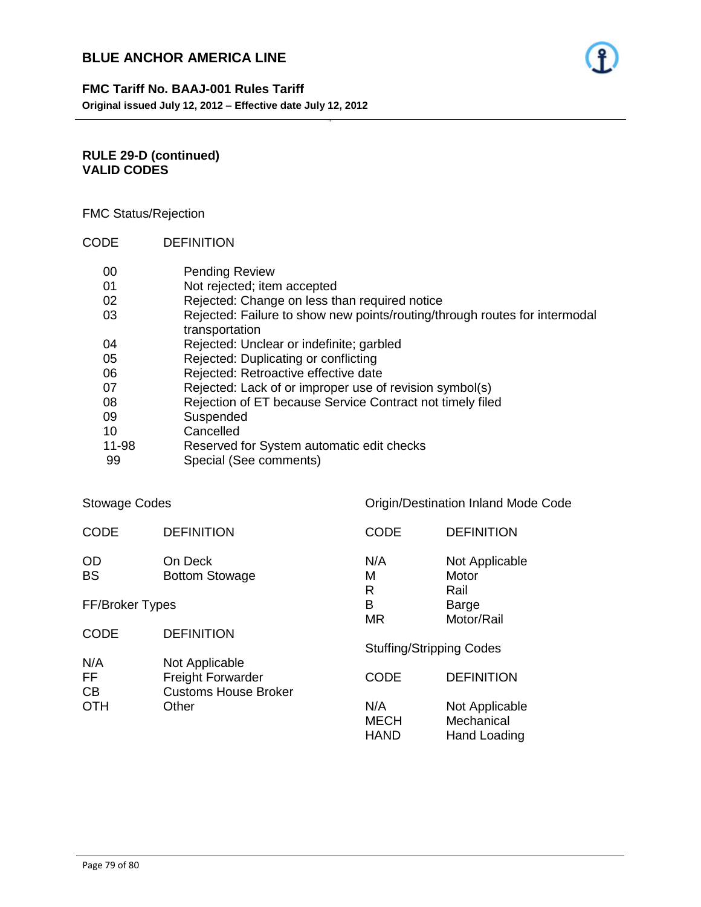## RULE 29-D (continued)
## VALID CODES

FMC Status/Rejection

| CODE | DEFINITION |
|---|---|
| 00 | Pending Review |
| 01 | Not rejected; item accepted |
| 02 | Rejected: Change on less than required notice |
| 03 | Rejected: Failure to show new points/routing/through routes for intermodal transportation |
| 04 | Rejected: Unclear or indefinite; garbled |
| 05 | Rejected: Duplicating or conflicting |
| 06 | Rejected: Retroactive effective date |
| 07 | Rejected: Lack of or improper use of revision symbol(s) |
| 08 | Rejection of ET because Service Contract not timely filed |
| 09 | Suspended |
| 10 | Cancelled |
| 11-98 | Reserved for System automatic edit checks |
| 99 | Special (See comments) |

Stowage Codes

| CODE | DEFINITION |
|---|---|
| OD | On Deck |
| BS | Bottom Stowage |

FF/Broker Types

| CODE | DEFINITION |
|---|---|
| N/A | Not Applicable |
| FF | Freight Forwarder |
| CB | Customs House Broker |
| OTH | Other |

Origin/Destination Inland Mode Code

| CODE | DEFINITION |
|---|---|
| N/A | Not Applicable |
| M | Motor |
| R | Rail |
| B | Barge |
| MR | Motor/Rail |

Stuffing/Stripping Codes

| CODE | DEFINITION |
|---|---|
| N/A | Not Applicable |
| MECH | Mechanical |
| HAND | Hand Loading |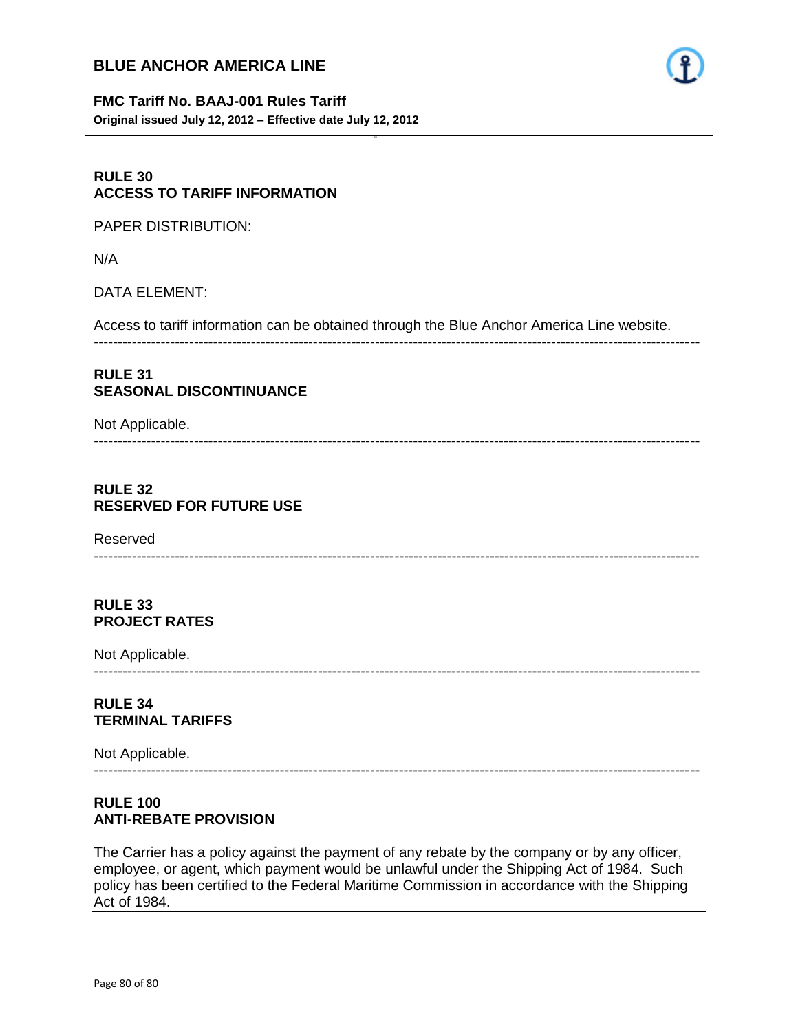## RULE 30
## ACCESS TO TARIFF INFORMATION

PAPER DISTRIBUTION:

N/A

DATA ELEMENT:

Access to tariff information can be obtained through the Blue Anchor America Line website.

---

## RULE 31
## SEASONAL DISCONTINUANCE

Not Applicable.

---

## RULE 32
## RESERVED FOR FUTURE USE

Reserved

---

## RULE 33
## PROJECT RATES

Not Applicable.

---

## RULE 34
## TERMINAL TARIFFS

Not Applicable.

---

## RULE 100
## ANTI-REBATE PROVISION

The Carrier has a policy against the payment of any rebate by the company or by any officer, employee, or agent, which payment would be unlawful under the Shipping Act of 1984. Such policy has been certified to the Federal Maritime Commission in accordance with the Shipping Act of 1984.